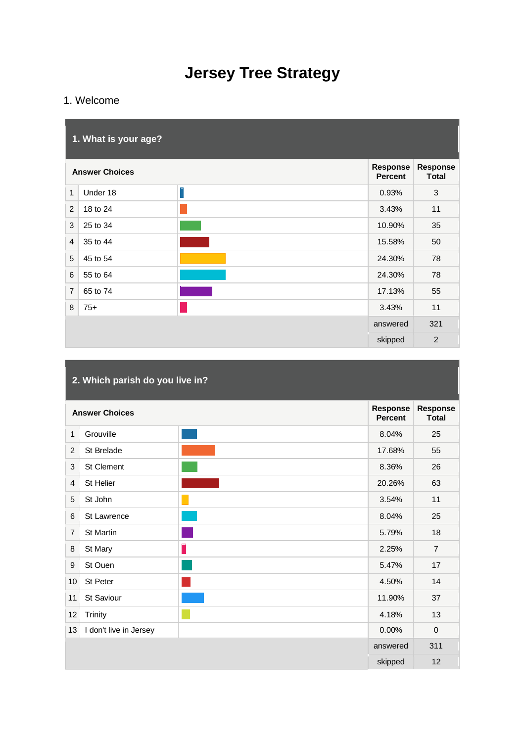# Jersey Tree Strategy

## 1. Welcome

### 1. What is your age?

| | Answer Choices | Response Percent | Response Total |
|---|---|---|---|
| 1 | Under 18 | 0.93% | 3 |
| 2 | 18 to 24 | 3.43% | 11 |
| 3 | 25 to 34 | 10.90% | 35 |
| 4 | 35 to 44 | 15.58% | 50 |
| 5 | 45 to 54 | 24.30% | 78 |
| 6 | 55 to 64 | 24.30% | 78 |
| 7 | 65 to 74 | 17.13% | 55 |
| 8 | 75+ | 3.43% | 11 |
| | | answered | 321 |
| | | skipped | 2 |

### 2. Which parish do you live in?

| | Answer Choices | Response Percent | Response Total |
|---|---|---|---|
| 1 | Grouville | 8.04% | 25 |
| 2 | St Brelade | 17.68% | 55 |
| 3 | St Clement | 8.36% | 26 |
| 4 | St Helier | 20.26% | 63 |
| 5 | St John | 3.54% | 11 |
| 6 | St Lawrence | 8.04% | 25 |
| 7 | St Martin | 5.79% | 18 |
| 8 | St Mary | 2.25% | 7 |
| 9 | St Ouen | 5.47% | 17 |
| 10 | St Peter | 4.50% | 14 |
| 11 | St Saviour | 11.90% | 37 |
| 12 | Trinity | 4.18% | 13 |
| 13 | I don't live in Jersey | 0.00% | 0 |
| | | answered | 311 |
| | | skipped | 12 |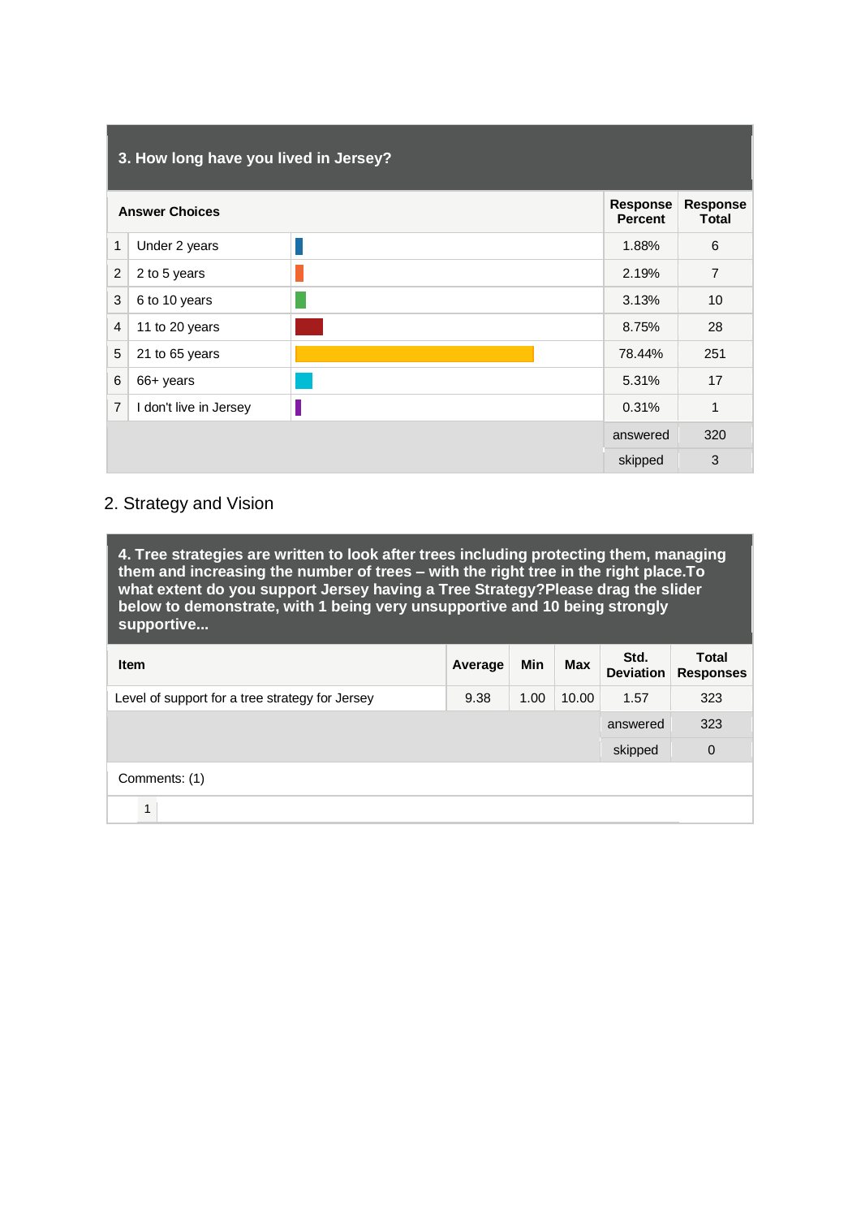### 3. How long have you lived in Jersey?

| | Answer Choices | | Response Percent | Response Total |
|---|---|---|---|---|
| 1 | Under 2 years | | 1.88% | 6 |
| 2 | 2 to 5 years | | 2.19% | 7 |
| 3 | 6 to 10 years | | 3.13% | 10 |
| 4 | 11 to 20 years | | 8.75% | 28 |
| 5 | 21 to 65 years | | 78.44% | 251 |
| 6 | 66+ years | | 5.31% | 17 |
| 7 | I don't live in Jersey | | 0.31% | 1 |
| | | | answered | 320 |
| | | | skipped | 3 |

## 2. Strategy and Vision

### 4. Tree strategies are written to look after trees including protecting them, managing them and increasing the number of trees – with the right tree in the right place.To what extent do you support Jersey having a Tree Strategy?Please drag the slider below to demonstrate, with 1 being very unsupportive and 10 being strongly supportive...

| Item | Average | Min | Max | Std. Deviation | Total Responses |
|---|---|---|---|---|---|
| Level of support for a tree strategy for Jersey | 9.38 | 1.00 | 10.00 | 1.57 | 323 |
| | | | | answered | 323 |
| | | | | skipped | 0 |

Comments: (1)

1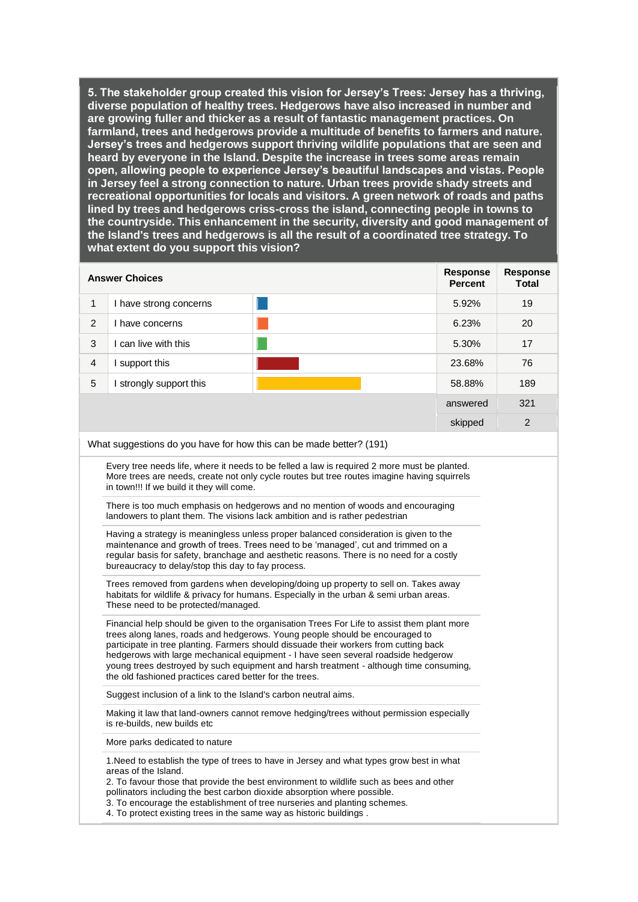**5. The stakeholder group created this vision for Jersey's Trees: Jersey has a thriving, diverse population of healthy trees. Hedgerows have also increased in number and are growing fuller and thicker as a result of fantastic management practices. On farmland, trees and hedgerows provide a multitude of benefits to farmers and nature. Jersey's trees and hedgerows support thriving wildlife populations that are seen and heard by everyone in the Island. Despite the increase in trees some areas remain open, allowing people to experience Jersey's beautiful landscapes and vistas. People in Jersey feel a strong connection to nature. Urban trees provide shady streets and recreational opportunities for locals and visitors. A green network of roads and paths lined by trees and hedgerows criss-cross the island, connecting people in towns to the countryside. This enhancement in the security, diversity and good management of the Island's trees and hedgerows is all the result of a coordinated tree strategy. To what extent do you support this vision?**

| | Answer Choices | Response Percent | Response Total |
|---|---|---|---|
| 1 | I have strong concerns | 5.92% | 19 |
| 2 | I have concerns | 6.23% | 20 |
| 3 | I can live with this | 5.30% | 17 |
| 4 | I support this | 23.68% | 76 |
| 5 | I strongly support this | 58.88% | 189 |
| | | answered | 321 |
| | | skipped | 2 |

What suggestions do you have for how this can be made better? (191)

Every tree needs life, where it needs to be felled a law is required 2 more must be planted. More trees are needs, create not only cycle routes but tree routes imagine having squirrels in town!!! If we build it they will come.

There is too much emphasis on hedgerows and no mention of woods and encouraging landowners to plant them. The visions lack ambition and is rather pedestrian

Having a strategy is meaningless unless proper balanced consideration is given to the maintenance and growth of trees. Trees need to be 'managed', cut and trimmed on a regular basis for safety, branchage and aesthetic reasons. There is no need for a costly bureaucracy to delay/stop this day to fay process.

Trees removed from gardens when developing/doing up property to sell on. Takes away habitats for wildlife & privacy for humans. Especially in the urban & semi urban areas. These need to be protected/managed.

Financial help should be given to the organisation Trees For Life to assist them plant more trees along lanes, roads and hedgerows. Young people should be encouraged to participate in tree planting. Farmers should dissuade their workers from cutting back hedgerows with large mechanical equipment - I have seen several roadside hedgerow young trees destroyed by such equipment and harsh treatment - although time consuming, the old fashioned practices cared better for the trees.

Suggest inclusion of a link to the Island's carbon neutral aims.

Making it law that land-owners cannot remove hedging/trees without permission especially is re-builds, new builds etc

More parks dedicated to nature

1.Need to establish the type of trees to have in Jersey and what types grow best in what areas of the Island.
2. To favour those that provide the best environment to wildlife such as bees and other pollinators including the best carbon dioxide absorption where possible.
3. To encourage the establishment of tree nurseries and planting schemes.
4. To protect existing trees in the same way as historic buildings .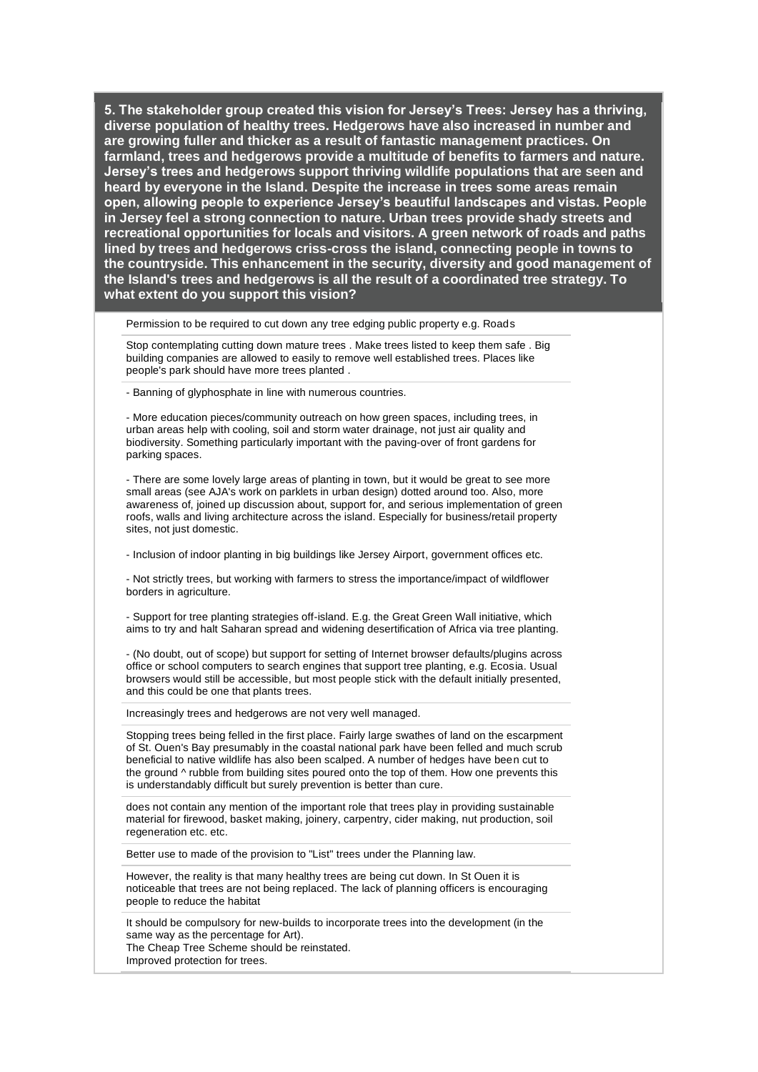**5. The stakeholder group created this vision for Jersey's Trees: Jersey has a thriving, diverse population of healthy trees. Hedgerows have also increased in number and are growing fuller and thicker as a result of fantastic management practices. On farmland, trees and hedgerows provide a multitude of benefits to farmers and nature. Jersey's trees and hedgerows support thriving wildlife populations that are seen and heard by everyone in the Island. Despite the increase in trees some areas remain open, allowing people to experience Jersey's beautiful landscapes and vistas. People in Jersey feel a strong connection to nature. Urban trees provide shady streets and recreational opportunities for locals and visitors. A green network of roads and paths lined by trees and hedgerows criss-cross the island, connecting people in towns to the countryside. This enhancement in the security, diversity and good management of the Island's trees and hedgerows is all the result of a coordinated tree strategy. To what extent do you support this vision?**

---

Permission to be required to cut down any tree edging public property e.g. Roads

---

Stop contemplating cutting down mature trees . Make trees listed to keep them safe . Big building companies are allowed to easily to remove well established trees. Places like people's park should have more trees planted .

---

- Banning of glyphosphate in line with numerous countries.

- More education pieces/community outreach on how green spaces, including trees, in urban areas help with cooling, soil and storm water drainage, not just air quality and biodiversity. Something particularly important with the paving-over of front gardens for parking spaces.

- There are some lovely large areas of planting in town, but it would be great to see more small areas (see AJA's work on parklets in urban design) dotted around too. Also, more awareness of, joined up discussion about, support for, and serious implementation of green roofs, walls and living architecture across the island. Especially for business/retail property sites, not just domestic.

- Inclusion of indoor planting in big buildings like Jersey Airport, government offices etc.

- Not strictly trees, but working with farmers to stress the importance/impact of wildflower borders in agriculture.

- Support for tree planting strategies off-island. E.g. the Great Green Wall initiative, which aims to try and halt Saharan spread and widening desertification of Africa via tree planting.

- (No doubt, out of scope) but support for setting of Internet browser defaults/plugins across office or school computers to search engines that support tree planting, e.g. Ecosia. Usual browsers would still be accessible, but most people stick with the default initially presented, and this could be one that plants trees.

---

Increasingly trees and hedgerows are not very well managed.

---

Stopping trees being felled in the first place. Fairly large swathes of land on the escarpment of St. Ouen's Bay presumably in the coastal national park have been felled and much scrub beneficial to native wildlife has also been scalped. A number of hedges have been cut to the ground ^ rubble from building sites poured onto the top of them. How one prevents this is understandably difficult but surely prevention is better than cure.

---

does not contain any mention of the important role that trees play in providing sustainable material for firewood, basket making, joinery, carpentry, cider making, nut production, soil regeneration etc. etc.

---

Better use to made of the provision to "List" trees under the Planning law.

---

However, the reality is that many healthy trees are being cut down. In St Ouen it is noticeable that trees are not being replaced. The lack of planning officers is encouraging people to reduce the habitat

---

It should be compulsory for new-builds to incorporate trees into the development (in the same way as the percentage for Art).
The Cheap Tree Scheme should be reinstated.
Improved protection for trees.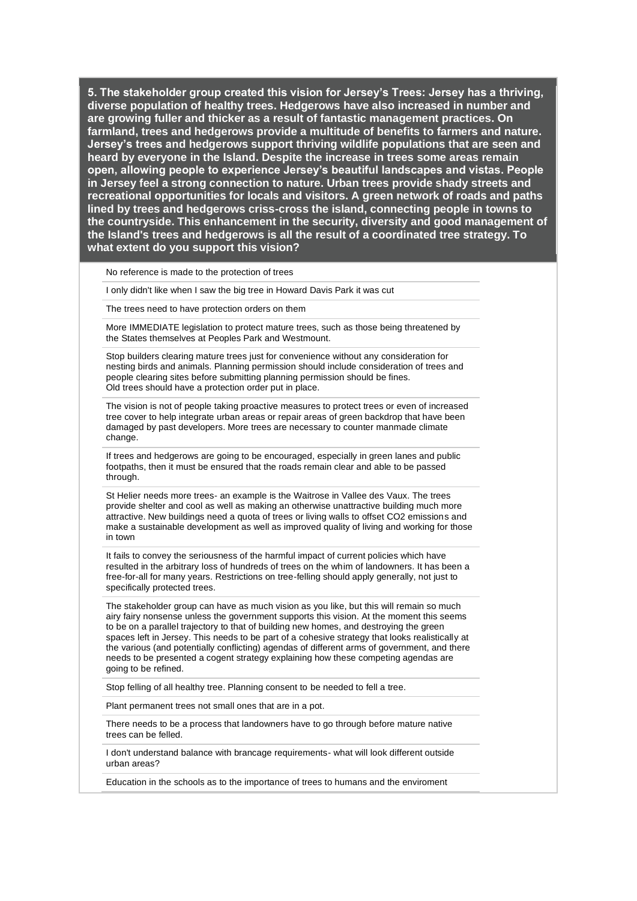**5. The stakeholder group created this vision for Jersey's Trees: Jersey has a thriving, diverse population of healthy trees. Hedgerows have also increased in number and are growing fuller and thicker as a result of fantastic management practices. On farmland, trees and hedgerows provide a multitude of benefits to farmers and nature. Jersey's trees and hedgerows support thriving wildlife populations that are seen and heard by everyone in the Island. Despite the increase in trees some areas remain open, allowing people to experience Jersey's beautiful landscapes and vistas. People in Jersey feel a strong connection to nature. Urban trees provide shady streets and recreational opportunities for locals and visitors. A green network of roads and paths lined by trees and hedgerows criss-cross the island, connecting people in towns to the countryside. This enhancement in the security, diversity and good management of the Island's trees and hedgerows is all the result of a coordinated tree strategy. To what extent do you support this vision?**

No reference is made to the protection of trees

I only didn't like when I saw the big tree in Howard Davis Park it was cut

The trees need to have protection orders on them

More IMMEDIATE legislation to protect mature trees, such as those being threatened by the States themselves at Peoples Park and Westmount.

Stop builders clearing mature trees just for convenience without any consideration for nesting birds and animals. Planning permission should include consideration of trees and people clearing sites before submitting planning permission should be fines.
Old trees should have a protection order put in place.

The vision is not of people taking proactive measures to protect trees or even of increased tree cover to help integrate urban areas or repair areas of green backdrop that have been damaged by past developers. More trees are necessary to counter manmade climate change.

If trees and hedgerows are going to be encouraged, especially in green lanes and public footpaths, then it must be ensured that the roads remain clear and able to be passed through.

St Helier needs more trees- an example is the Waitrose in Vallee des Vaux. The trees provide shelter and cool as well as making an otherwise unattractive building much more attractive. New buildings need a quota of trees or living walls to offset CO2 emissions and make a sustainable development as well as improved quality of living and working for those in town

It fails to convey the seriousness of the harmful impact of current policies which have resulted in the arbitrary loss of hundreds of trees on the whim of landowners. It has been a free-for-all for many years. Restrictions on tree-felling should apply generally, not just to specifically protected trees.

The stakeholder group can have as much vision as you like, but this will remain so much airy fairy nonsense unless the government supports this vision. At the moment this seems to be on a parallel trajectory to that of building new homes, and destroying the green spaces left in Jersey. This needs to be part of a cohesive strategy that looks realistically at the various (and potentially conflicting) agendas of different arms of government, and there needs to be presented a cogent strategy explaining how these competing agendas are going to be refined.

Stop felling of all healthy tree. Planning consent to be needed to fell a tree.

Plant permanent trees not small ones that are in a pot.

There needs to be a process that landowners have to go through before mature native trees can be felled.

I don't understand balance with brancage requirements- what will look different outside urban areas?

Education in the schools as to the importance of trees to humans and the enviroment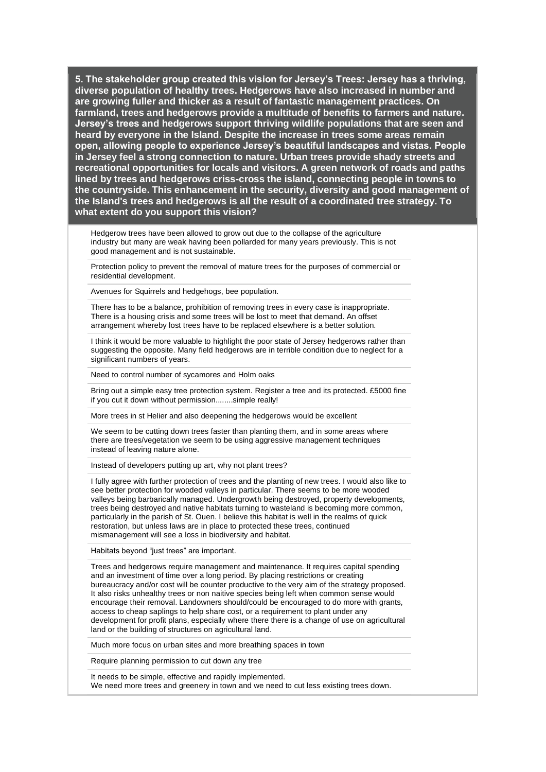**5. The stakeholder group created this vision for Jersey's Trees: Jersey has a thriving, diverse population of healthy trees. Hedgerows have also increased in number and are growing fuller and thicker as a result of fantastic management practices. On farmland, trees and hedgerows provide a multitude of benefits to farmers and nature. Jersey's trees and hedgerows support thriving wildlife populations that are seen and heard by everyone in the Island. Despite the increase in trees some areas remain open, allowing people to experience Jersey's beautiful landscapes and vistas. People in Jersey feel a strong connection to nature. Urban trees provide shady streets and recreational opportunities for locals and visitors. A green network of roads and paths lined by trees and hedgerows criss-cross the island, connecting people in towns to the countryside. This enhancement in the security, diversity and good management of the Island's trees and hedgerows is all the result of a coordinated tree strategy. To what extent do you support this vision?**

Hedgerow trees have been allowed to grow out due to the collapse of the agriculture industry but many are weak having been pollarded for many years previously. This is not good management and is not sustainable.

---

Protection policy to prevent the removal of mature trees for the purposes of commercial or residential development.

---

Avenues for Squirrels and hedgehogs, bee population.

---

There has to be a balance, prohibition of removing trees in every case is inappropriate. There is a housing crisis and some trees will be lost to meet that demand. An offset arrangement whereby lost trees have to be replaced elsewhere is a better solution.

---

I think it would be more valuable to highlight the poor state of Jersey hedgerows rather than suggesting the opposite. Many field hedgerows are in terrible condition due to neglect for a significant numbers of years.

---

Need to control number of sycamores and Holm oaks

---

Bring out a simple easy tree protection system. Register a tree and its protected. £5000 fine if you cut it down without permission........simple really!

---

More trees in st Helier and also deepening the hedgerows would be excellent

---

We seem to be cutting down trees faster than planting them, and in some areas where there are trees/vegetation we seem to be using aggressive management techniques instead of leaving nature alone.

---

Instead of developers putting up art, why not plant trees?

---

I fully agree with further protection of trees and the planting of new trees. I would also like to see better protection for wooded valleys in particular. There seems to be more wooded valleys being barbarically managed. Undergrowth being destroyed, property developments, trees being destroyed and native habitats turning to wasteland is becoming more common, particularly in the parish of St. Ouen. I believe this habitat is well in the realms of quick restoration, but unless laws are in place to protected these trees, continued mismanagement will see a loss in biodiversity and habitat.

---

Habitats beyond "just trees" are important.

---

Trees and hedgerows require management and maintenance. It requires capital spending and an investment of time over a long period. By placing restrictions or creating bureaucracy and/or cost will be counter productive to the very aim of the strategy proposed. It also risks unhealthy trees or non naitive species being left when common sense would encourage their removal. Landowners should/could be encouraged to do more with grants, access to cheap saplings to help share cost, or a requirement to plant under any development for profit plans, especially where there there is a change of use on agricultural land or the building of structures on agricultural land.

---

Much more focus on urban sites and more breathing spaces in town

---

Require planning permission to cut down any tree

---

It needs to be simple, effective and rapidly implemented.
We need more trees and greenery in town and we need to cut less existing trees down.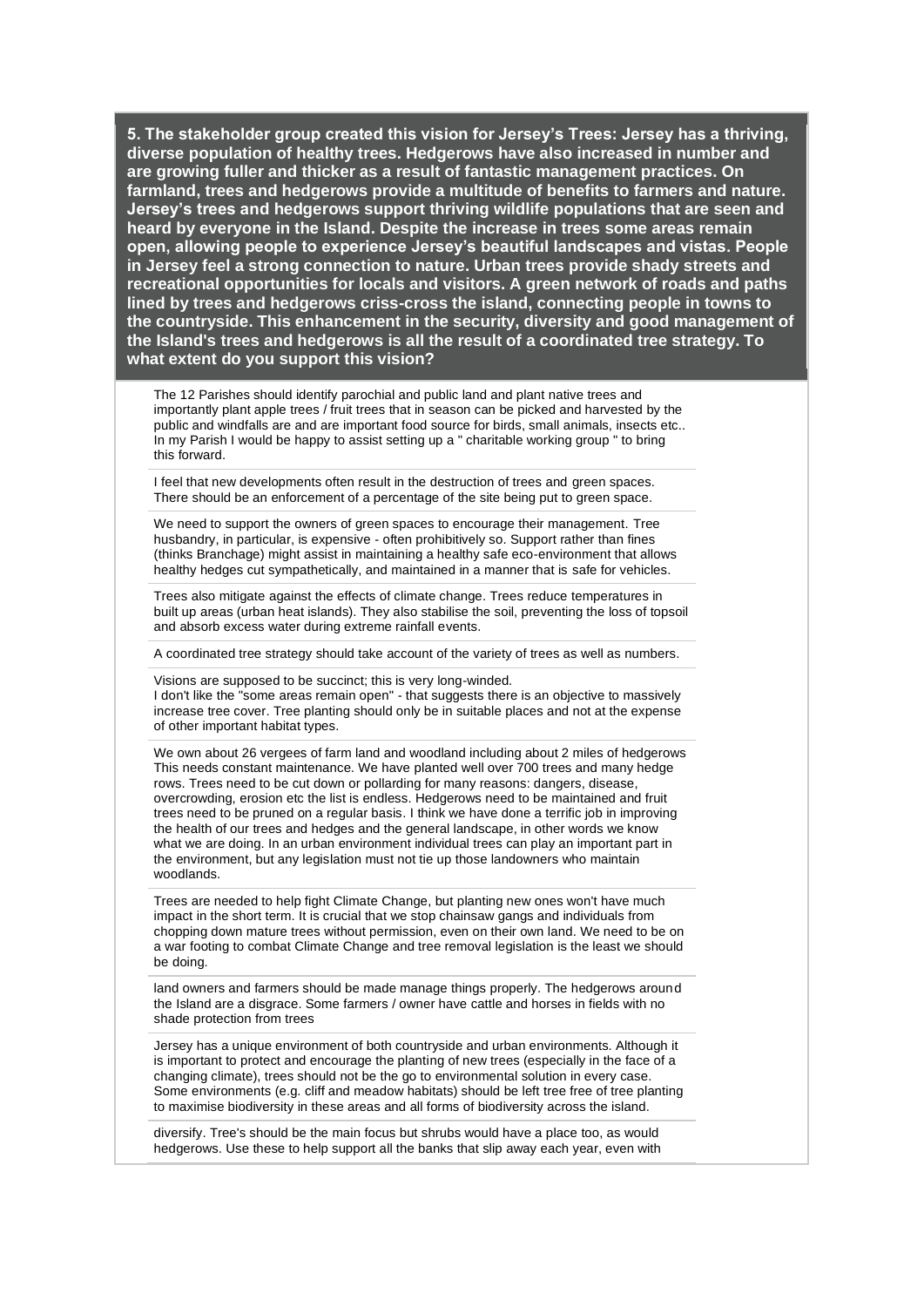**5. The stakeholder group created this vision for Jersey's Trees: Jersey has a thriving, diverse population of healthy trees. Hedgerows have also increased in number and are growing fuller and thicker as a result of fantastic management practices. On farmland, trees and hedgerows provide a multitude of benefits to farmers and nature. Jersey's trees and hedgerows support thriving wildlife populations that are seen and heard by everyone in the Island. Despite the increase in trees some areas remain open, allowing people to experience Jersey's beautiful landscapes and vistas. People in Jersey feel a strong connection to nature. Urban trees provide shady streets and recreational opportunities for locals and visitors. A green network of roads and paths lined by trees and hedgerows criss-cross the island, connecting people in towns to the countryside. This enhancement in the security, diversity and good management of the Island's trees and hedgerows is all the result of a coordinated tree strategy. To what extent do you support this vision?**

The 12 Parishes should identify parochial and public land and plant native trees and importantly plant apple trees / fruit trees that in season can be picked and harvested by the public and windfalls are and are important food source for birds, small animals, insects etc.. In my Parish I would be happy to assist setting up a " charitable working group " to bring this forward.

---

I feel that new developments often result in the destruction of trees and green spaces. There should be an enforcement of a percentage of the site being put to green space.

---

We need to support the owners of green spaces to encourage their management. Tree husbandry, in particular, is expensive - often prohibitively so. Support rather than fines (thinks Branchage) might assist in maintaining a healthy safe eco-environment that allows healthy hedges cut sympathetically, and maintained in a manner that is safe for vehicles.

---

Trees also mitigate against the effects of climate change. Trees reduce temperatures in built up areas (urban heat islands). They also stabilise the soil, preventing the loss of topsoil and absorb excess water during extreme rainfall events.

---

A coordinated tree strategy should take account of the variety of trees as well as numbers.

---

Visions are supposed to be succinct; this is very long-winded.
I don't like the "some areas remain open" - that suggests there is an objective to massively increase tree cover. Tree planting should only be in suitable places and not at the expense of other important habitat types.

---

We own about 26 vergees of farm land and woodland including about 2 miles of hedgerows This needs constant maintenance. We have planted well over 700 trees and many hedge rows. Trees need to be cut down or pollarding for many reasons: dangers, disease, overcrowding, erosion etc the list is endless. Hedgerows need to be maintained and fruit trees need to be pruned on a regular basis. I think we have done a terrific job in improving the health of our trees and hedges and the general landscape, in other words we know what we are doing. In an urban environment individual trees can play an important part in the environment, but any legislation must not tie up those landowners who maintain woodlands.

---

Trees are needed to help fight Climate Change, but planting new ones won't have much impact in the short term. It is crucial that we stop chainsaw gangs and individuals from chopping down mature trees without permission, even on their own land. We need to be on a war footing to combat Climate Change and tree removal legislation is the least we should be doing.

---

land owners and farmers should be made manage things properly. The hedgerows around the Island are a disgrace. Some farmers / owner have cattle and horses in fields with no shade protection from trees

---

Jersey has a unique environment of both countryside and urban environments. Although it is important to protect and encourage the planting of new trees (especially in the face of a changing climate), trees should not be the go to environmental solution in every case. Some environments (e.g. cliff and meadow habitats) should be left tree free of tree planting to maximise biodiversity in these areas and all forms of biodiversity across the island.

---

diversify. Tree's should be the main focus but shrubs would have a place too, as would hedgerows. Use these to help support all the banks that slip away each year, even with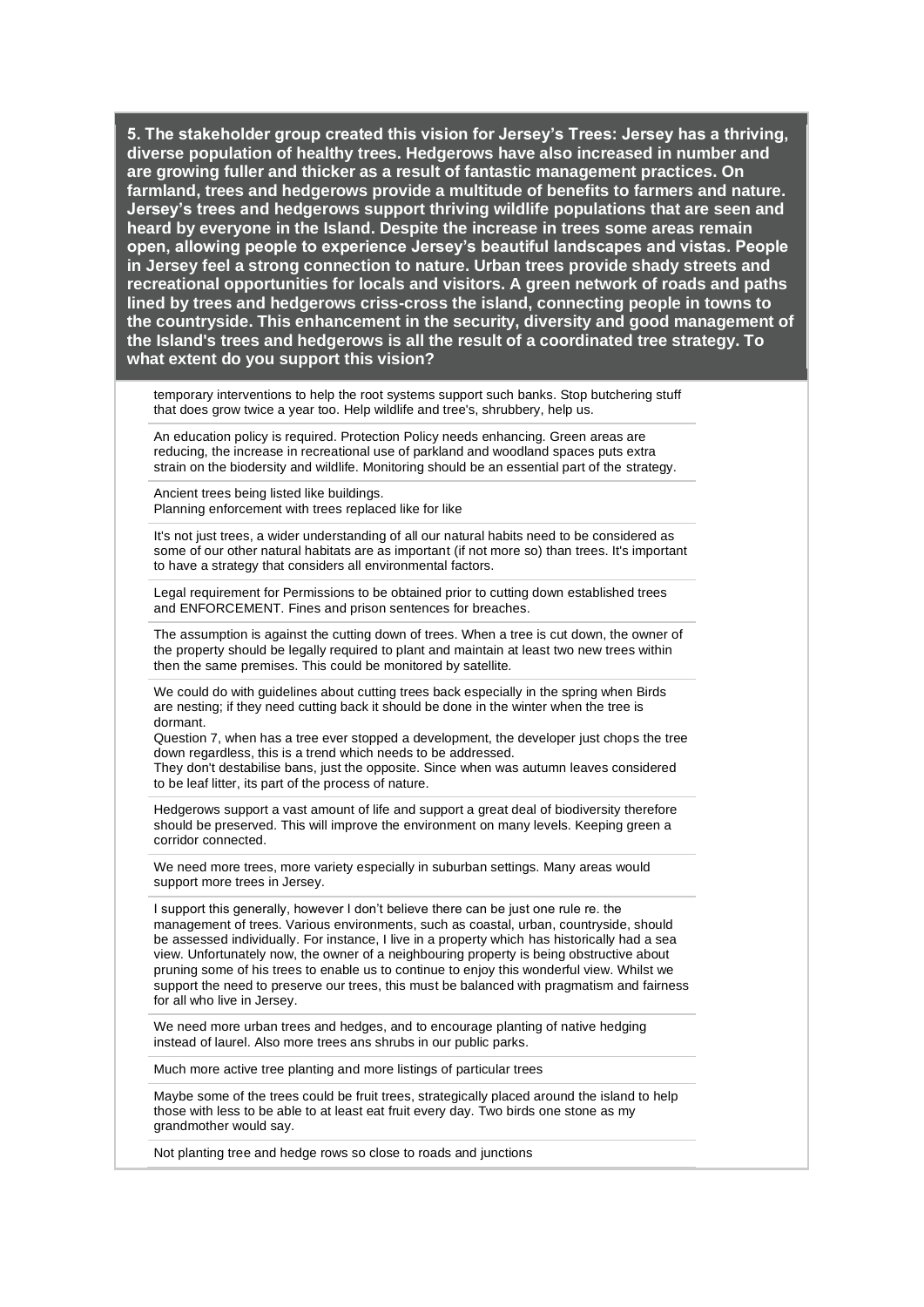**5. The stakeholder group created this vision for Jersey's Trees: Jersey has a thriving, diverse population of healthy trees. Hedgerows have also increased in number and are growing fuller and thicker as a result of fantastic management practices. On farmland, trees and hedgerows provide a multitude of benefits to farmers and nature. Jersey's trees and hedgerows support thriving wildlife populations that are seen and heard by everyone in the Island. Despite the increase in trees some areas remain open, allowing people to experience Jersey's beautiful landscapes and vistas. People in Jersey feel a strong connection to nature. Urban trees provide shady streets and recreational opportunities for locals and visitors. A green network of roads and paths lined by trees and hedgerows criss-cross the island, connecting people in towns to the countryside. This enhancement in the security, diversity and good management of the Island's trees and hedgerows is all the result of a coordinated tree strategy. To what extent do you support this vision?**

temporary interventions to help the root systems support such banks. Stop butchering stuff that does grow twice a year too. Help wildlife and tree's, shrubbery, help us.

---

An education policy is required. Protection Policy needs enhancing. Green areas are reducing, the increase in recreational use of parkland and woodland spaces puts extra strain on the biodersity and wildlife. Monitoring should be an essential part of the strategy.

---

Ancient trees being listed like buildings.
Planning enforcement with trees replaced like for like

---

It's not just trees, a wider understanding of all our natural habits need to be considered as some of our other natural habitats are as important (if not more so) than trees. It's important to have a strategy that considers all environmental factors.

---

Legal requirement for Permissions to be obtained prior to cutting down established trees and ENFORCEMENT. Fines and prison sentences for breaches.

---

The assumption is against the cutting down of trees. When a tree is cut down, the owner of the property should be legally required to plant and maintain at least two new trees within then the same premises. This could be monitored by satellite.

---

We could do with guidelines about cutting trees back especially in the spring when Birds are nesting; if they need cutting back it should be done in the winter when the tree is dormant.
Question 7, when has a tree ever stopped a development, the developer just chops the tree down regardless, this is a trend which needs to be addressed.
They don't destabilise bans, just the opposite. Since when was autumn leaves considered to be leaf litter, its part of the process of nature.

---

Hedgerows support a vast amount of life and support a great deal of biodiversity therefore should be preserved. This will improve the environment on many levels. Keeping green a corridor connected.

---

We need more trees, more variety especially in suburban settings. Many areas would support more trees in Jersey.

---

I support this generally, however I don't believe there can be just one rule re. the management of trees. Various environments, such as coastal, urban, countryside, should be assessed individually. For instance, I live in a property which has historically had a sea view. Unfortunately now, the owner of a neighbouring property is being obstructive about pruning some of his trees to enable us to continue to enjoy this wonderful view. Whilst we support the need to preserve our trees, this must be balanced with pragmatism and fairness for all who live in Jersey.

---

We need more urban trees and hedges, and to encourage planting of native hedging instead of laurel. Also more trees ans shrubs in our public parks.

---

Much more active tree planting and more listings of particular trees

---

Maybe some of the trees could be fruit trees, strategically placed around the island to help those with less to be able to at least eat fruit every day. Two birds one stone as my grandmother would say.

---

Not planting tree and hedge rows so close to roads and junctions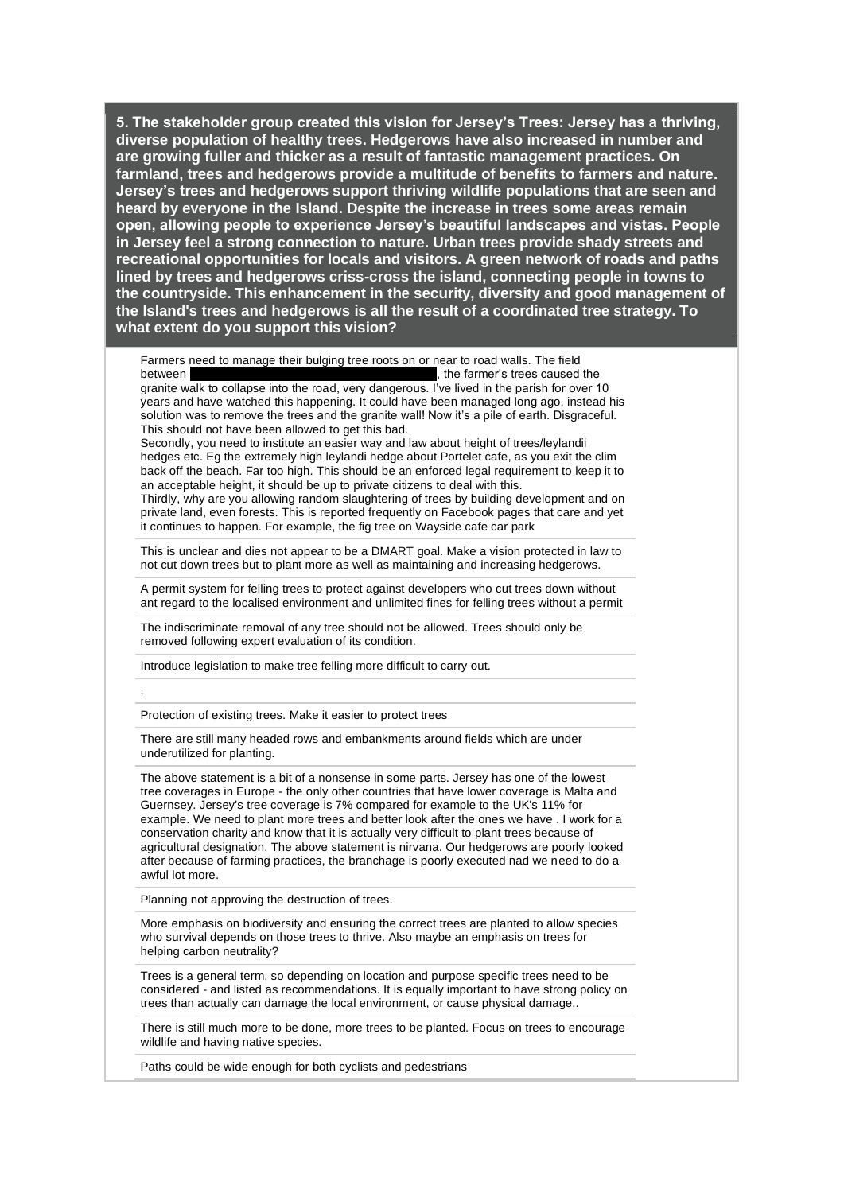**5. The stakeholder group created this vision for Jersey's Trees: Jersey has a thriving, diverse population of healthy trees. Hedgerows have also increased in number and are growing fuller and thicker as a result of fantastic management practices. On farmland, trees and hedgerows provide a multitude of benefits to farmers and nature. Jersey's trees and hedgerows support thriving wildlife populations that are seen and heard by everyone in the Island. Despite the increase in trees some areas remain open, allowing people to experience Jersey's beautiful landscapes and vistas. People in Jersey feel a strong connection to nature. Urban trees provide shady streets and recreational opportunities for locals and visitors. A green network of roads and paths lined by trees and hedgerows criss-cross the island, connecting people in towns to the countryside. This enhancement in the security, diversity and good management of the Island's trees and hedgerows is all the result of a coordinated tree strategy. To what extent do you support this vision?**

Farmers need to manage their bulging tree roots on or near to road walls. The field between [redacted], the farmer's trees caused the granite walk to collapse into the road, very dangerous. I've lived in the parish for over 10 years and have watched this happening. It could have been managed long ago, instead his solution was to remove the trees and the granite wall! Now it's a pile of earth. Disgraceful. This should not have been allowed to get this bad.
Secondly, you need to institute an easier way and law about height of trees/leylandii hedges etc. Eg the extremely high leylandi hedge about Portelet cafe, as you exit the clim back off the beach. Far too high. This should be an enforced legal requirement to keep it to an acceptable height, it should be up to private citizens to deal with this.
Thirdly, why are you allowing random slaughtering of trees by building development and on private land, even forests. This is reported frequently on Facebook pages that care and yet it continues to happen. For example, the fig tree on Wayside cafe car park

---

This is unclear and dies not appear to be a DMART goal. Make a vision protected in law to not cut down trees but to plant more as well as maintaining and increasing hedgerows.

---

A permit system for felling trees to protect against developers who cut trees down without ant regard to the localised environment and unlimited fines for felling trees without a permit

---

The indiscriminate removal of any tree should not be allowed. Trees should only be removed following expert evaluation of its condition.

---

Introduce legislation to make tree felling more difficult to carry out.

---

.

---

Protection of existing trees. Make it easier to protect trees

---

There are still many headed rows and embankments around fields which are under underutilized for planting.

---

The above statement is a bit of a nonsense in some parts. Jersey has one of the lowest tree coverages in Europe - the only other countries that have lower coverage is Malta and Guernsey. Jersey's tree coverage is 7% compared for example to the UK's 11% for example. We need to plant more trees and better look after the ones we have . I work for a conservation charity and know that it is actually very difficult to plant trees because of agricultural designation. The above statement is nirvana. Our hedgerows are poorly looked after because of farming practices, the branchage is poorly executed nad we need to do a awful lot more.

---

Planning not approving the destruction of trees.

---

More emphasis on biodiversity and ensuring the correct trees are planted to allow species who survival depends on those trees to thrive. Also maybe an emphasis on trees for helping carbon neutrality?

---

Trees is a general term, so depending on location and purpose specific trees need to be considered - and listed as recommendations. It is equally important to have strong policy on trees than actually can damage the local environment, or cause physical damage..

---

There is still much more to be done, more trees to be planted. Focus on trees to encourage wildlife and having native species.

---

Paths could be wide enough for both cyclists and pedestrians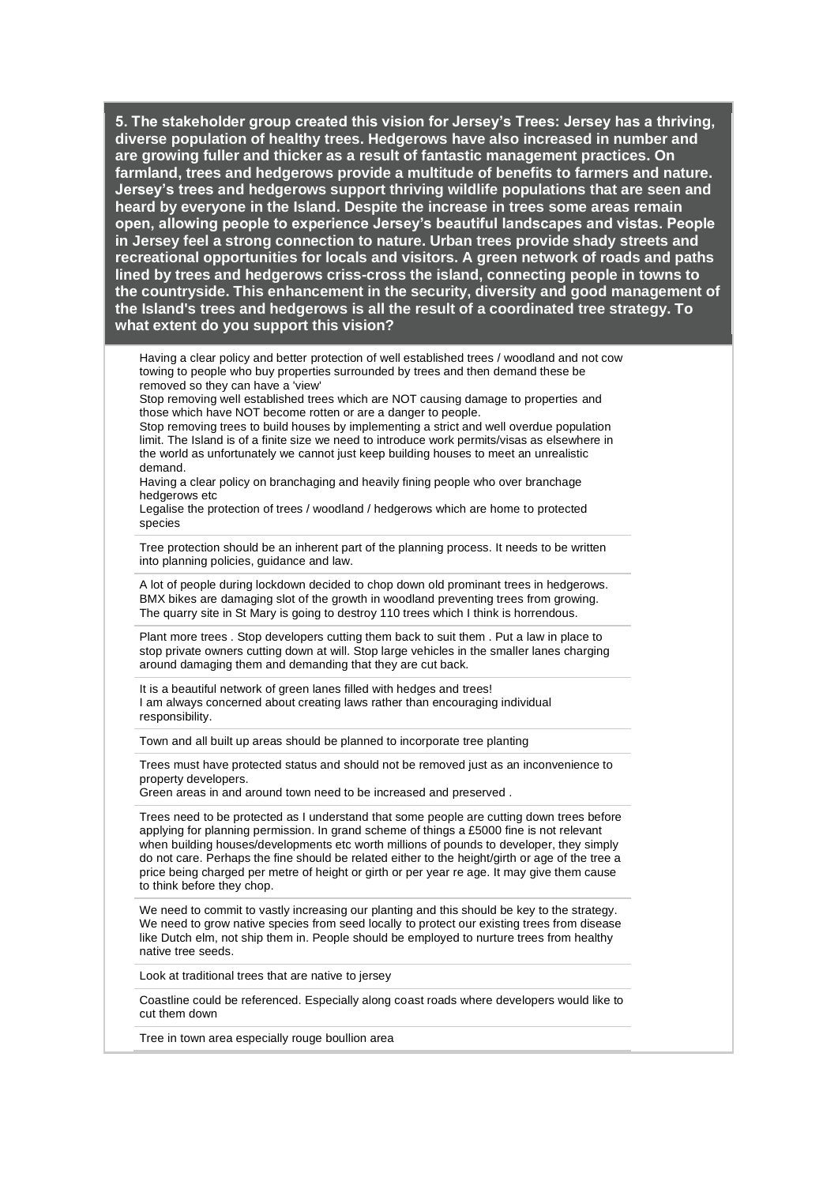**5. The stakeholder group created this vision for Jersey's Trees: Jersey has a thriving, diverse population of healthy trees. Hedgerows have also increased in number and are growing fuller and thicker as a result of fantastic management practices. On farmland, trees and hedgerows provide a multitude of benefits to farmers and nature. Jersey's trees and hedgerows support thriving wildlife populations that are seen and heard by everyone in the Island. Despite the increase in trees some areas remain open, allowing people to experience Jersey's beautiful landscapes and vistas. People in Jersey feel a strong connection to nature. Urban trees provide shady streets and recreational opportunities for locals and visitors. A green network of roads and paths lined by trees and hedgerows criss-cross the island, connecting people in towns to the countryside. This enhancement in the security, diversity and good management of the Island's trees and hedgerows is all the result of a coordinated tree strategy. To what extent do you support this vision?**

Having a clear policy and better protection of well established trees / woodland and not cow towing to people who buy properties surrounded by trees and then demand these be removed so they can have a 'view'
Stop removing well established trees which are NOT causing damage to properties and those which have NOT become rotten or are a danger to people.
Stop removing trees to build houses by implementing a strict and well overdue population limit. The Island is of a finite size we need to introduce work permits/visas as elsewhere in the world as unfortunately we cannot just keep building houses to meet an unrealistic demand.
Having a clear policy on branchaging and heavily fining people who over branchage hedgerows etc
Legalise the protection of trees / woodland / hedgerows which are home to protected species

---

Tree protection should be an inherent part of the planning process. It needs to be written into planning policies, guidance and law.

---

A lot of people during lockdown decided to chop down old prominant trees in hedgerows. BMX bikes are damaging slot of the growth in woodland preventing trees from growing. The quarry site in St Mary is going to destroy 110 trees which I think is horrendous.

---

Plant more trees . Stop developers cutting them back to suit them . Put a law in place to stop private owners cutting down at will. Stop large vehicles in the smaller lanes charging around damaging them and demanding that they are cut back.

---

It is a beautiful network of green lanes filled with hedges and trees!
I am always concerned about creating laws rather than encouraging individual responsibility.

---

Town and all built up areas should be planned to incorporate tree planting

---

Trees must have protected status and should not be removed just as an inconvenience to property developers.
Green areas in and around town need to be increased and preserved .

---

Trees need to be protected as I understand that some people are cutting down trees before applying for planning permission. In grand scheme of things a £5000 fine is not relevant when building houses/developments etc worth millions of pounds to developer, they simply do not care. Perhaps the fine should be related either to the height/girth or age of the tree a price being charged per metre of height or girth or per year re age. It may give them cause to think before they chop.

---

We need to commit to vastly increasing our planting and this should be key to the strategy. We need to grow native species from seed locally to protect our existing trees from disease like Dutch elm, not ship them in. People should be employed to nurture trees from healthy native tree seeds.

---

Look at traditional trees that are native to jersey

---

Coastline could be referenced. Especially along coast roads where developers would like to cut them down

---

Tree in town area especially rouge boullion area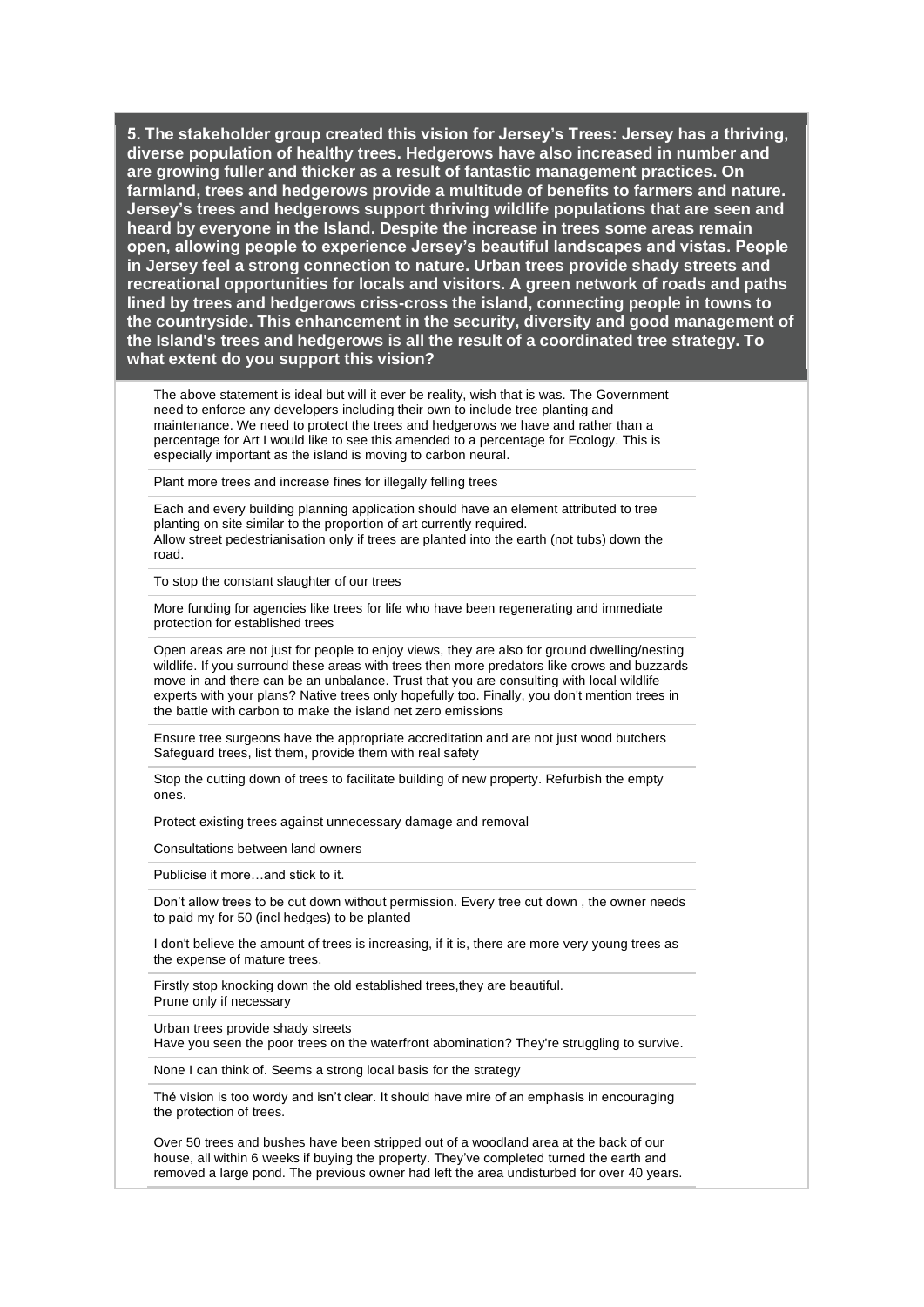**5. The stakeholder group created this vision for Jersey's Trees: Jersey has a thriving, diverse population of healthy trees. Hedgerows have also increased in number and are growing fuller and thicker as a result of fantastic management practices. On farmland, trees and hedgerows provide a multitude of benefits to farmers and nature. Jersey's trees and hedgerows support thriving wildlife populations that are seen and heard by everyone in the Island. Despite the increase in trees some areas remain open, allowing people to experience Jersey's beautiful landscapes and vistas. People in Jersey feel a strong connection to nature. Urban trees provide shady streets and recreational opportunities for locals and visitors. A green network of roads and paths lined by trees and hedgerows criss-cross the island, connecting people in towns to the countryside. This enhancement in the security, diversity and good management of the Island's trees and hedgerows is all the result of a coordinated tree strategy. To what extent do you support this vision?**

The above statement is ideal but will it ever be reality, wish that is was. The Government need to enforce any developers including their own to include tree planting and maintenance. We need to protect the trees and hedgerows we have and rather than a percentage for Art I would like to see this amended to a percentage for Ecology. This is especially important as the island is moving to carbon neural.

Plant more trees and increase fines for illegally felling trees

Each and every building planning application should have an element attributed to tree planting on site similar to the proportion of art currently required.
Allow street pedestrianisation only if trees are planted into the earth (not tubs) down the road.

To stop the constant slaughter of our trees

More funding for agencies like trees for life who have been regenerating and immediate protection for established trees

Open areas are not just for people to enjoy views, they are also for ground dwelling/nesting wildlife. If you surround these areas with trees then more predators like crows and buzzards move in and there can be an unbalance. Trust that you are consulting with local wildlife experts with your plans? Native trees only hopefully too. Finally, you don't mention trees in the battle with carbon to make the island net zero emissions

Ensure tree surgeons have the appropriate accreditation and are not just wood butchers
Safeguard trees, list them, provide them with real safety

Stop the cutting down of trees to facilitate building of new property. Refurbish the empty ones.

Protect existing trees against unnecessary damage and removal

Consultations between land owners

Publicise it more…and stick to it.

Don't allow trees to be cut down without permission. Every tree cut down , the owner needs to paid my for 50 (incl hedges) to be planted

I don't believe the amount of trees is increasing, if it is, there are more very young trees as the expense of mature trees.

Firstly stop knocking down the old established trees,they are beautiful.
Prune only if necessary

Urban trees provide shady streets
Have you seen the poor trees on the waterfront abomination? They're struggling to survive.

None I can think of. Seems a strong local basis for the strategy

Thé vision is too wordy and isn't clear. It should have mire of an emphasis in encouraging the protection of trees.

Over 50 trees and bushes have been stripped out of a woodland area at the back of our house, all within 6 weeks if buying the property. They've completed turned the earth and removed a large pond. The previous owner had left the area undisturbed for over 40 years.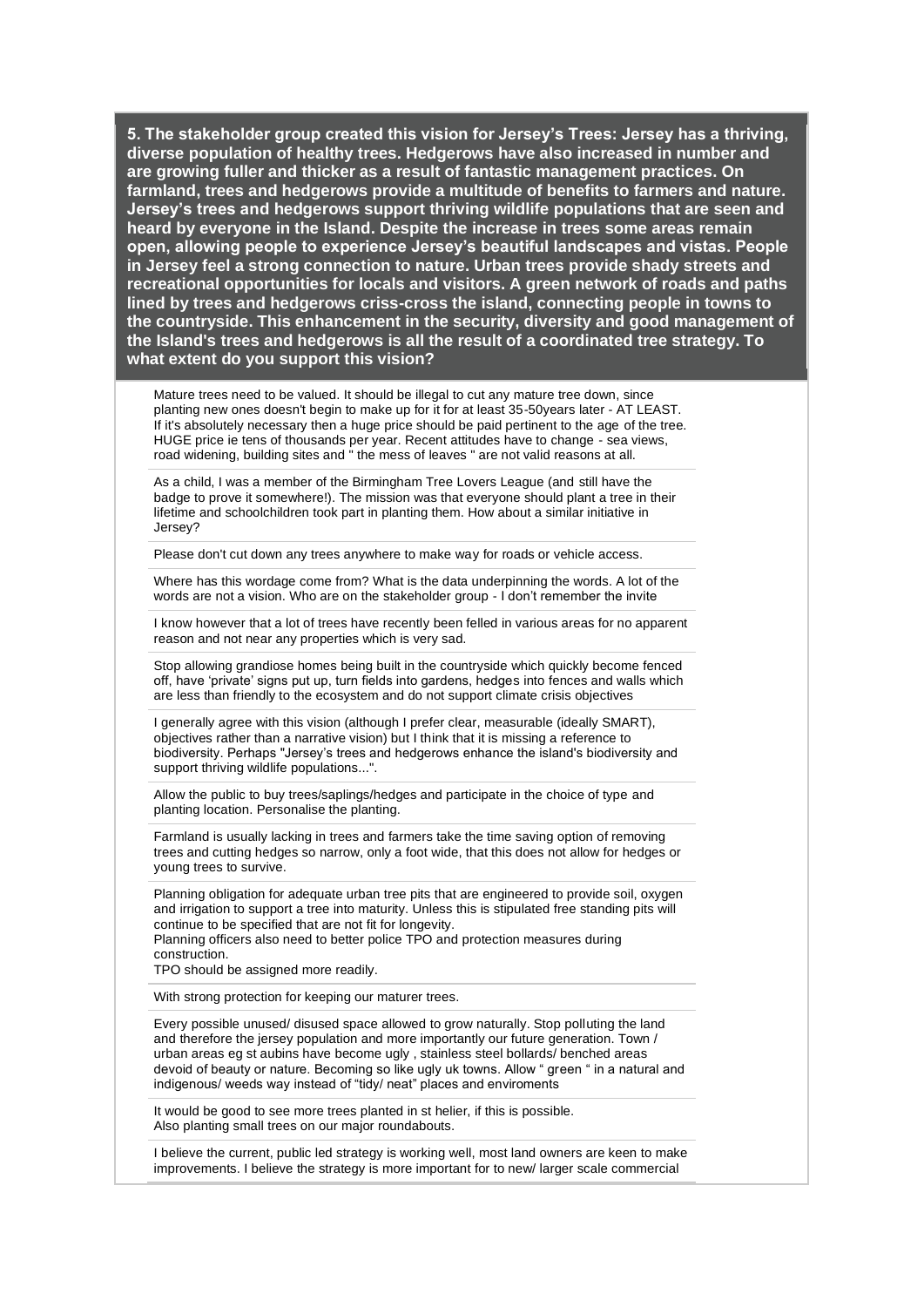**5. The stakeholder group created this vision for Jersey's Trees: Jersey has a thriving, diverse population of healthy trees. Hedgerows have also increased in number and are growing fuller and thicker as a result of fantastic management practices. On farmland, trees and hedgerows provide a multitude of benefits to farmers and nature. Jersey's trees and hedgerows support thriving wildlife populations that are seen and heard by everyone in the Island. Despite the increase in trees some areas remain open, allowing people to experience Jersey's beautiful landscapes and vistas. People in Jersey feel a strong connection to nature. Urban trees provide shady streets and recreational opportunities for locals and visitors. A green network of roads and paths lined by trees and hedgerows criss-cross the island, connecting people in towns to the countryside. This enhancement in the security, diversity and good management of the Island's trees and hedgerows is all the result of a coordinated tree strategy. To what extent do you support this vision?**

Mature trees need to be valued. It should be illegal to cut any mature tree down, since planting new ones doesn't begin to make up for it for at least 35-50years later - AT LEAST. If it's absolutely necessary then a huge price should be paid pertinent to the age of the tree. HUGE price ie tens of thousands per year. Recent attitudes have to change - sea views, road widening, building sites and " the mess of leaves " are not valid reasons at all.

As a child, I was a member of the Birmingham Tree Lovers League (and still have the badge to prove it somewhere!). The mission was that everyone should plant a tree in their lifetime and schoolchildren took part in planting them. How about a similar initiative in Jersey?

Please don't cut down any trees anywhere to make way for roads or vehicle access.

Where has this wordage come from? What is the data underpinning the words. A lot of the words are not a vision. Who are on the stakeholder group - I don't remember the invite

I know however that a lot of trees have recently been felled in various areas for no apparent reason and not near any properties which is very sad.

Stop allowing grandiose homes being built in the countryside which quickly become fenced off, have 'private' signs put up, turn fields into gardens, hedges into fences and walls which are less than friendly to the ecosystem and do not support climate crisis objectives

I generally agree with this vision (although I prefer clear, measurable (ideally SMART), objectives rather than a narrative vision) but I think that it is missing a reference to biodiversity. Perhaps "Jersey's trees and hedgerows enhance the island's biodiversity and support thriving wildlife populations...".

Allow the public to buy trees/saplings/hedges and participate in the choice of type and planting location. Personalise the planting.

Farmland is usually lacking in trees and farmers take the time saving option of removing trees and cutting hedges so narrow, only a foot wide, that this does not allow for hedges or young trees to survive.

Planning obligation for adequate urban tree pits that are engineered to provide soil, oxygen and irrigation to support a tree into maturity. Unless this is stipulated free standing pits will continue to be specified that are not fit for longevity.
Planning officers also need to better police TPO and protection measures during construction.
TPO should be assigned more readily.

With strong protection for keeping our maturer trees.

Every possible unused/ disused space allowed to grow naturally. Stop polluting the land and therefore the jersey population and more importantly our future generation. Town / urban areas eg st aubins have become ugly , stainless steel bollards/ benched areas devoid of beauty or nature. Becoming so like ugly uk towns. Allow " green " in a natural and indigenous/ weeds way instead of "tidy/ neat" places and enviroments

It would be good to see more trees planted in st helier, if this is possible.
Also planting small trees on our major roundabouts.

I believe the current, public led strategy is working well, most land owners are keen to make improvements. I believe the strategy is more important for to new/ larger scale commercial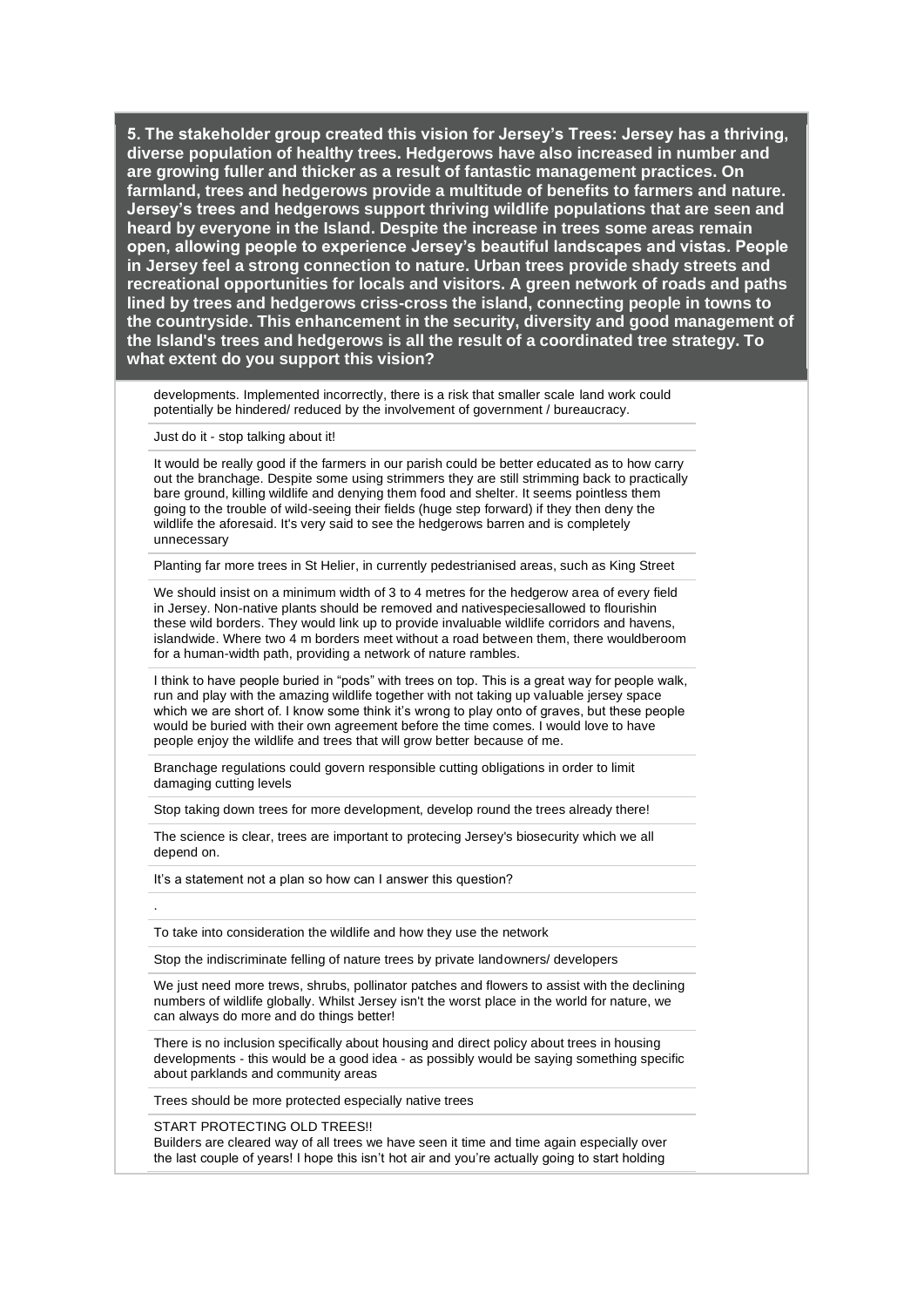**5. The stakeholder group created this vision for Jersey's Trees: Jersey has a thriving, diverse population of healthy trees. Hedgerows have also increased in number and are growing fuller and thicker as a result of fantastic management practices. On farmland, trees and hedgerows provide a multitude of benefits to farmers and nature. Jersey's trees and hedgerows support thriving wildlife populations that are seen and heard by everyone in the Island. Despite the increase in trees some areas remain open, allowing people to experience Jersey's beautiful landscapes and vistas. People in Jersey feel a strong connection to nature. Urban trees provide shady streets and recreational opportunities for locals and visitors. A green network of roads and paths lined by trees and hedgerows criss-cross the island, connecting people in towns to the countryside. This enhancement in the security, diversity and good management of the Island's trees and hedgerows is all the result of a coordinated tree strategy. To what extent do you support this vision?**

developments. Implemented incorrectly, there is a risk that smaller scale land work could potentially be hindered/ reduced by the involvement of government / bureaucracy.

---

Just do it - stop talking about it!

---

It would be really good if the farmers in our parish could be better educated as to how carry out the branchage. Despite some using strimmers they are still strimming back to practically bare ground, killing wildlife and denying them food and shelter. It seems pointless them going to the trouble of wild-seeing their fields (huge step forward) if they then deny the wildlife the aforesaid. It's very said to see the hedgerows barren and is completely unnecessary

---

Planting far more trees in St Helier, in currently pedestrianised areas, such as King Street

---

We should insist on a minimum width of 3 to 4 metres for the hedgerow area of every field in Jersey. Non-native plants should be removed and nativespeciesallowed to flourishin these wild borders. They would link up to provide invaluable wildlife corridors and havens, islandwide. Where two 4 m borders meet without a road between them, there wouldberoom for a human-width path, providing a network of nature rambles.

---

I think to have people buried in "pods" with trees on top. This is a great way for people walk, run and play with the amazing wildlife together with not taking up valuable jersey space which we are short of. I know some think it's wrong to play onto of graves, but these people would be buried with their own agreement before the time comes. I would love to have people enjoy the wildlife and trees that will grow better because of me.

---

Branchage regulations could govern responsible cutting obligations in order to limit damaging cutting levels

---

Stop taking down trees for more development, develop round the trees already there!

---

The science is clear, trees are important to protecing Jersey's biosecurity which we all depend on.

---

It's a statement not a plan so how can I answer this question?

---

.

---

To take into consideration the wildlife and how they use the network

---

Stop the indiscriminate felling of nature trees by private landowners/ developers

---

We just need more trews, shrubs, pollinator patches and flowers to assist with the declining numbers of wildlife globally. Whilst Jersey isn't the worst place in the world for nature, we can always do more and do things better!

---

There is no inclusion specifically about housing and direct policy about trees in housing developments - this would be a good idea - as possibly would be saying something specific about parklands and community areas

---

Trees should be more protected especially native trees

---

START PROTECTING OLD TREES!!
Builders are cleared way of all trees we have seen it time and time again especially over the last couple of years! I hope this isn't hot air and you're actually going to start holding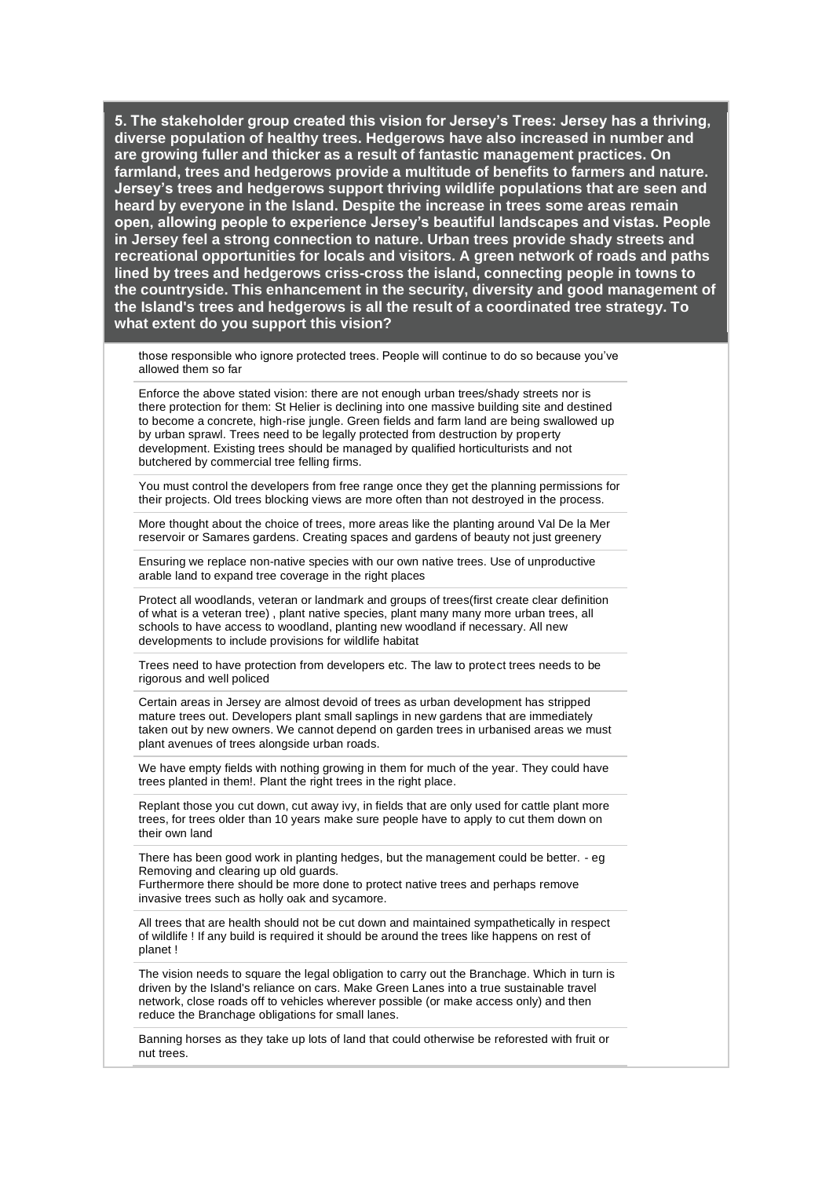**5. The stakeholder group created this vision for Jersey's Trees: Jersey has a thriving, diverse population of healthy trees. Hedgerows have also increased in number and are growing fuller and thicker as a result of fantastic management practices. On farmland, trees and hedgerows provide a multitude of benefits to farmers and nature. Jersey's trees and hedgerows support thriving wildlife populations that are seen and heard by everyone in the Island. Despite the increase in trees some areas remain open, allowing people to experience Jersey's beautiful landscapes and vistas. People in Jersey feel a strong connection to nature. Urban trees provide shady streets and recreational opportunities for locals and visitors. A green network of roads and paths lined by trees and hedgerows criss-cross the island, connecting people in towns to the countryside. This enhancement in the security, diversity and good management of the Island's trees and hedgerows is all the result of a coordinated tree strategy. To what extent do you support this vision?**

those responsible who ignore protected trees. People will continue to do so because you've allowed them so far

Enforce the above stated vision: there are not enough urban trees/shady streets nor is there protection for them: St Helier is declining into one massive building site and destined to become a concrete, high-rise jungle. Green fields and farm land are being swallowed up by urban sprawl. Trees need to be legally protected from destruction by property development. Existing trees should be managed by qualified horticulturists and not butchered by commercial tree felling firms.

You must control the developers from free range once they get the planning permissions for their projects. Old trees blocking views are more often than not destroyed in the process.

More thought about the choice of trees, more areas like the planting around Val De la Mer reservoir or Samares gardens. Creating spaces and gardens of beauty not just greenery

Ensuring we replace non-native species with our own native trees. Use of unproductive arable land to expand tree coverage in the right places

Protect all woodlands, veteran or landmark and groups of trees(first create clear definition of what is a veteran tree) , plant native species, plant many many more urban trees, all schools to have access to woodland, planting new woodland if necessary. All new developments to include provisions for wildlife habitat

Trees need to have protection from developers etc. The law to protect trees needs to be rigorous and well policed

Certain areas in Jersey are almost devoid of trees as urban development has stripped mature trees out. Developers plant small saplings in new gardens that are immediately taken out by new owners. We cannot depend on garden trees in urbanised areas we must plant avenues of trees alongside urban roads.

We have empty fields with nothing growing in them for much of the year. They could have trees planted in them!. Plant the right trees in the right place.

Replant those you cut down, cut away ivy, in fields that are only used for cattle plant more trees, for trees older than 10 years make sure people have to apply to cut them down on their own land

There has been good work in planting hedges, but the management could be better. - eg Removing and clearing up old guards.
Furthermore there should be more done to protect native trees and perhaps remove invasive trees such as holly oak and sycamore.

All trees that are health should not be cut down and maintained sympathetically in respect of wildlife ! If any build is required it should be around the trees like happens on rest of planet !

The vision needs to square the legal obligation to carry out the Branchage. Which in turn is driven by the Island's reliance on cars. Make Green Lanes into a true sustainable travel network, close roads off to vehicles wherever possible (or make access only) and then reduce the Branchage obligations for small lanes.

Banning horses as they take up lots of land that could otherwise be reforested with fruit or nut trees.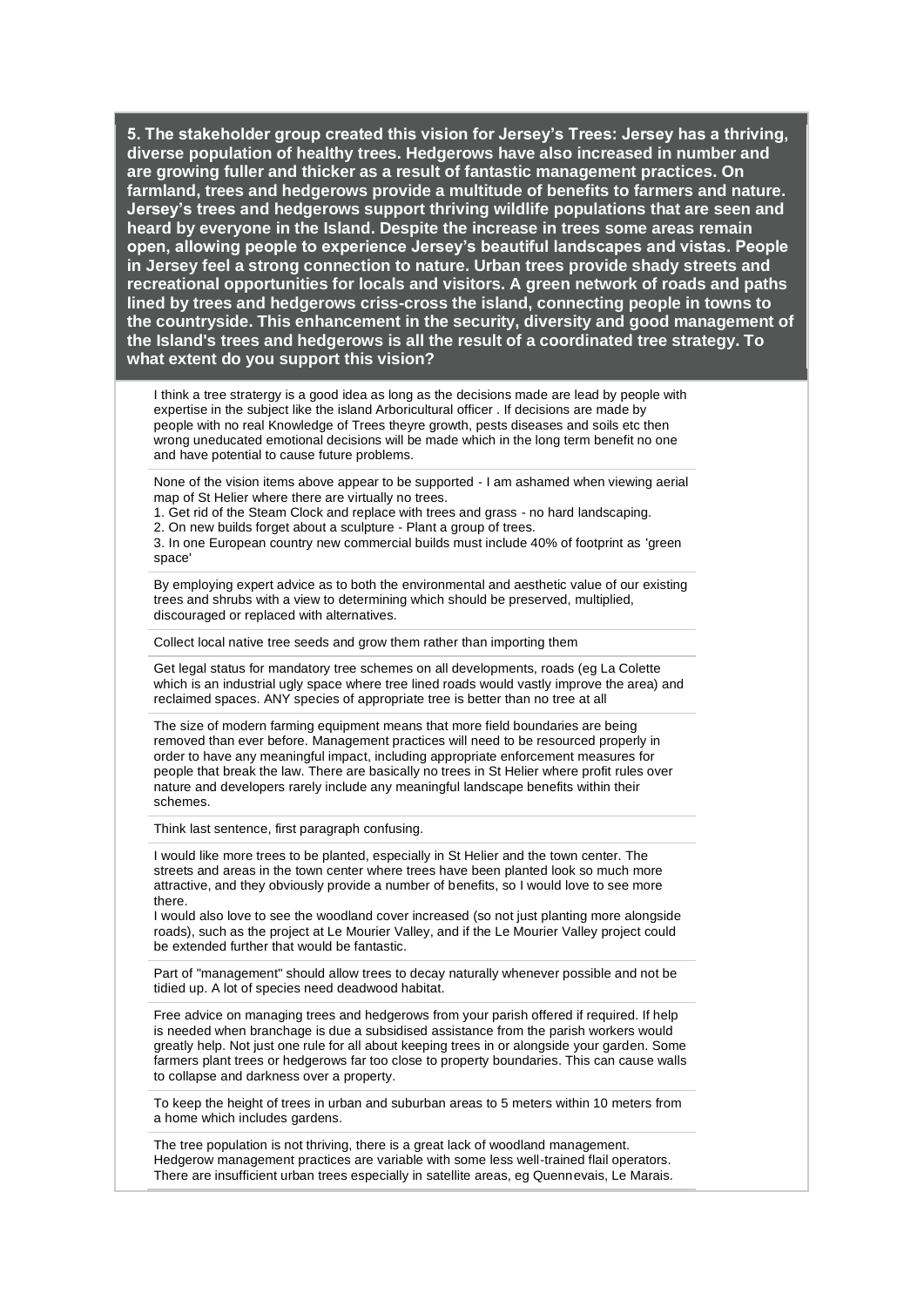**5. The stakeholder group created this vision for Jersey's Trees: Jersey has a thriving, diverse population of healthy trees. Hedgerows have also increased in number and are growing fuller and thicker as a result of fantastic management practices. On farmland, trees and hedgerows provide a multitude of benefits to farmers and nature. Jersey's trees and hedgerows support thriving wildlife populations that are seen and heard by everyone in the Island. Despite the increase in trees some areas remain open, allowing people to experience Jersey's beautiful landscapes and vistas. People in Jersey feel a strong connection to nature. Urban trees provide shady streets and recreational opportunities for locals and visitors. A green network of roads and paths lined by trees and hedgerows criss-cross the island, connecting people in towns to the countryside. This enhancement in the security, diversity and good management of the Island's trees and hedgerows is all the result of a coordinated tree strategy. To what extent do you support this vision?**

I think a tree stratergy is a good idea as long as the decisions made are lead by people with expertise in the subject like the island Arboricultural officer . If decisions are made by people with no real Knowledge of Trees theyre growth, pests diseases and soils etc then wrong uneducated emotional decisions will be made which in the long term benefit no one and have potential to cause future problems.

---

None of the vision items above appear to be supported - I am ashamed when viewing aerial map of St Helier where there are virtually no trees.
1. Get rid of the Steam Clock and replace with trees and grass - no hard landscaping.
2. On new builds forget about a sculpture - Plant a group of trees.
3. In one European country new commercial builds must include 40% of footprint as 'green space'

---

By employing expert advice as to both the environmental and aesthetic value of our existing trees and shrubs with a view to determining which should be preserved, multiplied, discouraged or replaced with alternatives.

---

Collect local native tree seeds and grow them rather than importing them

---

Get legal status for mandatory tree schemes on all developments, roads (eg La Colette which is an industrial ugly space where tree lined roads would vastly improve the area) and reclaimed spaces. ANY species of appropriate tree is better than no tree at all

---

The size of modern farming equipment means that more field boundaries are being removed than ever before. Management practices will need to be resourced properly in order to have any meaningful impact, including appropriate enforcement measures for people that break the law. There are basically no trees in St Helier where profit rules over nature and developers rarely include any meaningful landscape benefits within their schemes.

---

Think last sentence, first paragraph confusing.

---

I would like more trees to be planted, especially in St Helier and the town center. The streets and areas in the town center where trees have been planted look so much more attractive, and they obviously provide a number of benefits, so I would love to see more there.
I would also love to see the woodland cover increased (so not just planting more alongside roads), such as the project at Le Mourier Valley, and if the Le Mourier Valley project could be extended further that would be fantastic.

---

Part of "management" should allow trees to decay naturally whenever possible and not be tidied up. A lot of species need deadwood habitat.

---

Free advice on managing trees and hedgerows from your parish offered if required. If help is needed when branchage is due a subsidised assistance from the parish workers would greatly help. Not just one rule for all about keeping trees in or alongside your garden. Some farmers plant trees or hedgerows far too close to property boundaries. This can cause walls to collapse and darkness over a property.

---

To keep the height of trees in urban and suburban areas to 5 meters within 10 meters from a home which includes gardens.

---

The tree population is not thriving, there is a great lack of woodland management. Hedgerow management practices are variable with some less well-trained flail operators. There are insufficient urban trees especially in satellite areas, eg Quennevais, Le Marais.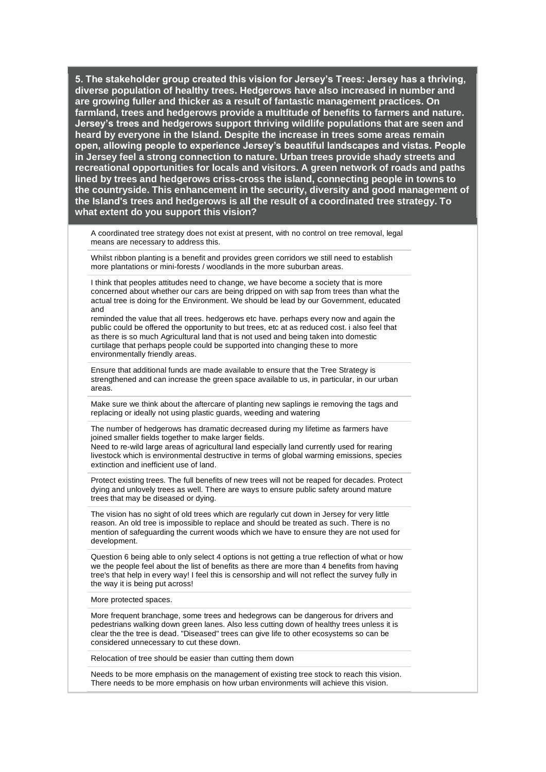**5. The stakeholder group created this vision for Jersey's Trees: Jersey has a thriving, diverse population of healthy trees. Hedgerows have also increased in number and are growing fuller and thicker as a result of fantastic management practices. On farmland, trees and hedgerows provide a multitude of benefits to farmers and nature. Jersey's trees and hedgerows support thriving wildlife populations that are seen and heard by everyone in the Island. Despite the increase in trees some areas remain open, allowing people to experience Jersey's beautiful landscapes and vistas. People in Jersey feel a strong connection to nature. Urban trees provide shady streets and recreational opportunities for locals and visitors. A green network of roads and paths lined by trees and hedgerows criss-cross the island, connecting people in towns to the countryside. This enhancement in the security, diversity and good management of the Island's trees and hedgerows is all the result of a coordinated tree strategy. To what extent do you support this vision?**

A coordinated tree strategy does not exist at present, with no control on tree removal, legal means are necessary to address this.

---

Whilst ribbon planting is a benefit and provides green corridors we still need to establish more plantations or mini-forests / woodlands in the more suburban areas.

---

I think that peoples attitudes need to change, we have become a society that is more concerned about whether our cars are being dripped on with sap from trees than what the actual tree is doing for the Environment. We should be lead by our Government, educated and
reminded the value that all trees. hedgerows etc have. perhaps every now and again the public could be offered the opportunity to but trees, etc at as reduced cost. i also feel that as there is so much Agricultural land that is not used and being taken into domestic curtilage that perhaps people could be supported into changing these to more environmentally friendly areas.

---

Ensure that additional funds are made available to ensure that the Tree Strategy is strengthened and can increase the green space available to us, in particular, in our urban areas.

---

Make sure we think about the aftercare of planting new saplings ie removing the tags and replacing or ideally not using plastic guards, weeding and watering

---

The number of hedgerows has dramatic decreased during my lifetime as farmers have joined smaller fields together to make larger fields.
Need to re-wild large areas of agricultural land especially land currently used for rearing livestock which is environmental destructive in terms of global warming emissions, species extinction and inefficient use of land.

---

Protect existing trees. The full benefits of new trees will not be reaped for decades. Protect dying and unlovely trees as well. There are ways to ensure public safety around mature trees that may be diseased or dying.

---

The vision has no sight of old trees which are regularly cut down in Jersey for very little reason. An old tree is impossible to replace and should be treated as such. There is no mention of safeguarding the current woods which we have to ensure they are not used for development.

---

Question 6 being able to only select 4 options is not getting a true reflection of what or how we the people feel about the list of benefits as there are more than 4 benefits from having tree's that help in every way! I feel this is censorship and will not reflect the survey fully in the way it is being put across!

---

More protected spaces.

---

More frequent branchage, some trees and hedegrows can be dangerous for drivers and pedestrians walking down green lanes. Also less cutting down of healthy trees unless it is clear the the tree is dead. "Diseased" trees can give life to other ecosystems so can be considered unnecessary to cut these down.

---

Relocation of tree should be easier than cutting them down

---

Needs to be more emphasis on the management of existing tree stock to reach this vision. There needs to be more emphasis on how urban environments will achieve this vision.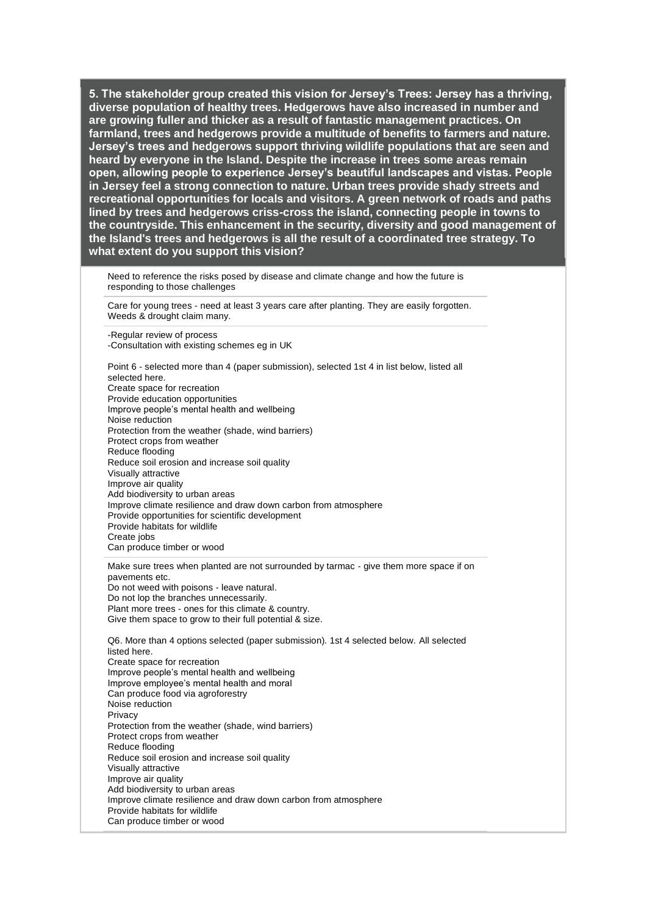**5. The stakeholder group created this vision for Jersey's Trees: Jersey has a thriving, diverse population of healthy trees. Hedgerows have also increased in number and are growing fuller and thicker as a result of fantastic management practices. On farmland, trees and hedgerows provide a multitude of benefits to farmers and nature. Jersey's trees and hedgerows support thriving wildlife populations that are seen and heard by everyone in the Island. Despite the increase in trees some areas remain open, allowing people to experience Jersey's beautiful landscapes and vistas. People in Jersey feel a strong connection to nature. Urban trees provide shady streets and recreational opportunities for locals and visitors. A green network of roads and paths lined by trees and hedgerows criss-cross the island, connecting people in towns to the countryside. This enhancement in the security, diversity and good management of the Island's trees and hedgerows is all the result of a coordinated tree strategy. To what extent do you support this vision?**

---

Need to reference the risks posed by disease and climate change and how the future is responding to those challenges

---

Care for young trees - need at least 3 years care after planting. They are easily forgotten. Weeds & drought claim many.

---

-Regular review of process
-Consultation with existing schemes eg in UK

Point 6 - selected more than 4 (paper submission), selected 1st 4 in list below, listed all selected here.
Create space for recreation
Provide education opportunities
Improve people's mental health and wellbeing
Noise reduction
Protection from the weather (shade, wind barriers)
Protect crops from weather
Reduce flooding
Reduce soil erosion and increase soil quality
Visually attractive
Improve air quality
Add biodiversity to urban areas
Improve climate resilience and draw down carbon from atmosphere
Provide opportunities for scientific development
Provide habitats for wildlife
Create jobs
Can produce timber or wood

---

Make sure trees when planted are not surrounded by tarmac - give them more space if on pavements etc.
Do not weed with poisons - leave natural.
Do not lop the branches unnecessarily.
Plant more trees - ones for this climate & country.
Give them space to grow to their full potential & size.

Q6. More than 4 options selected (paper submission). 1st 4 selected below. All selected listed here.
Create space for recreation
Improve people's mental health and wellbeing
Improve employee's mental health and moral
Can produce food via agroforestry
Noise reduction
Privacy
Protection from the weather (shade, wind barriers)
Protect crops from weather
Reduce flooding
Reduce soil erosion and increase soil quality
Visually attractive
Improve air quality
Add biodiversity to urban areas
Improve climate resilience and draw down carbon from atmosphere
Provide habitats for wildlife
Can produce timber or wood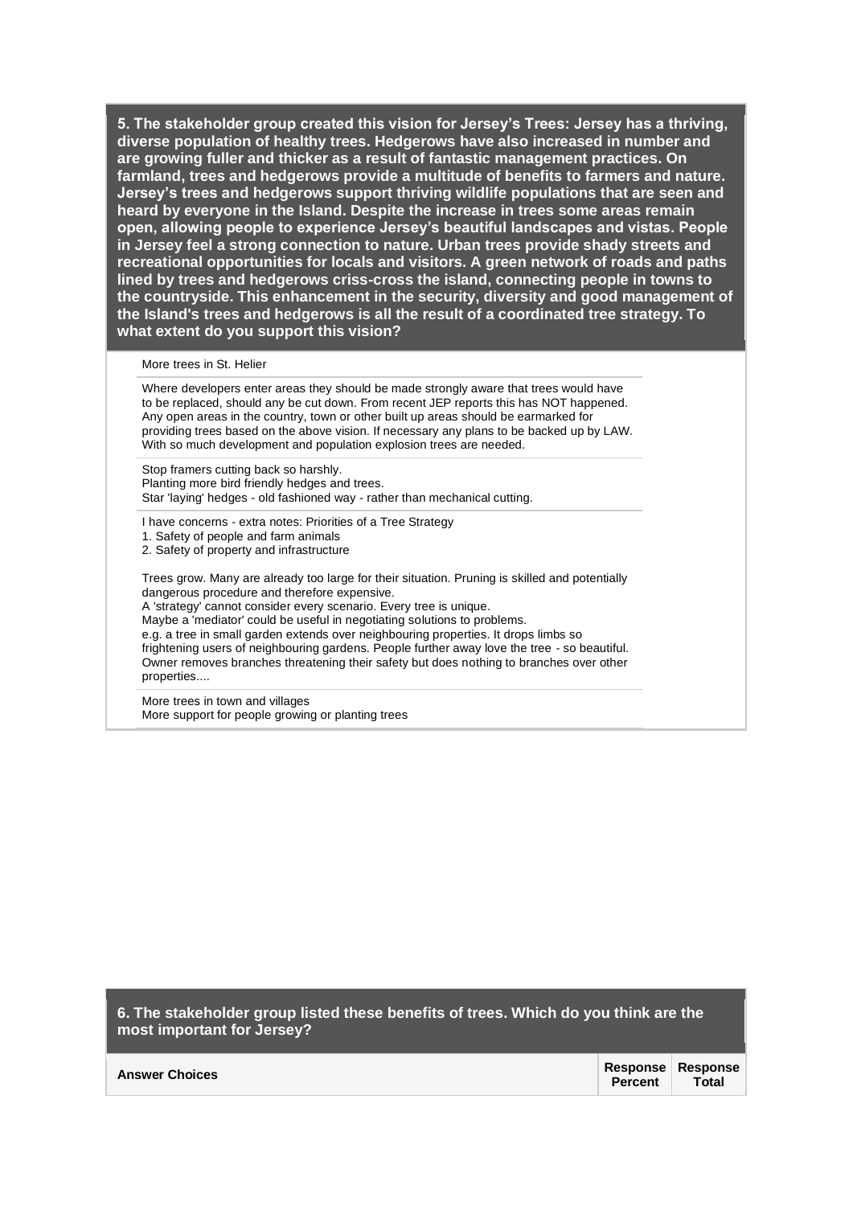**5. The stakeholder group created this vision for Jersey's Trees: Jersey has a thriving, diverse population of healthy trees. Hedgerows have also increased in number and are growing fuller and thicker as a result of fantastic management practices. On farmland, trees and hedgerows provide a multitude of benefits to farmers and nature. Jersey's trees and hedgerows support thriving wildlife populations that are seen and heard by everyone in the Island. Despite the increase in trees some areas remain open, allowing people to experience Jersey's beautiful landscapes and vistas. People in Jersey feel a strong connection to nature. Urban trees provide shady streets and recreational opportunities for locals and visitors. A green network of roads and paths lined by trees and hedgerows criss-cross the island, connecting people in towns to the countryside. This enhancement in the security, diversity and good management of the Island's trees and hedgerows is all the result of a coordinated tree strategy. To what extent do you support this vision?**

More trees in St. Helier

---

Where developers enter areas they should be made strongly aware that trees would have to be replaced, should any be cut down. From recent JEP reports this has NOT happened. Any open areas in the country, town or other built up areas should be earmarked for providing trees based on the above vision. If necessary any plans to be backed up by LAW. With so much development and population explosion trees are needed.

---

Stop framers cutting back so harshly.
Planting more bird friendly hedges and trees.
Star 'laying' hedges - old fashioned way - rather than mechanical cutting.

---

I have concerns - extra notes: Priorities of a Tree Strategy
1. Safety of people and farm animals
2. Safety of property and infrastructure

Trees grow. Many are already too large for their situation. Pruning is skilled and potentially dangerous procedure and therefore expensive.
A 'strategy' cannot consider every scenario. Every tree is unique.
Maybe a 'mediator' could be useful in negotiating solutions to problems.
e.g. a tree in small garden extends over neighbouring properties. It drops limbs so frightening users of neighbouring gardens. People further away love the tree - so beautiful. Owner removes branches threatening their safety but does nothing to branches over other properties....

---

More trees in town and villages
More support for people growing or planting trees

**6. The stakeholder group listed these benefits of trees. Which do you think are the most important for Jersey?**

| Answer Choices | Response Percent | Response Total |
|---|---|---|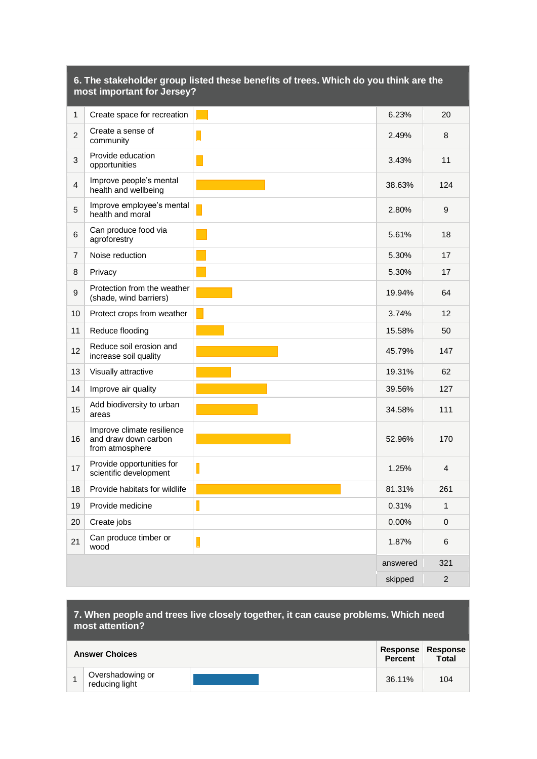## 6. The stakeholder group listed these benefits of trees. Which do you think are the most important for Jersey?

| | | Response Percent | Response Total |
|---|---|---|---|
| 1 | Create space for recreation | 6.23% | 20 |
| 2 | Create a sense of community | 2.49% | 8 |
| 3 | Provide education opportunities | 3.43% | 11 |
| 4 | Improve people's mental health and wellbeing | 38.63% | 124 |
| 5 | Improve employee's mental health and moral | 2.80% | 9 |
| 6 | Can produce food via agroforestry | 5.61% | 18 |
| 7 | Noise reduction | 5.30% | 17 |
| 8 | Privacy | 5.30% | 17 |
| 9 | Protection from the weather (shade, wind barriers) | 19.94% | 64 |
| 10 | Protect crops from weather | 3.74% | 12 |
| 11 | Reduce flooding | 15.58% | 50 |
| 12 | Reduce soil erosion and increase soil quality | 45.79% | 147 |
| 13 | Visually attractive | 19.31% | 62 |
| 14 | Improve air quality | 39.56% | 127 |
| 15 | Add biodiversity to urban areas | 34.58% | 111 |
| 16 | Improve climate resilience and draw down carbon from atmosphere | 52.96% | 170 |
| 17 | Provide opportunities for scientific development | 1.25% | 4 |
| 18 | Provide habitats for wildlife | 81.31% | 261 |
| 19 | Provide medicine | 0.31% | 1 |
| 20 | Create jobs | 0.00% | 0 |
| 21 | Can produce timber or wood | 1.87% | 6 |
| | | answered | 321 |
| | | skipped | 2 |

## 7. When people and trees live closely together, it can cause problems. Which need most attention?

| | Answer Choices | Response Percent | Response Total |
|---|---|---|---|
| 1 | Overshadowing or reducing light | 36.11% | 104 |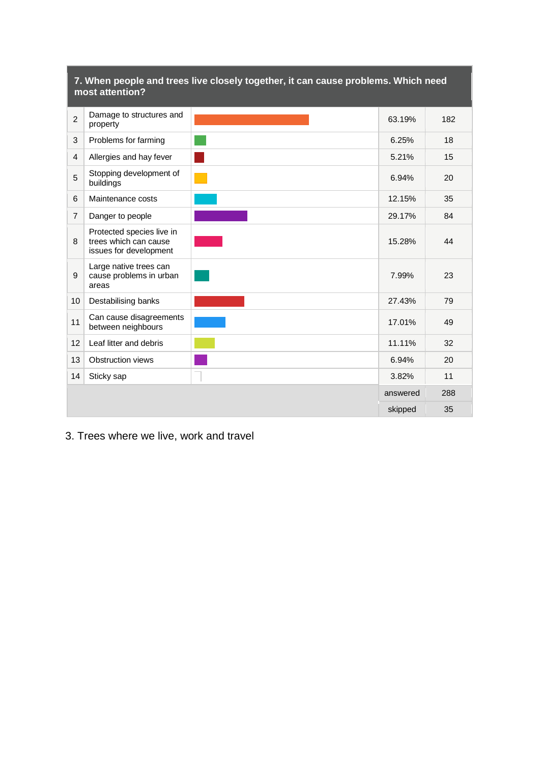| 7. When people and trees live closely together, it can cause problems. Which need most attention? | | | |
|---|---|---|---|
| 2 | Damage to structures and property | 63.19% | 182 |
| 3 | Problems for farming | 6.25% | 18 |
| 4 | Allergies and hay fever | 5.21% | 15 |
| 5 | Stopping development of buildings | 6.94% | 20 |
| 6 | Maintenance costs | 12.15% | 35 |
| 7 | Danger to people | 29.17% | 84 |
| 8 | Protected species live in trees which can cause issues for development | 15.28% | 44 |
| 9 | Large native trees can cause problems in urban areas | 7.99% | 23 |
| 10 | Destabilising banks | 27.43% | 79 |
| 11 | Can cause disagreements between neighbours | 17.01% | 49 |
| 12 | Leaf litter and debris | 11.11% | 32 |
| 13 | Obstruction views | 6.94% | 20 |
| 14 | Sticky sap | 3.82% | 11 |
| | | answered | 288 |
| | | skipped | 35 |

3. Trees where we live, work and travel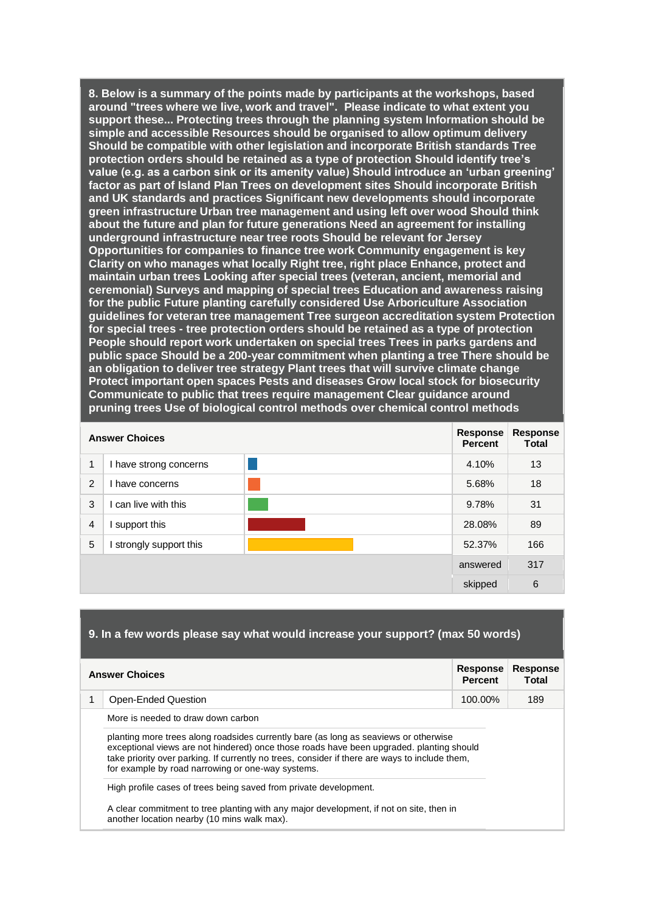**8. Below is a summary of the points made by participants at the workshops, based around "trees where we live, work and travel". Please indicate to what extent you support these... Protecting trees through the planning system Information should be simple and accessible Resources should be organised to allow optimum delivery Should be compatible with other legislation and incorporate British standards Tree protection orders should be retained as a type of protection Should identify tree's value (e.g. as a carbon sink or its amenity value) Should introduce an 'urban greening' factor as part of Island Plan Trees on development sites Should incorporate British and UK standards and practices Significant new developments should incorporate green infrastructure Urban tree management and using left over wood Should think about the future and plan for future generations Need an agreement for installing underground infrastructure near tree roots Should be relevant for Jersey Opportunities for companies to finance tree work Community engagement is key Clarity on who manages what locally Right tree, right place Enhance, protect and maintain urban trees Looking after special trees (veteran, ancient, memorial and ceremonial) Surveys and mapping of special trees Education and awareness raising for the public Future planting carefully considered Use Arboriculture Association guidelines for veteran tree management Tree surgeon accreditation system Protection for special trees - tree protection orders should be retained as a type of protection People should report work undertaken on special trees Trees in parks gardens and public space Should be a 200-year commitment when planting a tree There should be an obligation to deliver tree strategy Plant trees that will survive climate change Protect important open spaces Pests and diseases Grow local stock for biosecurity Communicate to public that trees require management Clear guidance around pruning trees Use of biological control methods over chemical control methods**

| | Answer Choices | Response Percent | Response Total |
|---|---|---|---|
| 1 | I have strong concerns | 4.10% | 13 |
| 2 | I have concerns | 5.68% | 18 |
| 3 | I can live with this | 9.78% | 31 |
| 4 | I support this | 28.08% | 89 |
| 5 | I strongly support this | 52.37% | 166 |
| | | answered | 317 |
| | | skipped | 6 |

**9. In a few words please say what would increase your support? (max 50 words)**

| | Answer Choices | Response Percent | Response Total |
|---|---|---|---|
| 1 | Open-Ended Question | 100.00% | 189 |

More is needed to draw down carbon

planting more trees along roadsides currently bare (as long as seaviews or otherwise exceptional views are not hindered) once those roads have been upgraded. planting should take priority over parking. If currently no trees, consider if there are ways to include them, for example by road narrowing or one-way systems.

High profile cases of trees being saved from private development.

A clear commitment to tree planting with any major development, if not on site, then in another location nearby (10 mins walk max).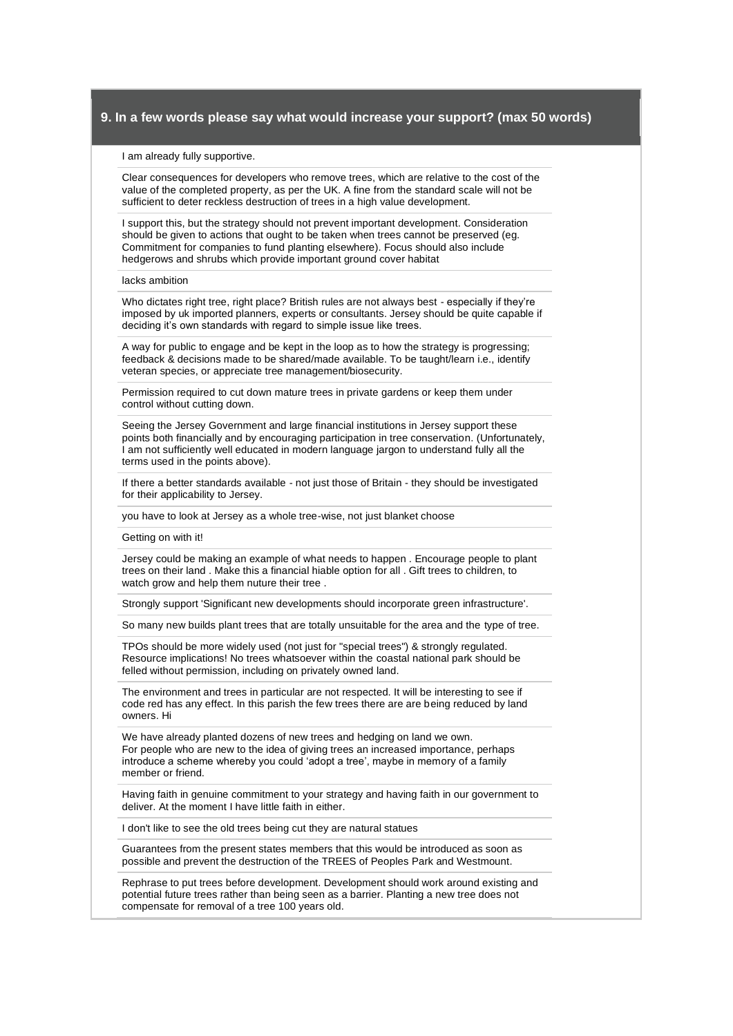## 9. In a few words please say what would increase your support? (max 50 words)

I am already fully supportive.

Clear consequences for developers who remove trees, which are relative to the cost of the value of the completed property, as per the UK. A fine from the standard scale will not be sufficient to deter reckless destruction of trees in a high value development.

I support this, but the strategy should not prevent important development. Consideration should be given to actions that ought to be taken when trees cannot be preserved (eg. Commitment for companies to fund planting elsewhere). Focus should also include hedgerows and shrubs which provide important ground cover habitat

lacks ambition

Who dictates right tree, right place? British rules are not always best - especially if they're imposed by uk imported planners, experts or consultants. Jersey should be quite capable if deciding it's own standards with regard to simple issue like trees.

A way for public to engage and be kept in the loop as to how the strategy is progressing; feedback & decisions made to be shared/made available. To be taught/learn i.e., identify veteran species, or appreciate tree management/biosecurity.

Permission required to cut down mature trees in private gardens or keep them under control without cutting down.

Seeing the Jersey Government and large financial institutions in Jersey support these points both financially and by encouraging participation in tree conservation. (Unfortunately, I am not sufficiently well educated in modern language jargon to understand fully all the terms used in the points above).

If there a better standards available - not just those of Britain - they should be investigated for their applicability to Jersey.

you have to look at Jersey as a whole tree-wise, not just blanket choose

Getting on with it!

Jersey could be making an example of what needs to happen . Encourage people to plant trees on their land . Make this a financial hiable option for all . Gift trees to children, to watch grow and help them nuture their tree .

Strongly support 'Significant new developments should incorporate green infrastructure'.

So many new builds plant trees that are totally unsuitable for the area and the type of tree.

TPOs should be more widely used (not just for "special trees") & strongly regulated. Resource implications! No trees whatsoever within the coastal national park should be felled without permission, including on privately owned land.

The environment and trees in particular are not respected. It will be interesting to see if code red has any effect. In this parish the few trees there are being reduced by land owners. Hi

We have already planted dozens of new trees and hedging on land we own.
For people who are new to the idea of giving trees an increased importance, perhaps introduce a scheme whereby you could 'adopt a tree', maybe in memory of a family member or friend.

Having faith in genuine commitment to your strategy and having faith in our government to deliver. At the moment I have little faith in either.

I don't like to see the old trees being cut they are natural statues

Guarantees from the present states members that this would be introduced as soon as possible and prevent the destruction of the TREES of Peoples Park and Westmount.

Rephrase to put trees before development. Development should work around existing and potential future trees rather than being seen as a barrier. Planting a new tree does not compensate for removal of a tree 100 years old.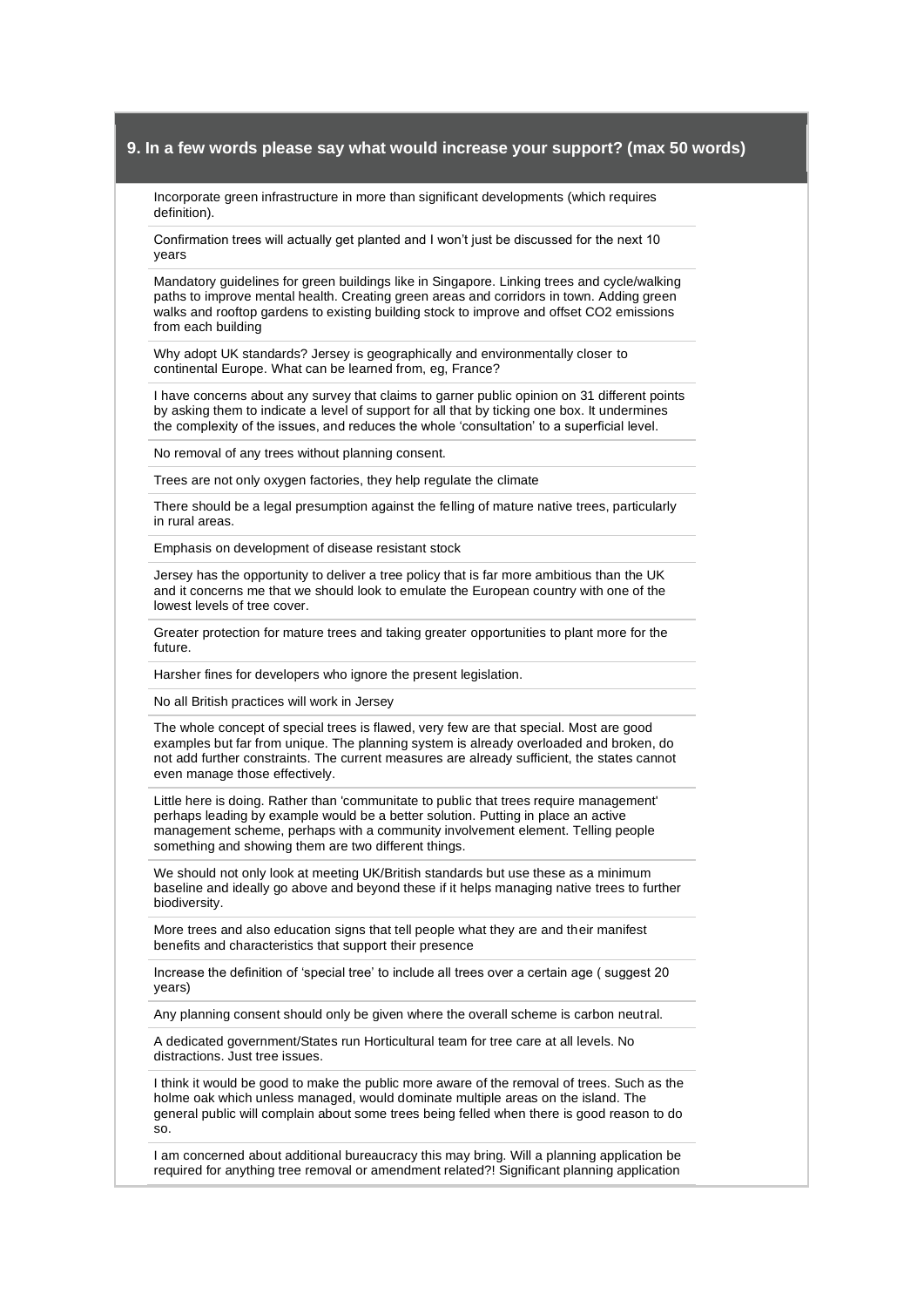## 9. In a few words please say what would increase your support? (max 50 words)

Incorporate green infrastructure in more than significant developments (which requires definition).

Confirmation trees will actually get planted and I won't just be discussed for the next 10 years

Mandatory guidelines for green buildings like in Singapore. Linking trees and cycle/walking paths to improve mental health. Creating green areas and corridors in town. Adding green walks and rooftop gardens to existing building stock to improve and offset CO2 emissions from each building

Why adopt UK standards? Jersey is geographically and environmentally closer to continental Europe. What can be learned from, eg, France?

I have concerns about any survey that claims to garner public opinion on 31 different points by asking them to indicate a level of support for all that by ticking one box. It undermines the complexity of the issues, and reduces the whole 'consultation' to a superficial level.

No removal of any trees without planning consent.

Trees are not only oxygen factories, they help regulate the climate

There should be a legal presumption against the felling of mature native trees, particularly in rural areas.

Emphasis on development of disease resistant stock

Jersey has the opportunity to deliver a tree policy that is far more ambitious than the UK and it concerns me that we should look to emulate the European country with one of the lowest levels of tree cover.

Greater protection for mature trees and taking greater opportunities to plant more for the future.

Harsher fines for developers who ignore the present legislation.

No all British practices will work in Jersey

The whole concept of special trees is flawed, very few are that special. Most are good examples but far from unique. The planning system is already overloaded and broken, do not add further constraints. The current measures are already sufficient, the states cannot even manage those effectively.

Little here is doing. Rather than 'communitate to public that trees require management' perhaps leading by example would be a better solution. Putting in place an active management scheme, perhaps with a community involvement element. Telling people something and showing them are two different things.

We should not only look at meeting UK/British standards but use these as a minimum baseline and ideally go above and beyond these if it helps managing native trees to further biodiversity.

More trees and also education signs that tell people what they are and their manifest benefits and characteristics that support their presence

Increase the definition of 'special tree' to include all trees over a certain age ( suggest 20 years)

Any planning consent should only be given where the overall scheme is carbon neutral.

A dedicated government/States run Horticultural team for tree care at all levels. No distractions. Just tree issues.

I think it would be good to make the public more aware of the removal of trees. Such as the holme oak which unless managed, would dominate multiple areas on the island. The general public will complain about some trees being felled when there is good reason to do so.

I am concerned about additional bureaucracy this may bring. Will a planning application be required for anything tree removal or amendment related?! Significant planning application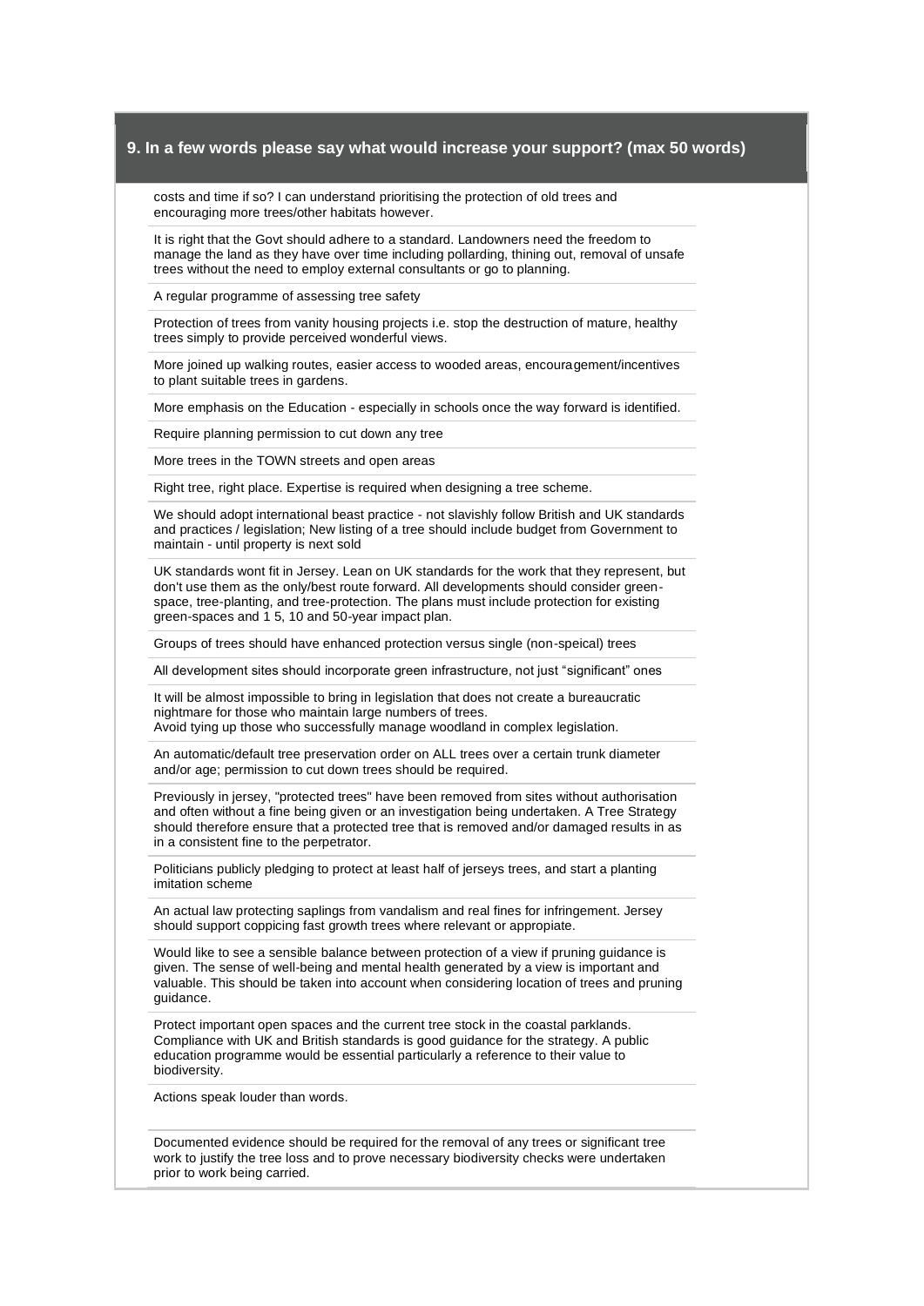## 9. In a few words please say what would increase your support? (max 50 words)

costs and time if so? I can understand prioritising the protection of old trees and encouraging more trees/other habitats however.

---

It is right that the Govt should adhere to a standard. Landowners need the freedom to manage the land as they have over time including pollarding, thining out, removal of unsafe trees without the need to employ external consultants or go to planning.

---

A regular programme of assessing tree safety

---

Protection of trees from vanity housing projects i.e. stop the destruction of mature, healthy trees simply to provide perceived wonderful views.

---

More joined up walking routes, easier access to wooded areas, encouragement/incentives to plant suitable trees in gardens.

---

More emphasis on the Education - especially in schools once the way forward is identified.

---

Require planning permission to cut down any tree

---

More trees in the TOWN streets and open areas

---

Right tree, right place. Expertise is required when designing a tree scheme.

---

We should adopt international beast practice - not slavishly follow British and UK standards and practices / legislation; New listing of a tree should include budget from Government to maintain - until property is next sold

---

UK standards wont fit in Jersey. Lean on UK standards for the work that they represent, but don't use them as the only/best route forward. All developments should consider green-space, tree-planting, and tree-protection. The plans must include protection for existing green-spaces and 1 5, 10 and 50-year impact plan.

---

Groups of trees should have enhanced protection versus single (non-speical) trees

---

All development sites should incorporate green infrastructure, not just "significant" ones

---

It will be almost impossible to bring in legislation that does not create a bureaucratic nightmare for those who maintain large numbers of trees.
Avoid tying up those who successfully manage woodland in complex legislation.

---

An automatic/default tree preservation order on ALL trees over a certain trunk diameter and/or age; permission to cut down trees should be required.

---

Previously in jersey, "protected trees" have been removed from sites without authorisation and often without a fine being given or an investigation being undertaken. A Tree Strategy should therefore ensure that a protected tree that is removed and/or damaged results in as in a consistent fine to the perpetrator.

---

Politicians publicly pledging to protect at least half of jerseys trees, and start a planting imitation scheme

---

An actual law protecting saplings from vandalism and real fines for infringement. Jersey should support coppicing fast growth trees where relevant or appropiate.

---

Would like to see a sensible balance between protection of a view if pruning guidance is given. The sense of well-being and mental health generated by a view is important and valuable. This should be taken into account when considering location of trees and pruning guidance.

---

Protect important open spaces and the current tree stock in the coastal parklands. Compliance with UK and British standards is good guidance for the strategy. A public education programme would be essential particularly a reference to their value to biodiversity.

---

Actions speak louder than words.

---

Documented evidence should be required for the removal of any trees or significant tree work to justify the tree loss and to prove necessary biodiversity checks were undertaken prior to work being carried.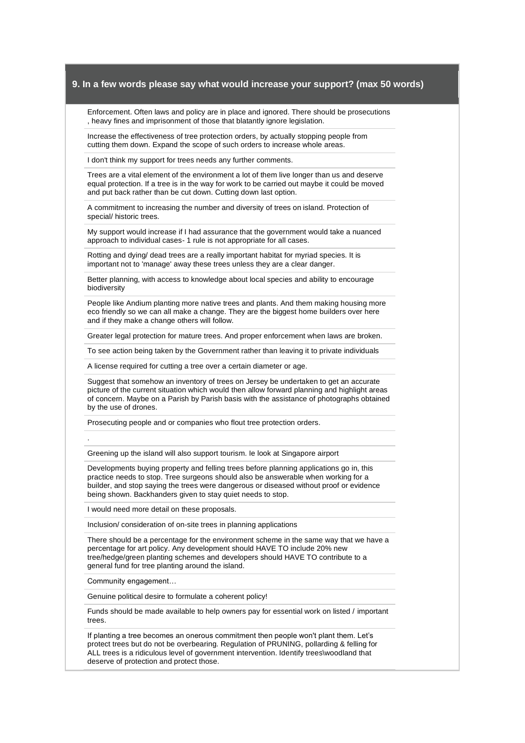### 9. In a few words please say what would increase your support? (max 50 words)

Enforcement. Often laws and policy are in place and ignored. There should be prosecutions , heavy fines and imprisonment of those that blatantly ignore legislation.

Increase the effectiveness of tree protection orders, by actually stopping people from cutting them down. Expand the scope of such orders to increase whole areas.

I don't think my support for trees needs any further comments.

Trees are a vital element of the environment a lot of them live longer than us and deserve equal protection. If a tree is in the way for work to be carried out maybe it could be moved and put back rather than be cut down. Cutting down last option.

A commitment to increasing the number and diversity of trees on island. Protection of special/ historic trees.

My support would increase if I had assurance that the government would take a nuanced approach to individual cases- 1 rule is not appropriate for all cases.

Rotting and dying/ dead trees are a really important habitat for myriad species. It is important not to 'manage' away these trees unless they are a clear danger.

Better planning, with access to knowledge about local species and ability to encourage biodiversity

People like Andium planting more native trees and plants. And them making housing more eco friendly so we can all make a change. They are the biggest home builders over here and if they make a change others will follow.

Greater legal protection for mature trees. And proper enforcement when laws are broken.

To see action being taken by the Government rather than leaving it to private individuals

A license required for cutting a tree over a certain diameter or age.

Suggest that somehow an inventory of trees on Jersey be undertaken to get an accurate picture of the current situation which would then allow forward planning and highlight areas of concern. Maybe on a Parish by Parish basis with the assistance of photographs obtained by the use of drones.

Prosecuting people and or companies who flout tree protection orders.

.

Greening up the island will also support tourism. Ie look at Singapore airport

Developments buying property and felling trees before planning applications go in, this practice needs to stop. Tree surgeons should also be answerable when working for a builder, and stop saying the trees were dangerous or diseased without proof or evidence being shown. Backhanders given to stay quiet needs to stop.

I would need more detail on these proposals.

Inclusion/ consideration of on-site trees in planning applications

There should be a percentage for the environment scheme in the same way that we have a percentage for art policy. Any development should HAVE TO include 20% new tree/hedge/green planting schemes and developers should HAVE TO contribute to a general fund for tree planting around the island.

Community engagement…

Genuine political desire to formulate a coherent policy!

Funds should be made available to help owners pay for essential work on listed / important trees.

If planting a tree becomes an onerous commitment then people won't plant them. Let's protect trees but do not be overbearing. Regulation of PRUNING, pollarding & felling for ALL trees is a ridiculous level of government intervention. Identify trees\woodland that deserve of protection and protect those.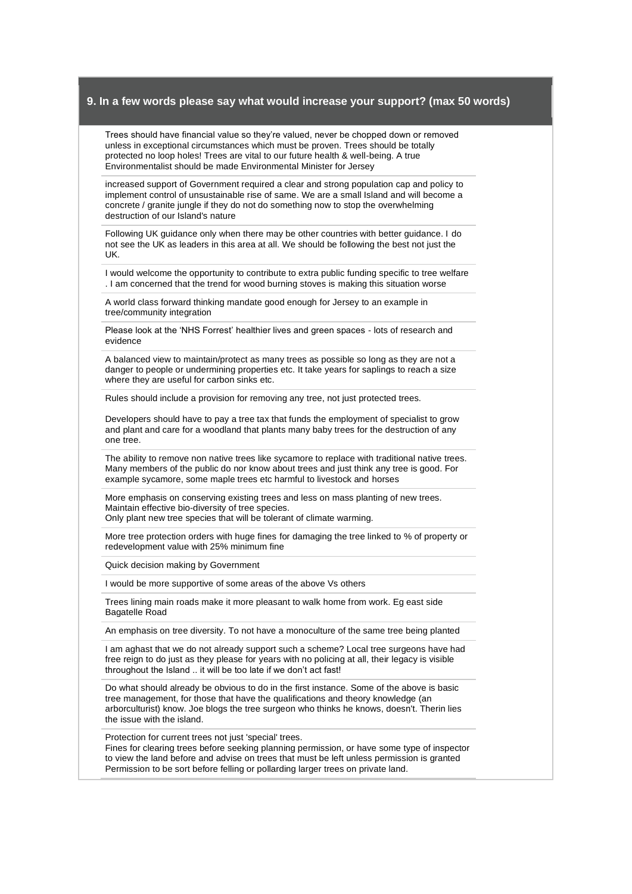## 9. In a few words please say what would increase your support? (max 50 words)

Trees should have financial value so they're valued, never be chopped down or removed unless in exceptional circumstances which must be proven. Trees should be totally protected no loop holes! Trees are vital to our future health & well-being. A true Environmentalist should be made Environmental Minister for Jersey

---

increased support of Government required a clear and strong population cap and policy to implement control of unsustainable rise of same. We are a small Island and will become a concrete / granite jungle if they do not do something now to stop the overwhelming destruction of our Island's nature

---

Following UK guidance only when there may be other countries with better guidance. I do not see the UK as leaders in this area at all. We should be following the best not just the UK.

---

I would welcome the opportunity to contribute to extra public funding specific to tree welfare . I am concerned that the trend for wood burning stoves is making this situation worse

---

A world class forward thinking mandate good enough for Jersey to an example in tree/community integration

---

Please look at the 'NHS Forrest' healthier lives and green spaces - lots of research and evidence

---

A balanced view to maintain/protect as many trees as possible so long as they are not a danger to people or undermining properties etc. It take years for saplings to reach a size where they are useful for carbon sinks etc.

---

Rules should include a provision for removing any tree, not just protected trees.

Developers should have to pay a tree tax that funds the employment of specialist to grow and plant and care for a woodland that plants many baby trees for the destruction of any one tree.

---

The ability to remove non native trees like sycamore to replace with traditional native trees. Many members of the public do nor know about trees and just think any tree is good. For example sycamore, some maple trees etc harmful to livestock and horses

---

More emphasis on conserving existing trees and less on mass planting of new trees.
Maintain effective bio-diversity of tree species.
Only plant new tree species that will be tolerant of climate warming.

---

More tree protection orders with huge fines for damaging the tree linked to % of property or redevelopment value with 25% minimum fine

---

Quick decision making by Government

---

I would be more supportive of some areas of the above Vs others

---

Trees lining main roads make it more pleasant to walk home from work. Eg east side Bagatelle Road

---

An emphasis on tree diversity. To not have a monoculture of the same tree being planted

---

I am aghast that we do not already support such a scheme? Local tree surgeons have had free reign to do just as they please for years with no policing at all, their legacy is visible throughout the Island .. it will be too late if we don't act fast!

---

Do what should already be obvious to do in the first instance. Some of the above is basic tree management, for those that have the qualifications and theory knowledge (an arborculturist) know. Joe blogs the tree surgeon who thinks he knows, doesn't. Therin lies the issue with the island.

---

Protection for current trees not just 'special' trees.
Fines for clearing trees before seeking planning permission, or have some type of inspector to view the land before and advise on trees that must be left unless permission is granted
Permission to be sort before felling or pollarding larger trees on private land.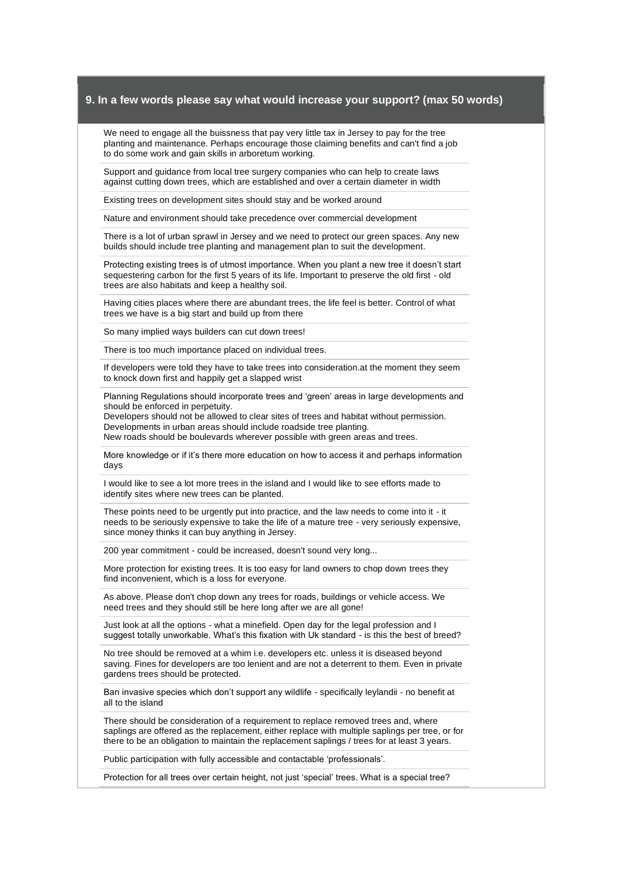## 9. In a few words please say what would increase your support? (max 50 words)

We need to engage all the buissness that pay very little tax in Jersey to pay for the tree planting and maintenance. Perhaps encourage those claiming benefits and can't find a job to do some work and gain skills in arboretum working.

Support and guidance from local tree surgery companies who can help to create laws against cutting down trees, which are established and over a certain diameter in width

Existing trees on development sites should stay and be worked around

Nature and environment should take precedence over commercial development

There is a lot of urban sprawl in Jersey and we need to protect our green spaces. Any new builds should include tree planting and management plan to suit the development.

Protecting existing trees is of utmost importance. When you plant a new tree it doesn't start sequestering carbon for the first 5 years of its life. Important to preserve the old first - old trees are also habitats and keep a healthy soil.

Having cities places where there are abundant trees, the life feel is better. Control of what trees we have is a big start and build up from there

So many implied ways builders can cut down trees!

There is too much importance placed on individual trees.

If developers were told they have to take trees into consideration.at the moment they seem to knock down first and happily get a slapped wrist

Planning Regulations should incorporate trees and 'green' areas in large developments and should be enforced in perpetuity.
Developers should not be allowed to clear sites of trees and habitat without permission.
Developments in urban areas should include roadside tree planting.
New roads should be boulevards wherever possible with green areas and trees.

More knowledge or if it's there more education on how to access it and perhaps information days

I would like to see a lot more trees in the island and I would like to see efforts made to identify sites where new trees can be planted.

These points need to be urgently put into practice, and the law needs to come into it - it needs to be seriously expensive to take the life of a mature tree - very seriously expensive, since money thinks it can buy anything in Jersey.

200 year commitment - could be increased, doesn't sound very long...

More protection for existing trees. It is too easy for land owners to chop down trees they find inconvenient, which is a loss for everyone.

As above. Please don't chop down any trees for roads, buildings or vehicle access. We need trees and they should still be here long after we are all gone!

Just look at all the options - what a minefield. Open day for the legal profession and I suggest totally unworkable. What's this fixation with Uk standard - is this the best of breed?

No tree should be removed at a whim i.e. developers etc. unless it is diseased beyond saving. Fines for developers are too lenient and are not a deterrent to them. Even in private gardens trees should be protected.

Ban invasive species which don't support any wildlife - specifically leylandii - no benefit at all to the island

There should be consideration of a requirement to replace removed trees and, where saplings are offered as the replacement, either replace with multiple saplings per tree, or for there to be an obligation to maintain the replacement saplings / trees for at least 3 years.

Public participation with fully accessible and contactable 'professionals'.

Protection for all trees over certain height, not just 'special' trees. What is a special tree?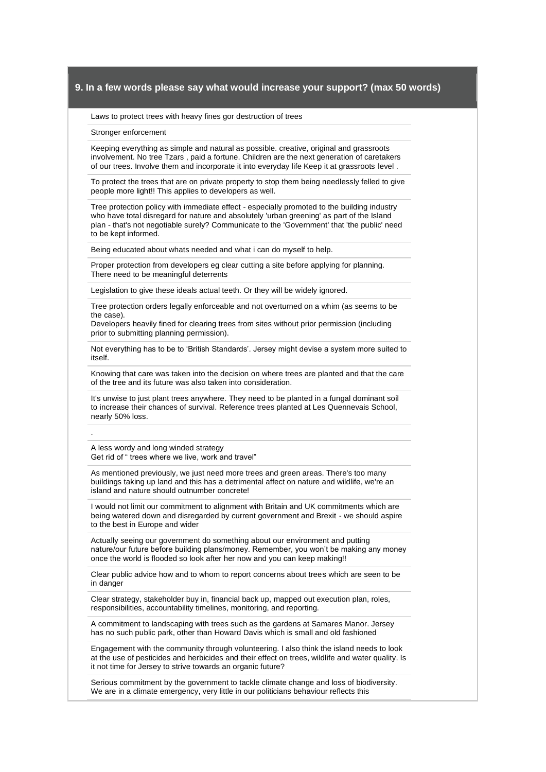## 9. In a few words please say what would increase your support? (max 50 words)

Laws to protect trees with heavy fines gor destruction of trees

Stronger enforcement

Keeping everything as simple and natural as possible. creative, original and grassroots involvement. No tree Tzars , paid a fortune. Children are the next generation of caretakers of our trees. Involve them and incorporate it into everyday life Keep it at grassroots level .

To protect the trees that are on private property to stop them being needlessly felled to give people more light!! This applies to developers as well.

Tree protection policy with immediate effect - especially promoted to the building industry who have total disregard for nature and absolutely 'urban greening' as part of the Island plan - that's not negotiable surely? Communicate to the 'Government' that 'the public' need to be kept informed.

Being educated about whats needed and what i can do myself to help.

Proper protection from developers eg clear cutting a site before applying for planning. There need to be meaningful deterrents

Legislation to give these ideals actual teeth. Or they will be widely ignored.

Tree protection orders legally enforceable and not overturned on a whim (as seems to be the case).
Developers heavily fined for clearing trees from sites without prior permission (including prior to submitting planning permission).

Not everything has to be to 'British Standards'. Jersey might devise a system more suited to itself.

Knowing that care was taken into the decision on where trees are planted and that the care of the tree and its future was also taken into consideration.

It's unwise to just plant trees anywhere. They need to be planted in a fungal dominant soil to increase their chances of survival. Reference trees planted at Les Quennevais School, nearly 50% loss.

.

A less wordy and long winded strategy
Get rid of " trees where we live, work and travel"

As mentioned previously, we just need more trees and green areas. There's too many buildings taking up land and this has a detrimental affect on nature and wildlife, we're an island and nature should outnumber concrete!

I would not limit our commitment to alignment with Britain and UK commitments which are being watered down and disregarded by current government and Brexit - we should aspire to the best in Europe and wider

Actually seeing our government do something about our environment and putting nature/our future before building plans/money. Remember, you won't be making any money once the world is flooded so look after her now and you can keep making!!

Clear public advice how and to whom to report concerns about trees which are seen to be in danger

Clear strategy, stakeholder buy in, financial back up, mapped out execution plan, roles, responsibilities, accountability timelines, monitoring, and reporting.

A commitment to landscaping with trees such as the gardens at Samares Manor. Jersey has no such public park, other than Howard Davis which is small and old fashioned

Engagement with the community through volunteering. I also think the island needs to look at the use of pesticides and herbicides and their effect on trees, wildlife and water quality. Is it not time for Jersey to strive towards an organic future?

Serious commitment by the government to tackle climate change and loss of biodiversity. We are in a climate emergency, very little in our politicians behaviour reflects this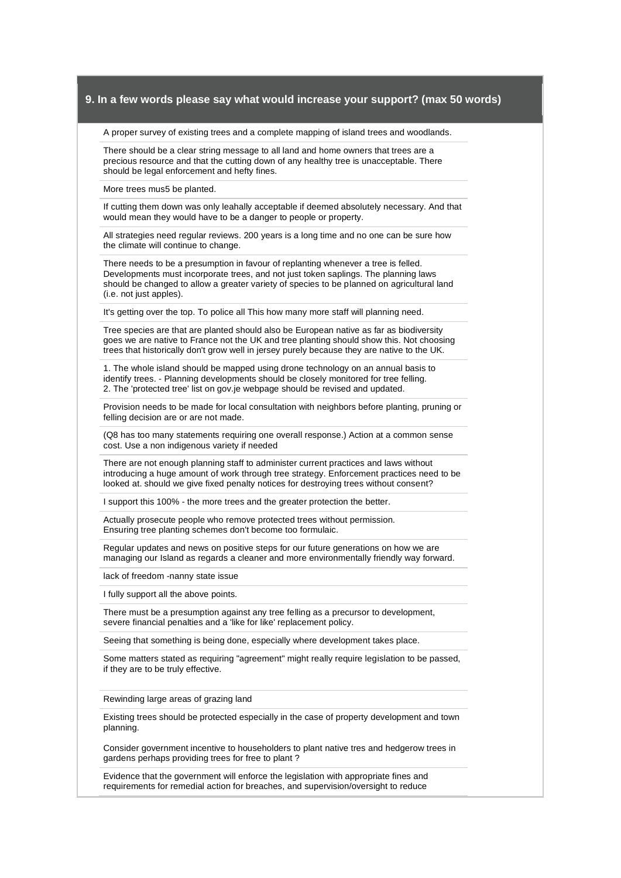## 9. In a few words please say what would increase your support? (max 50 words)

A proper survey of existing trees and a complete mapping of island trees and woodlands.

There should be a clear string message to all land and home owners that trees are a precious resource and that the cutting down of any healthy tree is unacceptable. There should be legal enforcement and hefty fines.

More trees mus5 be planted.

If cutting them down was only leahally acceptable if deemed absolutely necessary. And that would mean they would have to be a danger to people or property.

All strategies need regular reviews. 200 years is a long time and no one can be sure how the climate will continue to change.

There needs to be a presumption in favour of replanting whenever a tree is felled. Developments must incorporate trees, and not just token saplings. The planning laws should be changed to allow a greater variety of species to be planned on agricultural land (i.e. not just apples).

It's getting over the top. To police all This how many more staff will planning need.

Tree species are that are planted should also be European native as far as biodiversity goes we are native to France not the UK and tree planting should show this. Not choosing trees that historically don't grow well in jersey purely because they are native to the UK.

1. The whole island should be mapped using drone technology on an annual basis to identify trees. - Planning developments should be closely monitored for tree felling.
2. The 'protected tree' list on gov.je webpage should be revised and updated.

Provision needs to be made for local consultation with neighbors before planting, pruning or felling decision are or are not made.

(Q8 has too many statements requiring one overall response.) Action at a common sense cost. Use a non indigenous variety if needed

There are not enough planning staff to administer current practices and laws without introducing a huge amount of work through tree strategy. Enforcement practices need to be looked at. should we give fixed penalty notices for destroying trees without consent?

I support this 100% - the more trees and the greater protection the better.

Actually prosecute people who remove protected trees without permission.
Ensuring tree planting schemes don't become too formulaic.

Regular updates and news on positive steps for our future generations on how we are managing our Island as regards a cleaner and more environmentally friendly way forward.

lack of freedom -nanny state issue

I fully support all the above points.

There must be a presumption against any tree felling as a precursor to development, severe financial penalties and a 'like for like' replacement policy.

Seeing that something is being done, especially where development takes place.

Some matters stated as requiring "agreement" might really require legislation to be passed, if they are to be truly effective.

Rewinding large areas of grazing land

Existing trees should be protected especially in the case of property development and town planning.

Consider government incentive to householders to plant native tres and hedgerow trees in gardens perhaps providing trees for free to plant ?

Evidence that the government will enforce the legislation with appropriate fines and requirements for remedial action for breaches, and supervision/oversight to reduce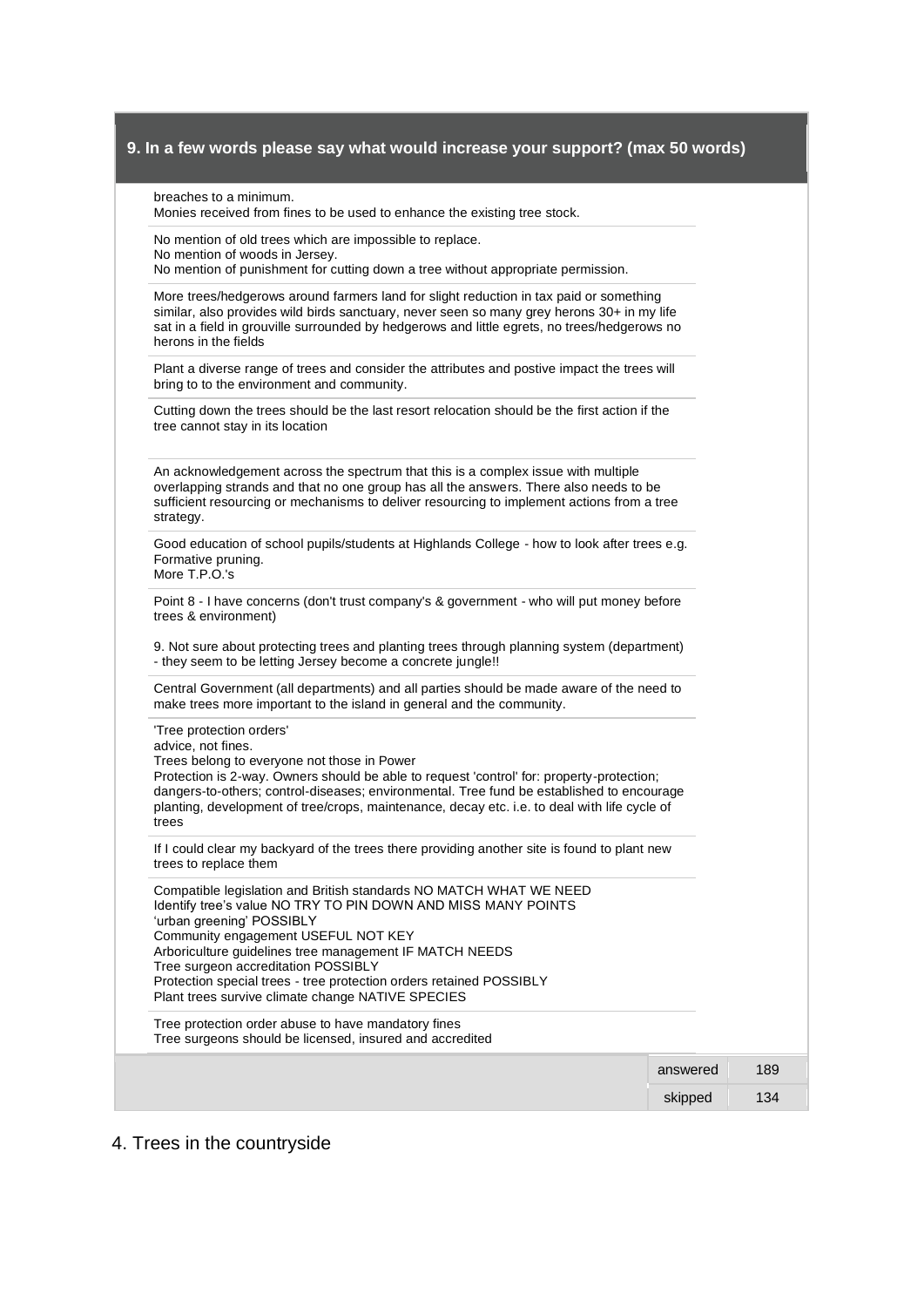## 9. In a few words please say what would increase your support? (max 50 words)

breaches to a minimum.
Monies received from fines to be used to enhance the existing tree stock.

---

No mention of old trees which are impossible to replace.
No mention of woods in Jersey.
No mention of punishment for cutting down a tree without appropriate permission.

---

More trees/hedgerows around farmers land for slight reduction in tax paid or something similar, also provides wild birds sanctuary, never seen so many grey herons 30+ in my life sat in a field in grouville surrounded by hedgerows and little egrets, no trees/hedgerows no herons in the fields

---

Plant a diverse range of trees and consider the attributes and postive impact the trees will bring to to the environment and community.

---

Cutting down the trees should be the last resort relocation should be the first action if the tree cannot stay in its location

---

An acknowledgement across the spectrum that this is a complex issue with multiple overlapping strands and that no one group has all the answers. There also needs to be sufficient resourcing or mechanisms to deliver resourcing to implement actions from a tree strategy.

---

Good education of school pupils/students at Highlands College - how to look after trees e.g. Formative pruning.
More T.P.O.'s

---

Point 8 - I have concerns (don't trust company's & government - who will put money before trees & environment)

9. Not sure about protecting trees and planting trees through planning system (department) - they seem to be letting Jersey become a concrete jungle!!

---

Central Government (all departments) and all parties should be made aware of the need to make trees more important to the island in general and the community.

---

'Tree protection orders'
advice, not fines.
Trees belong to everyone not those in Power
Protection is 2-way. Owners should be able to request 'control' for: property-protection; dangers-to-others; control-diseases; environmental. Tree fund be established to encourage planting, development of tree/crops, maintenance, decay etc. i.e. to deal with life cycle of trees

---

If I could clear my backyard of the trees there providing another site is found to plant new trees to replace them

---

Compatible legislation and British standards NO MATCH WHAT WE NEED
Identify tree's value NO TRY TO PIN DOWN AND MISS MANY POINTS
'urban greening' POSSIBLY
Community engagement USEFUL NOT KEY
Arboriculture guidelines tree management IF MATCH NEEDS
Tree surgeon accreditation POSSIBLY
Protection special trees - tree protection orders retained POSSIBLY
Plant trees survive climate change NATIVE SPECIES

---

Tree protection order abuse to have mandatory fines
Tree surgeons should be licensed, insured and accredited

| | |
|---|---|
| answered | 189 |
| skipped | 134 |

# 4. Trees in the countryside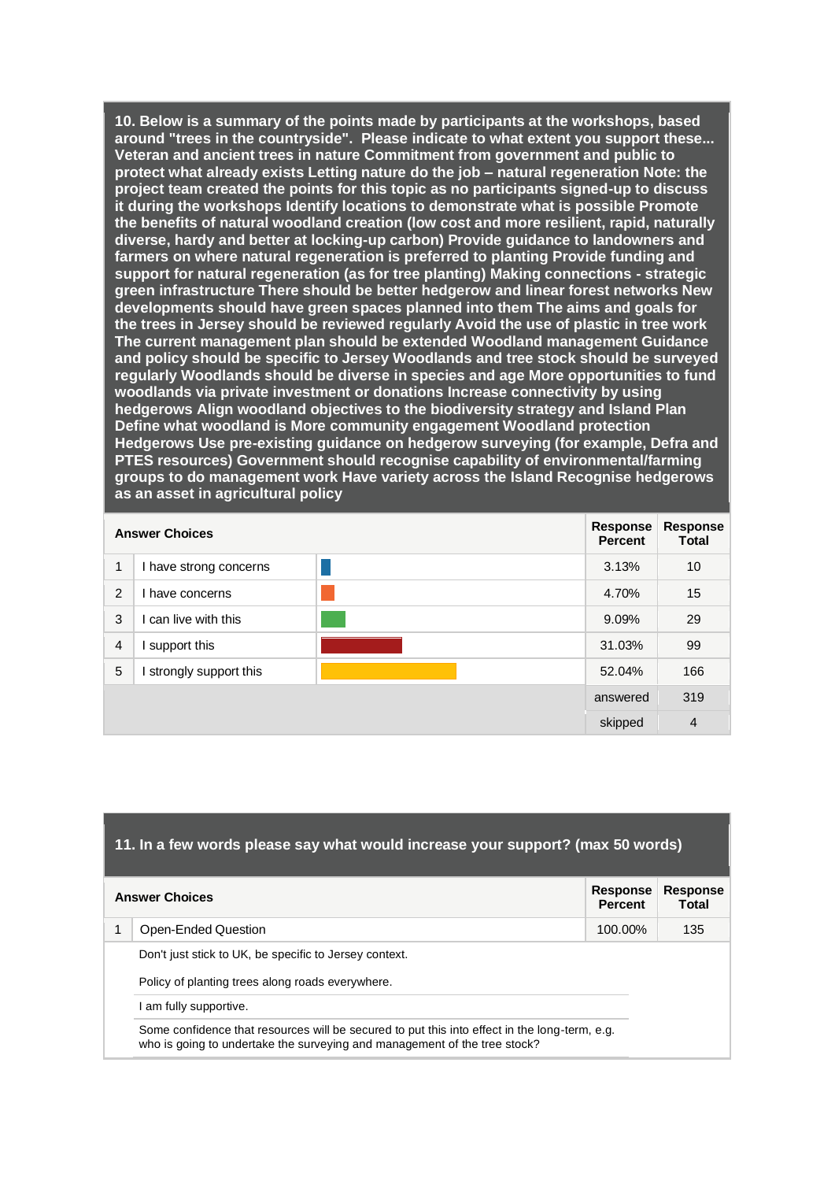**10. Below is a summary of the points made by participants at the workshops, based around "trees in the countryside". Please indicate to what extent you support these... Veteran and ancient trees in nature Commitment from government and public to protect what already exists Letting nature do the job – natural regeneration Note: the project team created the points for this topic as no participants signed-up to discuss it during the workshops Identify locations to demonstrate what is possible Promote the benefits of natural woodland creation (low cost and more resilient, rapid, naturally diverse, hardy and better at locking-up carbon) Provide guidance to landowners and farmers on where natural regeneration is preferred to planting Provide funding and support for natural regeneration (as for tree planting) Making connections - strategic green infrastructure There should be better hedgerow and linear forest networks New developments should have green spaces planned into them The aims and goals for the trees in Jersey should be reviewed regularly Avoid the use of plastic in tree work The current management plan should be extended Woodland management Guidance and policy should be specific to Jersey Woodlands and tree stock should be surveyed regularly Woodlands should be diverse in species and age More opportunities to fund woodlands via private investment or donations Increase connectivity by using hedgerows Align woodland objectives to the biodiversity strategy and Island Plan Define what woodland is More community engagement Woodland protection Hedgerows Use pre-existing guidance on hedgerow surveying (for example, Defra and PTES resources) Government should recognise capability of environmental/farming groups to do management work Have variety across the Island Recognise hedgerows as an asset in agricultural policy**

| | Answer Choices | Response Percent | Response Total |
|---|---|---|---|
| 1 | I have strong concerns | 3.13% | 10 |
| 2 | I have concerns | 4.70% | 15 |
| 3 | I can live with this | 9.09% | 29 |
| 4 | I support this | 31.03% | 99 |
| 5 | I strongly support this | 52.04% | 166 |
| | | answered | 319 |
| | | skipped | 4 |

**11. In a few words please say what would increase your support? (max 50 words)**

| | Answer Choices | Response Percent | Response Total |
|---|---|---|---|
| 1 | Open-Ended Question | 100.00% | 135 |

Don't just stick to UK, be specific to Jersey context.

Policy of planting trees along roads everywhere.

I am fully supportive.

Some confidence that resources will be secured to put this into effect in the long-term, e.g. who is going to undertake the surveying and management of the tree stock?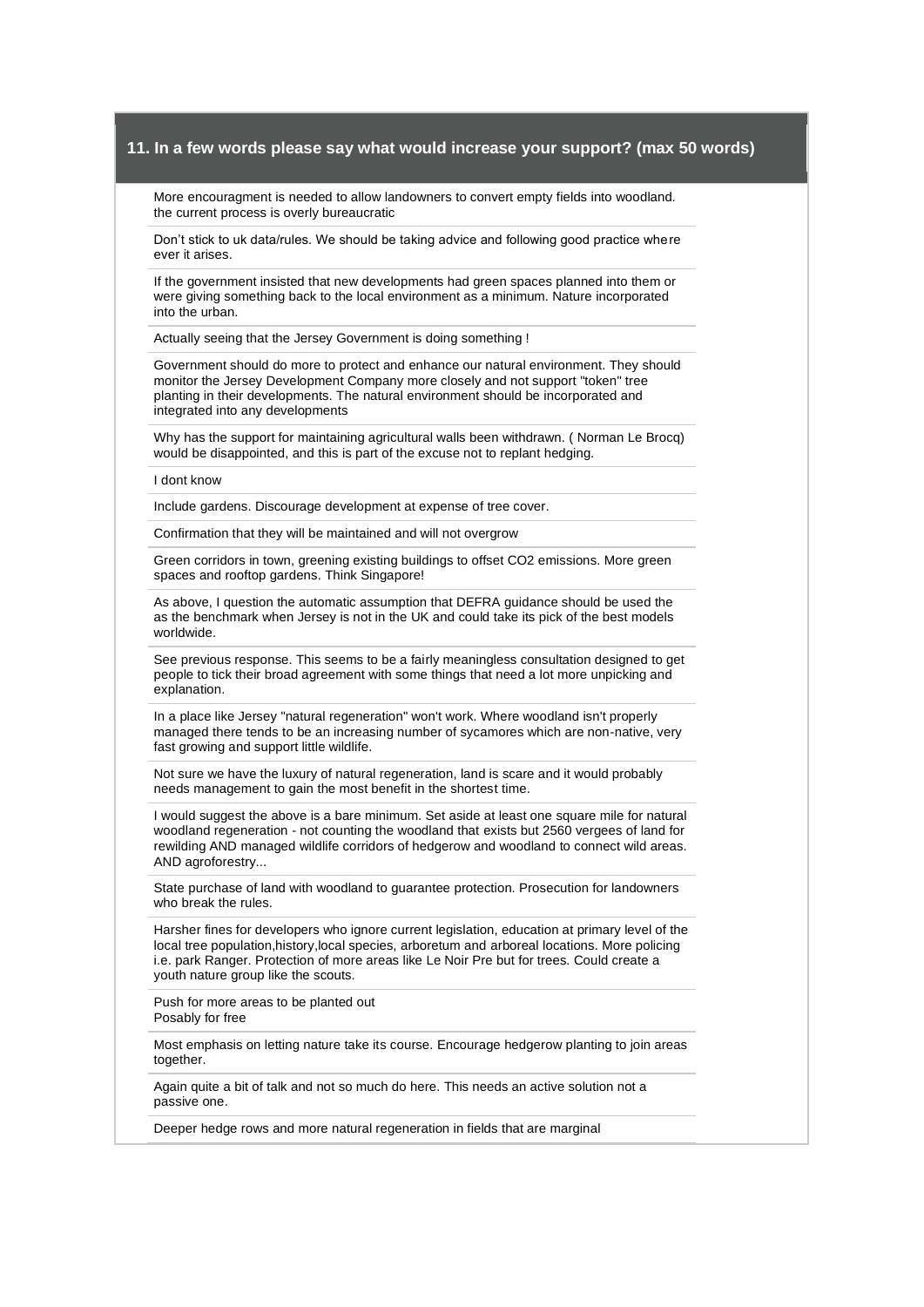## 11. In a few words please say what would increase your support? (max 50 words)

More encouragment is needed to allow landowners to convert empty fields into woodland. the current process is overly bureaucratic

Don't stick to uk data/rules. We should be taking advice and following good practice where ever it arises.

If the government insisted that new developments had green spaces planned into them or were giving something back to the local environment as a minimum. Nature incorporated into the urban.

Actually seeing that the Jersey Government is doing something !

Government should do more to protect and enhance our natural environment. They should monitor the Jersey Development Company more closely and not support "token" tree planting in their developments. The natural environment should be incorporated and integrated into any developments

Why has the support for maintaining agricultural walls been withdrawn. ( Norman Le Brocq) would be disappointed, and this is part of the excuse not to replant hedging.

I dont know

Include gardens. Discourage development at expense of tree cover.

Confirmation that they will be maintained and will not overgrow

Green corridors in town, greening existing buildings to offset CO2 emissions. More green spaces and rooftop gardens. Think Singapore!

As above, I question the automatic assumption that DEFRA guidance should be used the as the benchmark when Jersey is not in the UK and could take its pick of the best models worldwide.

See previous response. This seems to be a fairly meaningless consultation designed to get people to tick their broad agreement with some things that need a lot more unpicking and explanation.

In a place like Jersey "natural regeneration" won't work. Where woodland isn't properly managed there tends to be an increasing number of sycamores which are non-native, very fast growing and support little wildlife.

Not sure we have the luxury of natural regeneration, land is scare and it would probably needs management to gain the most benefit in the shortest time.

I would suggest the above is a bare minimum. Set aside at least one square mile for natural woodland regeneration - not counting the woodland that exists but 2560 vergees of land for rewilding AND managed wildlife corridors of hedgerow and woodland to connect wild areas. AND agroforestry...

State purchase of land with woodland to guarantee protection. Prosecution for landowners who break the rules.

Harsher fines for developers who ignore current legislation, education at primary level of the local tree population,history,local species, arboretum and arboreal locations. More policing i.e. park Ranger. Protection of more areas like Le Noir Pre but for trees. Could create a youth nature group like the scouts.

Push for more areas to be planted out
Posably for free

Most emphasis on letting nature take its course. Encourage hedgerow planting to join areas together.

Again quite a bit of talk and not so much do here. This needs an active solution not a passive one.

Deeper hedge rows and more natural regeneration in fields that are marginal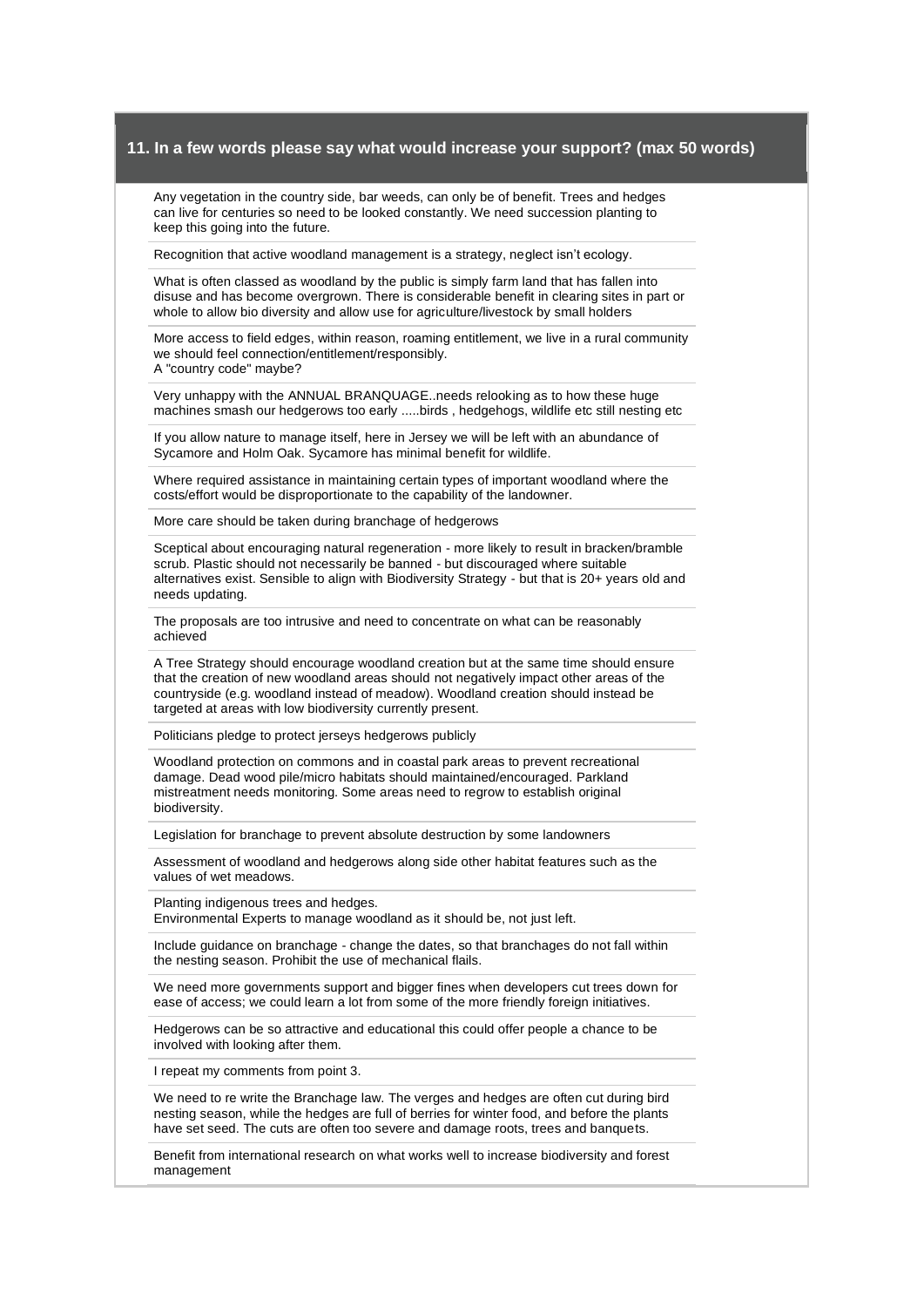## 11. In a few words please say what would increase your support? (max 50 words)

Any vegetation in the country side, bar weeds, can only be of benefit. Trees and hedges can live for centuries so need to be looked constantly. We need succession planting to keep this going into the future.

---

Recognition that active woodland management is a strategy, neglect isn't ecology.

---

What is often classed as woodland by the public is simply farm land that has fallen into disuse and has become overgrown. There is considerable benefit in clearing sites in part or whole to allow bio diversity and allow use for agriculture/livestock by small holders

---

More access to field edges, within reason, roaming entitlement, we live in a rural community we should feel connection/entitlement/responsibly.
A "country code" maybe?

---

Very unhappy with the ANNUAL BRANQUAGE..needs relooking as to how these huge machines smash our hedgerows too early .....birds , hedgehogs, wildlife etc still nesting etc

---

If you allow nature to manage itself, here in Jersey we will be left with an abundance of Sycamore and Holm Oak. Sycamore has minimal benefit for wildlife.

---

Where required assistance in maintaining certain types of important woodland where the costs/effort would be disproportionate to the capability of the landowner.

---

More care should be taken during branchage of hedgerows

---

Sceptical about encouraging natural regeneration - more likely to result in bracken/bramble scrub. Plastic should not necessarily be banned - but discouraged where suitable alternatives exist. Sensible to align with Biodiversity Strategy - but that is 20+ years old and needs updating.

---

The proposals are too intrusive and need to concentrate on what can be reasonably achieved

---

A Tree Strategy should encourage woodland creation but at the same time should ensure that the creation of new woodland areas should not negatively impact other areas of the countryside (e.g. woodland instead of meadow). Woodland creation should instead be targeted at areas with low biodiversity currently present.

---

Politicians pledge to protect jerseys hedgerows publicly

---

Woodland protection on commons and in coastal park areas to prevent recreational damage. Dead wood pile/micro habitats should maintained/encouraged. Parkland mistreatment needs monitoring. Some areas need to regrow to establish original biodiversity.

---

Legislation for branchage to prevent absolute destruction by some landowners

---

Assessment of woodland and hedgerows along side other habitat features such as the values of wet meadows.

---

Planting indigenous trees and hedges.
Environmental Experts to manage woodland as it should be, not just left.

---

Include guidance on branchage - change the dates, so that branchages do not fall within the nesting season. Prohibit the use of mechanical flails.

---

We need more governments support and bigger fines when developers cut trees down for ease of access; we could learn a lot from some of the more friendly foreign initiatives.

---

Hedgerows can be so attractive and educational this could offer people a chance to be involved with looking after them.

---

I repeat my comments from point 3.

---

We need to re write the Branchage law. The verges and hedges are often cut during bird nesting season, while the hedges are full of berries for winter food, and before the plants have set seed. The cuts are often too severe and damage roots, trees and banquets.

---

Benefit from international research on what works well to increase biodiversity and forest management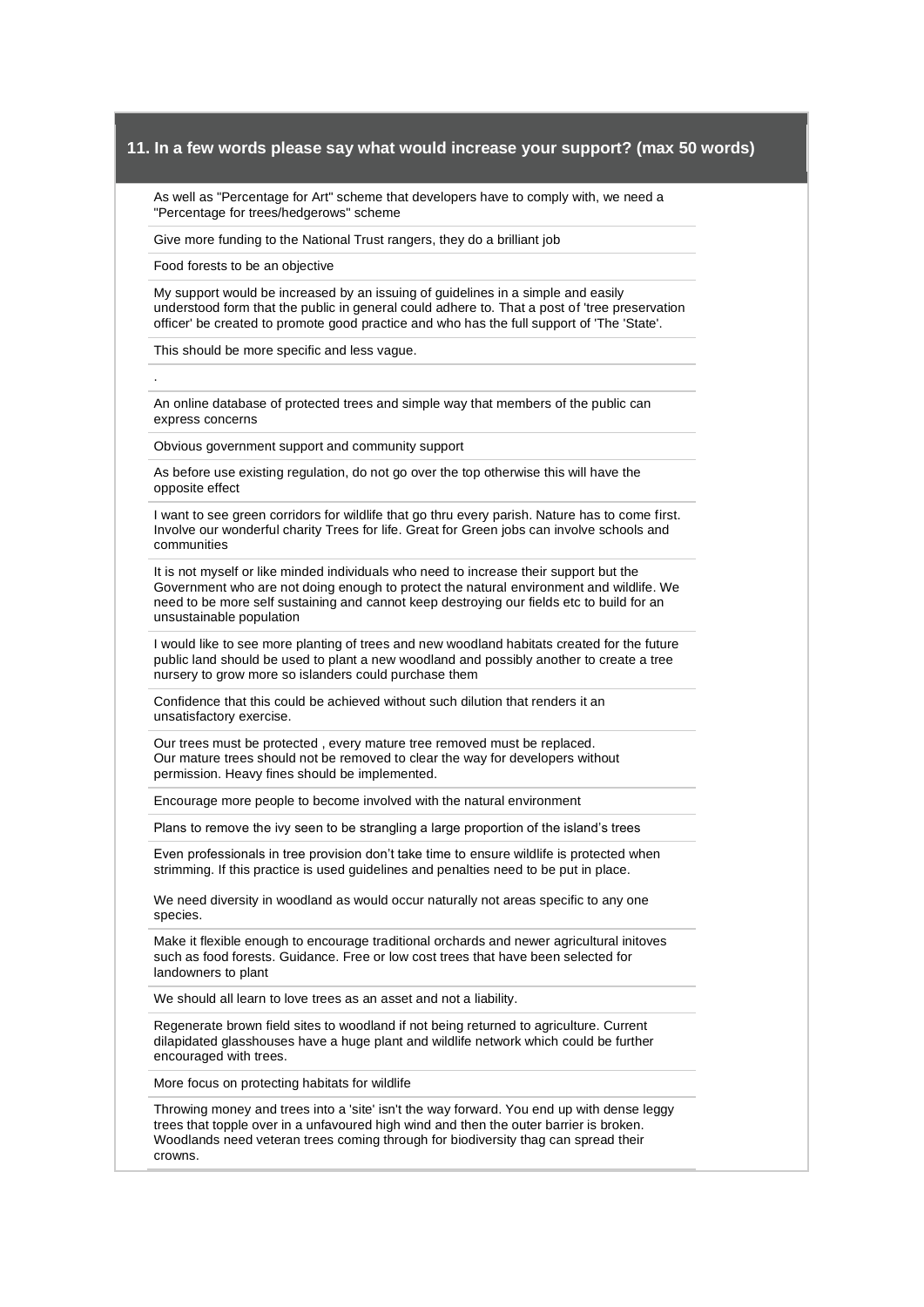## 11. In a few words please say what would increase your support? (max 50 words)

As well as "Percentage for Art" scheme that developers have to comply with, we need a "Percentage for trees/hedgerows" scheme

Give more funding to the National Trust rangers, they do a brilliant job

Food forests to be an objective

My support would be increased by an issuing of guidelines in a simple and easily understood form that the public in general could adhere to. That a post of 'tree preservation officer' be created to promote good practice and who has the full support of 'The 'State'.

This should be more specific and less vague.

.

An online database of protected trees and simple way that members of the public can express concerns

Obvious government support and community support

As before use existing regulation, do not go over the top otherwise this will have the opposite effect

I want to see green corridors for wildlife that go thru every parish. Nature has to come first. Involve our wonderful charity Trees for life. Great for Green jobs can involve schools and communities

It is not myself or like minded individuals who need to increase their support but the Government who are not doing enough to protect the natural environment and wildlife. We need to be more self sustaining and cannot keep destroying our fields etc to build for an unsustainable population

I would like to see more planting of trees and new woodland habitats created for the future public land should be used to plant a new woodland and possibly another to create a tree nursery to grow more so islanders could purchase them

Confidence that this could be achieved without such dilution that renders it an unsatisfactory exercise.

Our trees must be protected , every mature tree removed must be replaced.
Our mature trees should not be removed to clear the way for developers without permission. Heavy fines should be implemented.

Encourage more people to become involved with the natural environment

Plans to remove the ivy seen to be strangling a large proportion of the island's trees

Even professionals in tree provision don't take time to ensure wildlife is protected when strimming. If this practice is used guidelines and penalties need to be put in place.

We need diversity in woodland as would occur naturally not areas specific to any one species.

Make it flexible enough to encourage traditional orchards and newer agricultural initoves such as food forests. Guidance. Free or low cost trees that have been selected for landowners to plant

We should all learn to love trees as an asset and not a liability.

Regenerate brown field sites to woodland if not being returned to agriculture. Current dilapidated glasshouses have a huge plant and wildlife network which could be further encouraged with trees.

More focus on protecting habitats for wildlife

Throwing money and trees into a 'site' isn't the way forward. You end up with dense leggy trees that topple over in a unfavoured high wind and then the outer barrier is broken. Woodlands need veteran trees coming through for biodiversity thag can spread their crowns.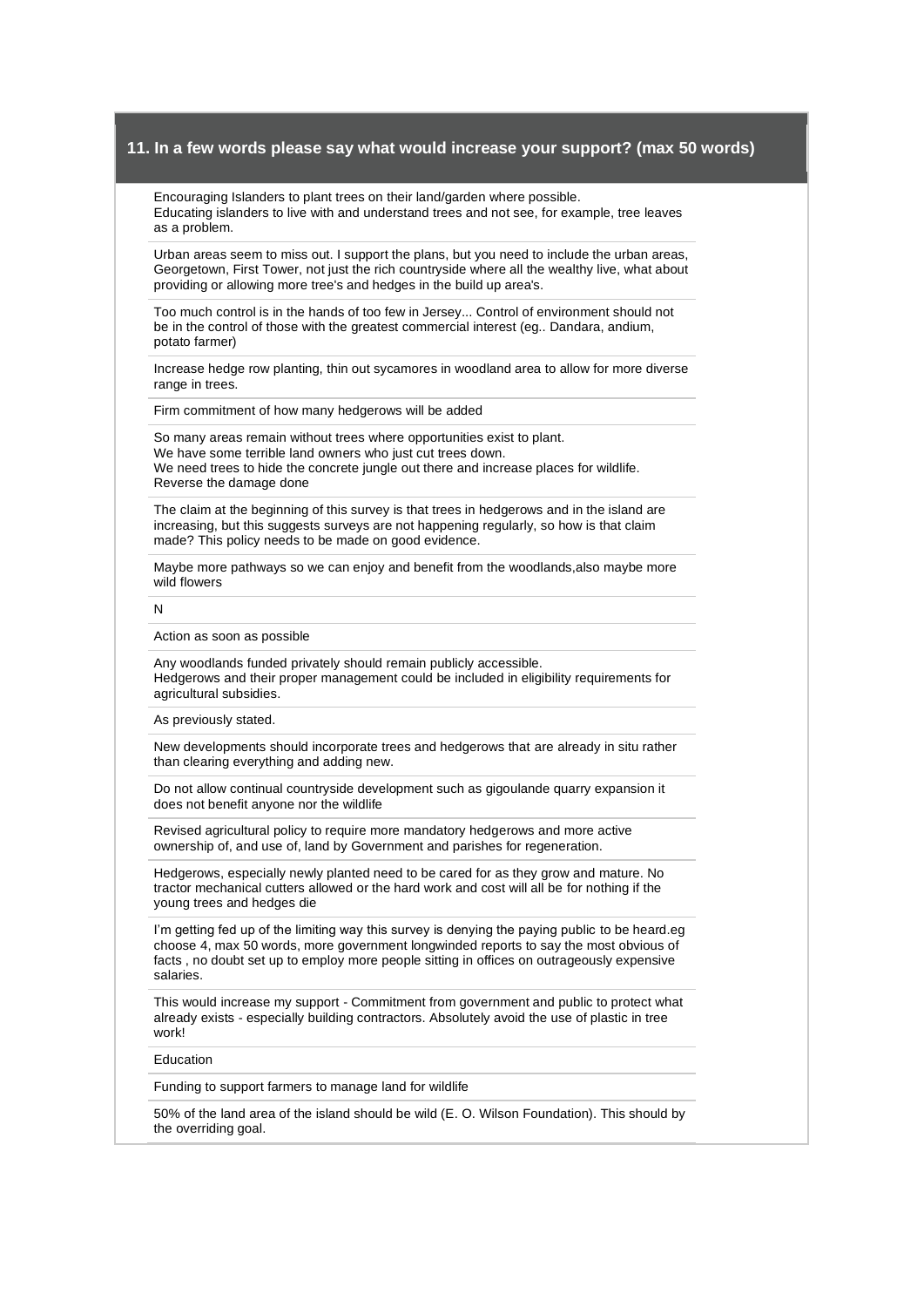### 11. In a few words please say what would increase your support? (max 50 words)

Encouraging Islanders to plant trees on their land/garden where possible.
Educating islanders to live with and understand trees and not see, for example, tree leaves as a problem.

---

Urban areas seem to miss out. I support the plans, but you need to include the urban areas, Georgetown, First Tower, not just the rich countryside where all the wealthy live, what about providing or allowing more tree's and hedges in the build up area's.

---

Too much control is in the hands of too few in Jersey... Control of environment should not be in the control of those with the greatest commercial interest (eg.. Dandara, andium, potato farmer)

---

Increase hedge row planting, thin out sycamores in woodland area to allow for more diverse range in trees.

---

Firm commitment of how many hedgerows will be added

---

So many areas remain without trees where opportunities exist to plant.
We have some terrible land owners who just cut trees down.
We need trees to hide the concrete jungle out there and increase places for wildlife.
Reverse the damage done

---

The claim at the beginning of this survey is that trees in hedgerows and in the island are increasing, but this suggests surveys are not happening regularly, so how is that claim made? This policy needs to be made on good evidence.

---

Maybe more pathways so we can enjoy and benefit from the woodlands,also maybe more wild flowers

---

N

---

Action as soon as possible

---

Any woodlands funded privately should remain publicly accessible.
Hedgerows and their proper management could be included in eligibility requirements for agricultural subsidies.

---

As previously stated.

---

New developments should incorporate trees and hedgerows that are already in situ rather than clearing everything and adding new.

---

Do not allow continual countryside development such as gigoulande quarry expansion it does not benefit anyone nor the wildlife

---

Revised agricultural policy to require more mandatory hedgerows and more active ownership of, and use of, land by Government and parishes for regeneration.

---

Hedgerows, especially newly planted need to be cared for as they grow and mature. No tractor mechanical cutters allowed or the hard work and cost will all be for nothing if the young trees and hedges die

---

I'm getting fed up of the limiting way this survey is denying the paying public to be heard.eg choose 4, max 50 words, more government longwinded reports to say the most obvious of facts , no doubt set up to employ more people sitting in offices on outrageously expensive salaries.

---

This would increase my support - Commitment from government and public to protect what already exists - especially building contractors. Absolutely avoid the use of plastic in tree work!

---

Education

---

Funding to support farmers to manage land for wildlife

---

50% of the land area of the island should be wild (E. O. Wilson Foundation). This should by the overriding goal.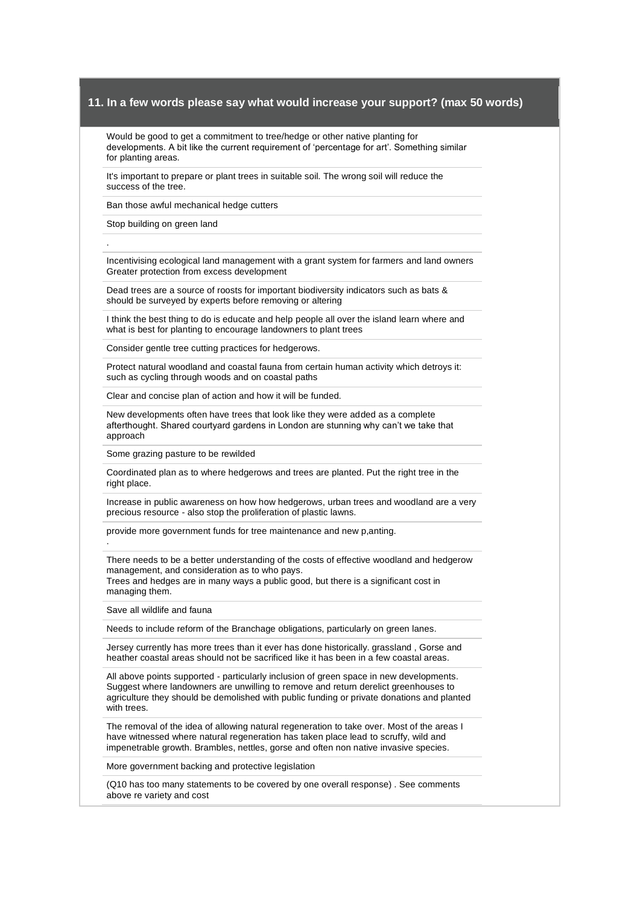## 11. In a few words please say what would increase your support? (max 50 words)

Would be good to get a commitment to tree/hedge or other native planting for developments. A bit like the current requirement of 'percentage for art'. Something similar for planting areas.

---

It's important to prepare or plant trees in suitable soil. The wrong soil will reduce the success of the tree.

---

Ban those awful mechanical hedge cutters

---

Stop building on green land

---

.

---

Incentivising ecological land management with a grant system for farmers and land owners
Greater protection from excess development

---

Dead trees are a source of roosts for important biodiversity indicators such as bats & should be surveyed by experts before removing or altering

---

I think the best thing to do is educate and help people all over the island learn where and what is best for planting to encourage landowners to plant trees

---

Consider gentle tree cutting practices for hedgerows.

---

Protect natural woodland and coastal fauna from certain human activity which detroys it: such as cycling through woods and on coastal paths

---

Clear and concise plan of action and how it will be funded.

---

New developments often have trees that look like they were added as a complete afterthought. Shared courtyard gardens in London are stunning why can't we take that approach

---

Some grazing pasture to be rewilded

---

Coordinated plan as to where hedgerows and trees are planted. Put the right tree in the right place.

---

Increase in public awareness on how how hedgerows, urban trees and woodland are a very precious resource - also stop the proliferation of plastic lawns.

---

provide more government funds for tree maintenance and new p,anting.
.

---

There needs to be a better understanding of the costs of effective woodland and hedgerow management, and consideration as to who pays.
Trees and hedges are in many ways a public good, but there is a significant cost in managing them.

---

Save all wildlife and fauna

---

Needs to include reform of the Branchage obligations, particularly on green lanes.

---

Jersey currently has more trees than it ever has done historically. grassland , Gorse and heather coastal areas should not be sacrificed like it has been in a few coastal areas.

---

All above points supported - particularly inclusion of green space in new developments. Suggest where landowners are unwilling to remove and return derelict greenhouses to agriculture they should be demolished with public funding or private donations and planted with trees.

---

The removal of the idea of allowing natural regeneration to take over. Most of the areas I have witnessed where natural regeneration has taken place lead to scruffy, wild and impenetrable growth. Brambles, nettles, gorse and often non native invasive species.

---

More government backing and protective legislation

---

(Q10 has too many statements to be covered by one overall response) . See comments above re variety and cost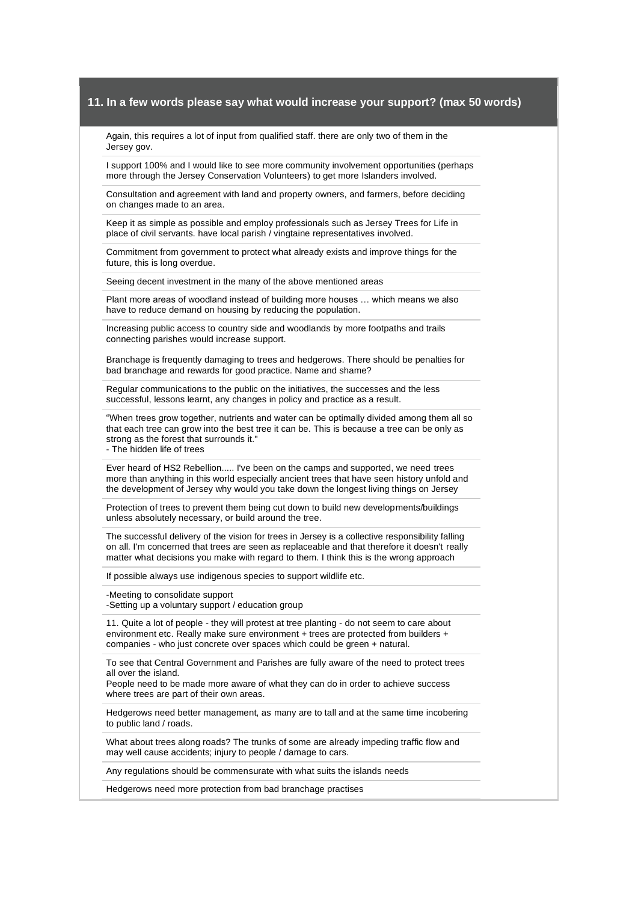## 11. In a few words please say what would increase your support? (max 50 words)

Again, this requires a lot of input from qualified staff. there are only two of them in the Jersey gov.

I support 100% and I would like to see more community involvement opportunities (perhaps more through the Jersey Conservation Volunteers) to get more Islanders involved.

Consultation and agreement with land and property owners, and farmers, before deciding on changes made to an area.

Keep it as simple as possible and employ professionals such as Jersey Trees for Life in place of civil servants. have local parish / vingtaine representatives involved.

Commitment from government to protect what already exists and improve things for the future, this is long overdue.

Seeing decent investment in the many of the above mentioned areas

Plant more areas of woodland instead of building more houses … which means we also have to reduce demand on housing by reducing the population.

Increasing public access to country side and woodlands by more footpaths and trails connecting parishes would increase support.

Branchage is frequently damaging to trees and hedgerows. There should be penalties for bad branchage and rewards for good practice. Name and shame?

Regular communications to the public on the initiatives, the successes and the less successful, lessons learnt, any changes in policy and practice as a result.

"When trees grow together, nutrients and water can be optimally divided among them all so that each tree can grow into the best tree it can be. This is because a tree can be only as strong as the forest that surrounds it."
- The hidden life of trees

Ever heard of HS2 Rebellion..... I've been on the camps and supported, we need trees more than anything in this world especially ancient trees that have seen history unfold and the development of Jersey why would you take down the longest living things on Jersey

Protection of trees to prevent them being cut down to build new developments/buildings unless absolutely necessary, or build around the tree.

The successful delivery of the vision for trees in Jersey is a collective responsibility falling on all. I'm concerned that trees are seen as replaceable and that therefore it doesn't really matter what decisions you make with regard to them. I think this is the wrong approach

If possible always use indigenous species to support wildlife etc.

-Meeting to consolidate support
-Setting up a voluntary support / education group

11. Quite a lot of people - they will protest at tree planting - do not seem to care about environment etc. Really make sure environment + trees are protected from builders + companies - who just concrete over spaces which could be green + natural.

To see that Central Government and Parishes are fully aware of the need to protect trees all over the island.
People need to be made more aware of what they can do in order to achieve success where trees are part of their own areas.

Hedgerows need better management, as many are to tall and at the same time incobering to public land / roads.

What about trees along roads? The trunks of some are already impeding traffic flow and may well cause accidents; injury to people / damage to cars.

Any regulations should be commensurate with what suits the islands needs

Hedgerows need more protection from bad branchage practises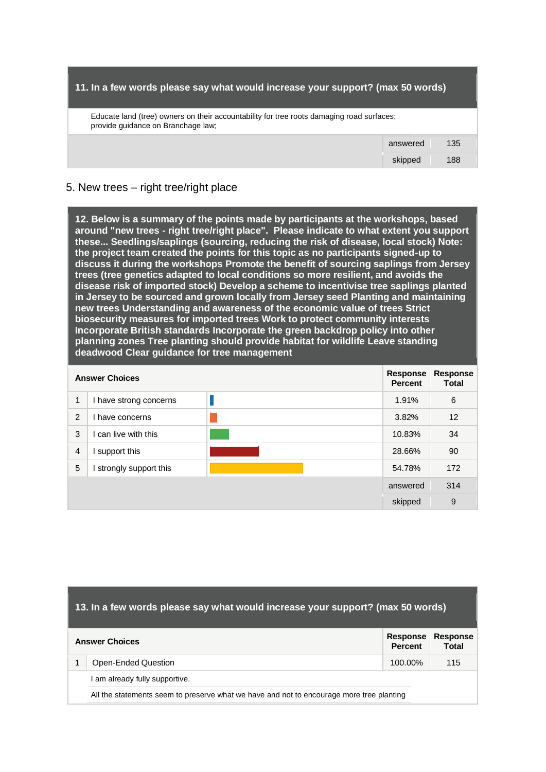| 11. In a few words please say what would increase your support? (max 50 words) | | |
|---|---|---|
| Educate land (tree) owners on their accountability for tree roots damaging road surfaces; provide guidance on Branchage law; | | |
| | answered | 135 |
| | skipped | 188 |

## 5. New trees – right tree/right place

**12. Below is a summary of the points made by participants at the workshops, based around "new trees - right tree/right place". Please indicate to what extent you support these... Seedlings/saplings (sourcing, reducing the risk of disease, local stock) Note: the project team created the points for this topic as no participants signed-up to discuss it during the workshops Promote the benefit of sourcing saplings from Jersey trees (tree genetics adapted to local conditions so more resilient, and avoids the disease risk of imported stock) Develop a scheme to incentivise tree saplings planted in Jersey to be sourced and grown locally from Jersey seed Planting and maintaining new trees Understanding and awareness of the economic value of trees Strict biosecurity measures for imported trees Work to protect community interests Incorporate British standards Incorporate the green backdrop policy into other planning zones Tree planting should provide habitat for wildlife Leave standing deadwood Clear guidance for tree management**

| | Answer Choices | Response Percent | Response Total |
|---|---|---|---|
| 1 | I have strong concerns | 1.91% | 6 |
| 2 | I have concerns | 3.82% | 12 |
| 3 | I can live with this | 10.83% | 34 |
| 4 | I support this | 28.66% | 90 |
| 5 | I strongly support this | 54.78% | 172 |
| | | answered | 314 |
| | | skipped | 9 |

**13. In a few words please say what would increase your support? (max 50 words)**

| | Answer Choices | Response Percent | Response Total |
|---|---|---|---|
| 1 | Open-Ended Question | 100.00% | 115 |

I am already fully supportive.

All the statements seem to preserve what we have and not to encourage more tree planting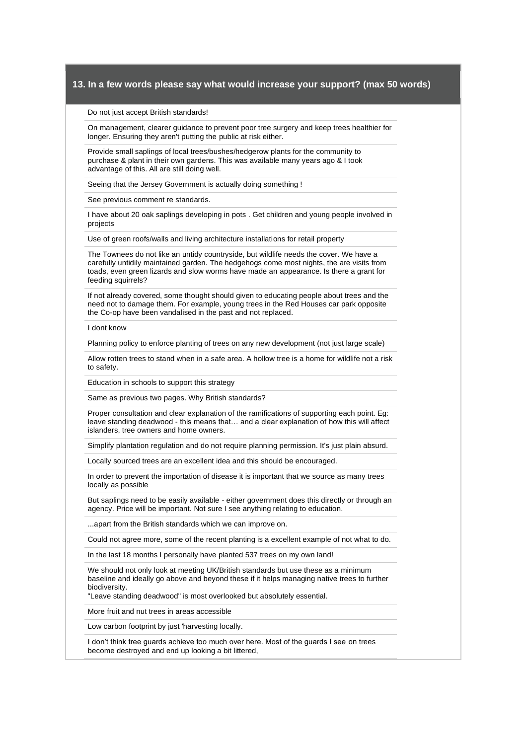## 13. In a few words please say what would increase your support? (max 50 words)

Do not just accept British standards!

On management, clearer guidance to prevent poor tree surgery and keep trees healthier for longer. Ensuring they aren't putting the public at risk either.

Provide small saplings of local trees/bushes/hedgerow plants for the community to purchase & plant in their own gardens. This was available many years ago & I took advantage of this. All are still doing well.

Seeing that the Jersey Government is actually doing something !

See previous comment re standards.

I have about 20 oak saplings developing in pots . Get children and young people involved in projects

Use of green roofs/walls and living architecture installations for retail property

The Townees do not like an untidy countryside, but wildlife needs the cover. We have a carefully untidily maintained garden. The hedgehogs come most nights, the are visits from toads, even green lizards and slow worms have made an appearance. Is there a grant for feeding squirrels?

If not already covered, some thought should given to educating people about trees and the need not to damage them. For example, young trees in the Red Houses car park opposite the Co-op have been vandalised in the past and not replaced.

I dont know

Planning policy to enforce planting of trees on any new development (not just large scale)

Allow rotten trees to stand when in a safe area. A hollow tree is a home for wildlife not a risk to safety.

Education in schools to support this strategy

Same as previous two pages. Why British standards?

Proper consultation and clear explanation of the ramifications of supporting each point. Eg: leave standing deadwood - this means that… and a clear explanation of how this will affect islanders, tree owners and home owners.

Simplify plantation regulation and do not require planning permission. It's just plain absurd.

Locally sourced trees are an excellent idea and this should be encouraged.

In order to prevent the importation of disease it is important that we source as many trees locally as possible

But saplings need to be easily available - either government does this directly or through an agency. Price will be important. Not sure I see anything relating to education.

...apart from the British standards which we can improve on.

Could not agree more, some of the recent planting is a excellent example of not what to do.

In the last 18 months I personally have planted 537 trees on my own land!

We should not only look at meeting UK/British standards but use these as a minimum baseline and ideally go above and beyond these if it helps managing native trees to further biodiversity.
"Leave standing deadwood" is most overlooked but absolutely essential.

More fruit and nut trees in areas accessible

Low carbon footprint by just 'harvesting locally.

I don't think tree guards achieve too much over here. Most of the guards I see on trees become destroyed and end up looking a bit littered,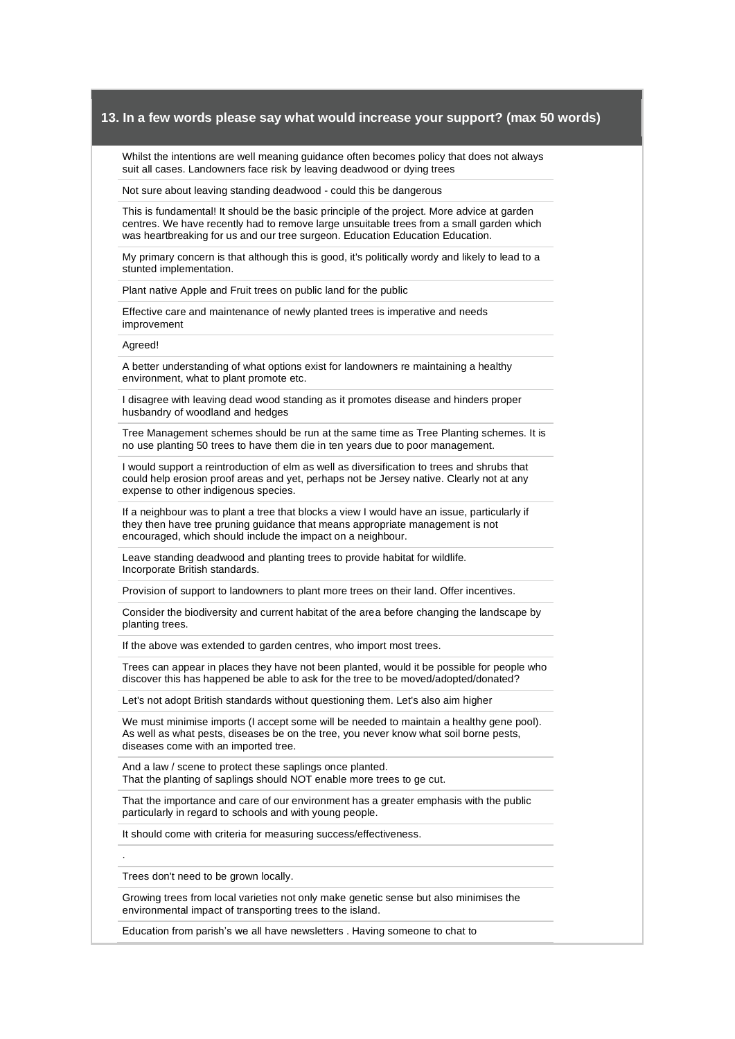## 13. In a few words please say what would increase your support? (max 50 words)

Whilst the intentions are well meaning guidance often becomes policy that does not always suit all cases. Landowners face risk by leaving deadwood or dying trees

Not sure about leaving standing deadwood - could this be dangerous

This is fundamental! It should be the basic principle of the project. More advice at garden centres. We have recently had to remove large unsuitable trees from a small garden which was heartbreaking for us and our tree surgeon. Education Education Education.

My primary concern is that although this is good, it's politically wordy and likely to lead to a stunted implementation.

Plant native Apple and Fruit trees on public land for the public

Effective care and maintenance of newly planted trees is imperative and needs improvement

Agreed!

A better understanding of what options exist for landowners re maintaining a healthy environment, what to plant promote etc.

I disagree with leaving dead wood standing as it promotes disease and hinders proper husbandry of woodland and hedges

Tree Management schemes should be run at the same time as Tree Planting schemes. It is no use planting 50 trees to have them die in ten years due to poor management.

I would support a reintroduction of elm as well as diversification to trees and shrubs that could help erosion proof areas and yet, perhaps not be Jersey native. Clearly not at any expense to other indigenous species.

If a neighbour was to plant a tree that blocks a view I would have an issue, particularly if they then have tree pruning guidance that means appropriate management is not encouraged, which should include the impact on a neighbour.

Leave standing deadwood and planting trees to provide habitat for wildlife.
Incorporate British standards.

Provision of support to landowners to plant more trees on their land. Offer incentives.

Consider the biodiversity and current habitat of the area before changing the landscape by planting trees.

If the above was extended to garden centres, who import most trees.

Trees can appear in places they have not been planted, would it be possible for people who discover this has happened be able to ask for the tree to be moved/adopted/donated?

Let's not adopt British standards without questioning them. Let's also aim higher

We must minimise imports (I accept some will be needed to maintain a healthy gene pool). As well as what pests, diseases be on the tree, you never know what soil borne pests, diseases come with an imported tree.

And a law / scene to protect these saplings once planted.
That the planting of saplings should NOT enable more trees to ge cut.

That the importance and care of our environment has a greater emphasis with the public particularly in regard to schools and with young people.

It should come with criteria for measuring success/effectiveness.

.

Trees don't need to be grown locally.

Growing trees from local varieties not only make genetic sense but also minimises the environmental impact of transporting trees to the island.

Education from parish's we all have newsletters . Having someone to chat to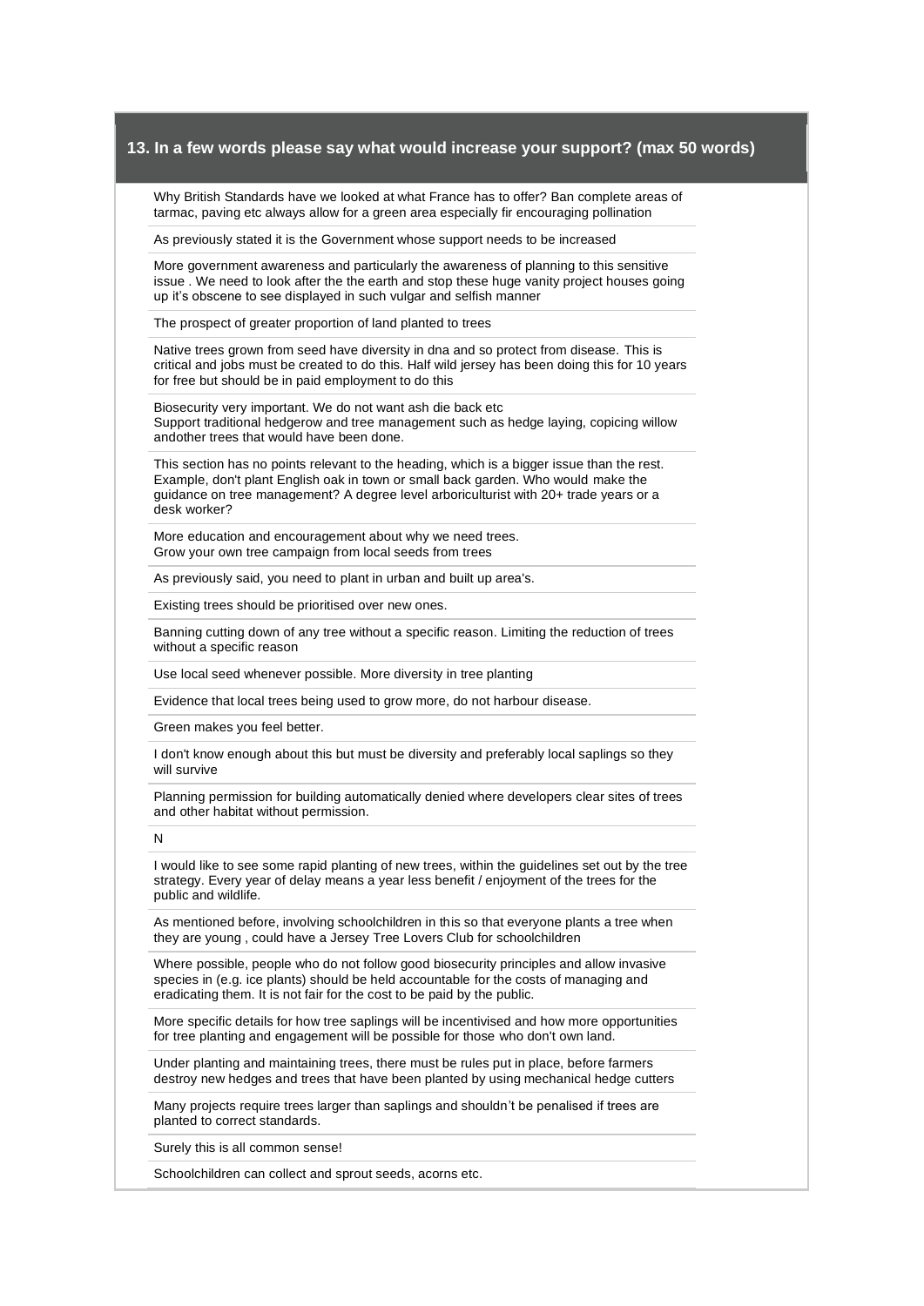### 13. In a few words please say what would increase your support? (max 50 words)

Why British Standards have we looked at what France has to offer? Ban complete areas of tarmac, paving etc always allow for a green area especially fir encouraging pollination

As previously stated it is the Government whose support needs to be increased

More government awareness and particularly the awareness of planning to this sensitive issue . We need to look after the the earth and stop these huge vanity project houses going up it's obscene to see displayed in such vulgar and selfish manner

The prospect of greater proportion of land planted to trees

Native trees grown from seed have diversity in dna and so protect from disease. This is critical and jobs must be created to do this. Half wild jersey has been doing this for 10 years for free but should be in paid employment to do this

Biosecurity very important. We do not want ash die back etc
Support traditional hedgerow and tree management such as hedge laying, copicing willow andother trees that would have been done.

This section has no points relevant to the heading, which is a bigger issue than the rest. Example, don't plant English oak in town or small back garden. Who would make the guidance on tree management? A degree level arboriculturist with 20+ trade years or a desk worker?

More education and encouragement about why we need trees.
Grow your own tree campaign from local seeds from trees

As previously said, you need to plant in urban and built up area's.

Existing trees should be prioritised over new ones.

Banning cutting down of any tree without a specific reason. Limiting the reduction of trees without a specific reason

Use local seed whenever possible. More diversity in tree planting

Evidence that local trees being used to grow more, do not harbour disease.

Green makes you feel better.

I don't know enough about this but must be diversity and preferably local saplings so they will survive

Planning permission for building automatically denied where developers clear sites of trees and other habitat without permission.

N

I would like to see some rapid planting of new trees, within the guidelines set out by the tree strategy. Every year of delay means a year less benefit / enjoyment of the trees for the public and wildlife.

As mentioned before, involving schoolchildren in this so that everyone plants a tree when they are young , could have a Jersey Tree Lovers Club for schoolchildren

Where possible, people who do not follow good biosecurity principles and allow invasive species in (e.g. ice plants) should be held accountable for the costs of managing and eradicating them. It is not fair for the cost to be paid by the public.

More specific details for how tree saplings will be incentivised and how more opportunities for tree planting and engagement will be possible for those who don't own land.

Under planting and maintaining trees, there must be rules put in place, before farmers destroy new hedges and trees that have been planted by using mechanical hedge cutters

Many projects require trees larger than saplings and shouldn't be penalised if trees are planted to correct standards.

Surely this is all common sense!

Schoolchildren can collect and sprout seeds, acorns etc.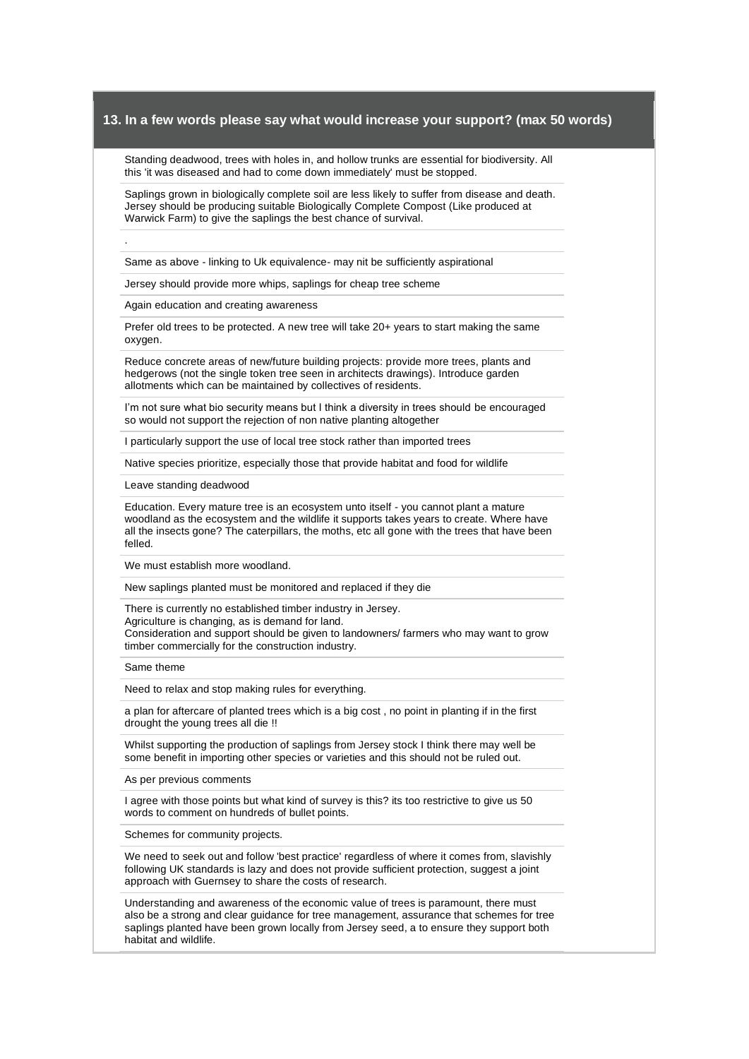## 13. In a few words please say what would increase your support? (max 50 words)

Standing deadwood, trees with holes in, and hollow trunks are essential for biodiversity. All this 'it was diseased and had to come down immediately' must be stopped.

Saplings grown in biologically complete soil are less likely to suffer from disease and death. Jersey should be producing suitable Biologically Complete Compost (Like produced at Warwick Farm) to give the saplings the best chance of survival.

.

Same as above - linking to Uk equivalence- may nit be sufficiently aspirational

Jersey should provide more whips, saplings for cheap tree scheme

Again education and creating awareness

Prefer old trees to be protected. A new tree will take 20+ years to start making the same oxygen.

Reduce concrete areas of new/future building projects: provide more trees, plants and hedgerows (not the single token tree seen in architects drawings). Introduce garden allotments which can be maintained by collectives of residents.

I'm not sure what bio security means but I think a diversity in trees should be encouraged so would not support the rejection of non native planting altogether

I particularly support the use of local tree stock rather than imported trees

Native species prioritize, especially those that provide habitat and food for wildlife

Leave standing deadwood

Education. Every mature tree is an ecosystem unto itself - you cannot plant a mature woodland as the ecosystem and the wildlife it supports takes years to create. Where have all the insects gone? The caterpillars, the moths, etc all gone with the trees that have been felled.

We must establish more woodland.

New saplings planted must be monitored and replaced if they die

There is currently no established timber industry in Jersey.
Agriculture is changing, as is demand for land.
Consideration and support should be given to landowners/ farmers who may want to grow timber commercially for the construction industry.

Same theme

Need to relax and stop making rules for everything.

a plan for aftercare of planted trees which is a big cost , no point in planting if in the first drought the young trees all die !!

Whilst supporting the production of saplings from Jersey stock I think there may well be some benefit in importing other species or varieties and this should not be ruled out.

As per previous comments

I agree with those points but what kind of survey is this? its too restrictive to give us 50 words to comment on hundreds of bullet points.

Schemes for community projects.

We need to seek out and follow 'best practice' regardless of where it comes from, slavishly following UK standards is lazy and does not provide sufficient protection, suggest a joint approach with Guernsey to share the costs of research.

Understanding and awareness of the economic value of trees is paramount, there must also be a strong and clear guidance for tree management, assurance that schemes for tree saplings planted have been grown locally from Jersey seed, a to ensure they support both habitat and wildlife.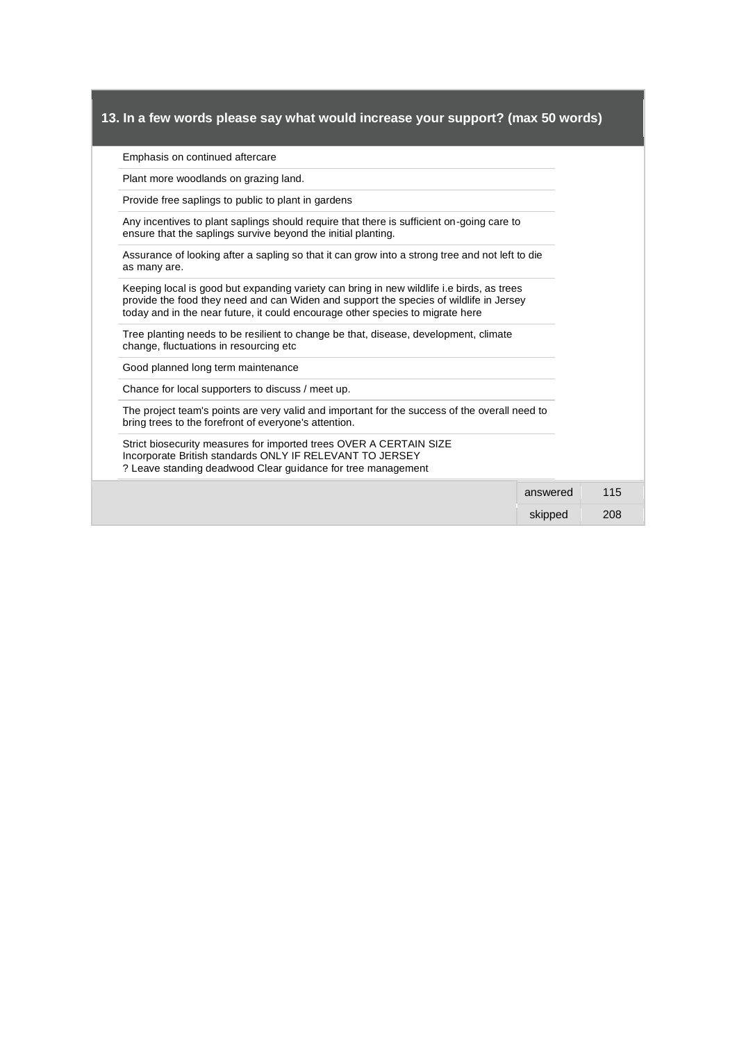## 13. In a few words please say what would increase your support? (max 50 words)

Emphasis on continued aftercare

Plant more woodlands on grazing land.

Provide free saplings to public to plant in gardens

Any incentives to plant saplings should require that there is sufficient on-going care to ensure that the saplings survive beyond the initial planting.

Assurance of looking after a sapling so that it can grow into a strong tree and not left to die as many are.

Keeping local is good but expanding variety can bring in new wildlife i.e birds, as trees provide the food they need and can Widen and support the species of wildlife in Jersey today and in the near future, it could encourage other species to migrate here

Tree planting needs to be resilient to change be that, disease, development, climate change, fluctuations in resourcing etc

Good planned long term maintenance

Chance for local supporters to discuss / meet up.

The project team's points are very valid and important for the success of the overall need to bring trees to the forefront of everyone's attention.

Strict biosecurity measures for imported trees OVER A CERTAIN SIZE
Incorporate British standards ONLY IF RELEVANT TO JERSEY
? Leave standing deadwood Clear guidance for tree management

| | |
|---|---|
| answered | 115 |
| skipped | 208 |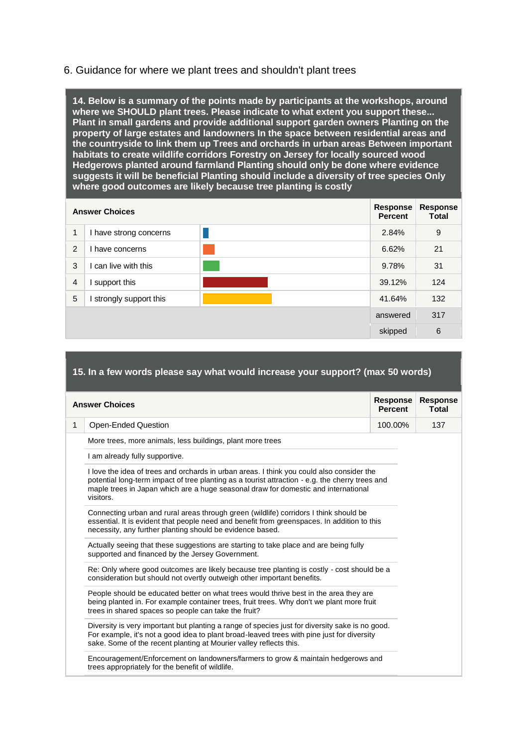## 6. Guidance for where we plant trees and shouldn't plant trees

**14. Below is a summary of the points made by participants at the workshops, around where we SHOULD plant trees. Please indicate to what extent you support these... Plant in small gardens and provide additional support garden owners Planting on the property of large estates and landowners In the space between residential areas and the countryside to link them up Trees and orchards in urban areas Between important habitats to create wildlife corridors Forestry on Jersey for locally sourced wood Hedgerows planted around farmland Planting should only be done where evidence suggests it will be beneficial Planting should include a diversity of tree species Only where good outcomes are likely because tree planting is costly**

| | Answer Choices | Response Percent | Response Total |
|---|---|---|---|
| 1 | I have strong concerns | 2.84% | 9 |
| 2 | I have concerns | 6.62% | 21 |
| 3 | I can live with this | 9.78% | 31 |
| 4 | I support this | 39.12% | 124 |
| 5 | I strongly support this | 41.64% | 132 |
| | | answered | 317 |
| | | skipped | 6 |

**15. In a few words please say what would increase your support? (max 50 words)**

| | Answer Choices | Response Percent | Response Total |
|---|---|---|---|
| 1 | Open-Ended Question | 100.00% | 137 |

More trees, more animals, less buildings, plant more trees

I am already fully supportive.

I love the idea of trees and orchards in urban areas. I think you could also consider the potential long-term impact of tree planting as a tourist attraction - e.g. the cherry trees and maple trees in Japan which are a huge seasonal draw for domestic and international visitors.

Connecting urban and rural areas through green (wildlife) corridors I think should be essential. It is evident that people need and benefit from greenspaces. In addition to this necessity, any further planting should be evidence based.

Actually seeing that these suggestions are starting to take place and are being fully supported and financed by the Jersey Government.

Re: Only where good outcomes are likely because tree planting is costly - cost should be a consideration but should not overtly outweigh other important benefits.

People should be educated better on what trees would thrive best in the area they are being planted in. For example container trees, fruit trees. Why don't we plant more fruit trees in shared spaces so people can take the fruit?

Diversity is very important but planting a range of species just for diversity sake is no good. For example, it's not a good idea to plant broad-leaved trees with pine just for diversity sake. Some of the recent planting at Mourier valley reflects this.

Encouragement/Enforcement on landowners/farmers to grow & maintain hedgerows and trees appropriately for the benefit of wildlife.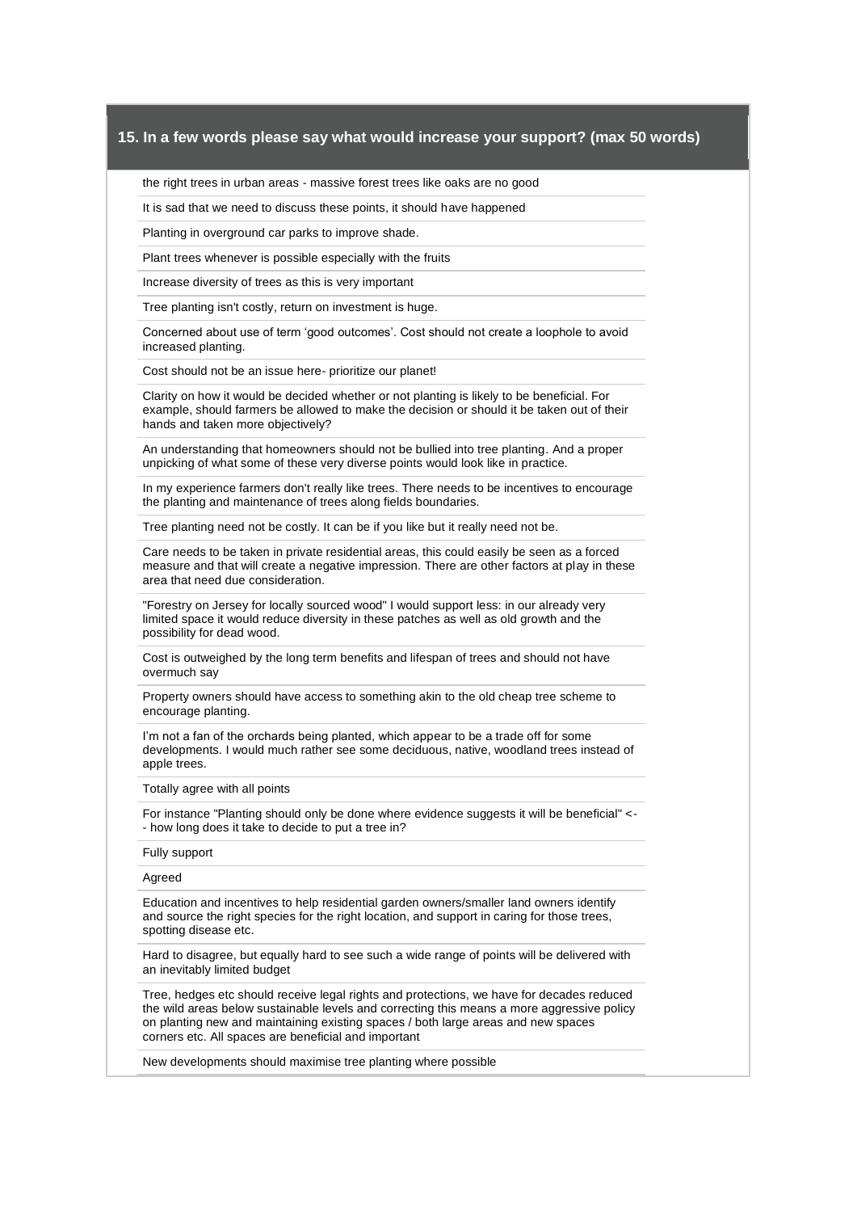## 15. In a few words please say what would increase your support? (max 50 words)

the right trees in urban areas - massive forest trees like oaks are no good

It is sad that we need to discuss these points, it should have happened

Planting in overground car parks to improve shade.

Plant trees whenever is possible especially with the fruits

Increase diversity of trees as this is very important

Tree planting isn't costly, return on investment is huge.

Concerned about use of term 'good outcomes'. Cost should not create a loophole to avoid increased planting.

Cost should not be an issue here- prioritize our planet!

Clarity on how it would be decided whether or not planting is likely to be beneficial. For example, should farmers be allowed to make the decision or should it be taken out of their hands and taken more objectively?

An understanding that homeowners should not be bullied into tree planting. And a proper unpicking of what some of these very diverse points would look like in practice.

In my experience farmers don't really like trees. There needs to be incentives to encourage the planting and maintenance of trees along fields boundaries.

Tree planting need not be costly. It can be if you like but it really need not be.

Care needs to be taken in private residential areas, this could easily be seen as a forced measure and that will create a negative impression. There are other factors at play in these area that need due consideration.

"Forestry on Jersey for locally sourced wood" I would support less: in our already very limited space it would reduce diversity in these patches as well as old growth and the possibility for dead wood.

Cost is outweighed by the long term benefits and lifespan of trees and should not have overmuch say

Property owners should have access to something akin to the old cheap tree scheme to encourage planting.

I'm not a fan of the orchards being planted, which appear to be a trade off for some developments. I would much rather see some deciduous, native, woodland trees instead of apple trees.

Totally agree with all points

For instance "Planting should only be done where evidence suggests it will be beneficial" <-- how long does it take to decide to put a tree in?

Fully support

Agreed

Education and incentives to help residential garden owners/smaller land owners identify and source the right species for the right location, and support in caring for those trees, spotting disease etc.

Hard to disagree, but equally hard to see such a wide range of points will be delivered with an inevitably limited budget

Tree, hedges etc should receive legal rights and protections, we have for decades reduced the wild areas below sustainable levels and correcting this means a more aggressive policy on planting new and maintaining existing spaces / both large areas and new spaces corners etc. All spaces are beneficial and important

New developments should maximise tree planting where possible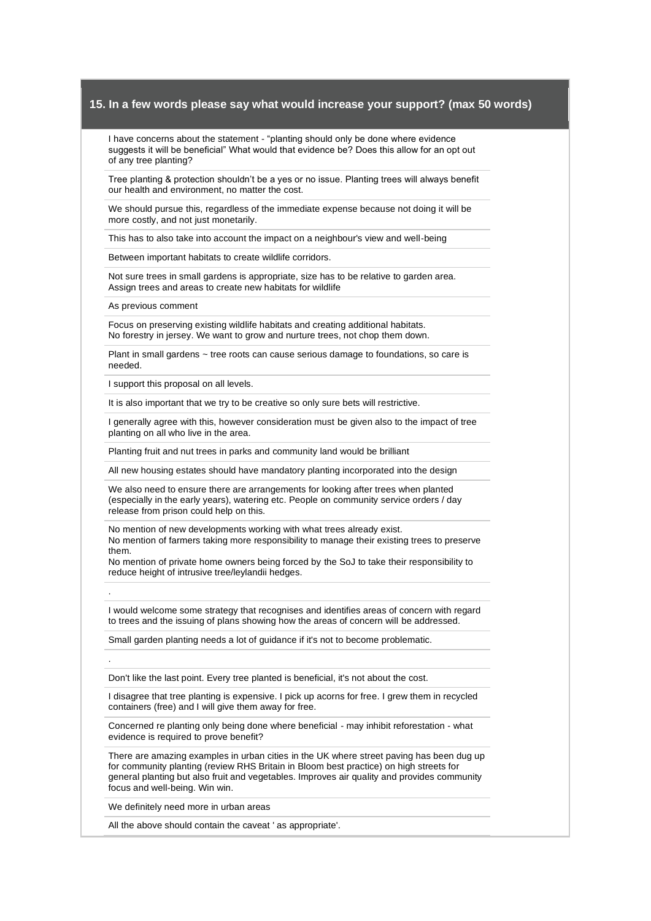## 15. In a few words please say what would increase your support? (max 50 words)

I have concerns about the statement - "planting should only be done where evidence suggests it will be beneficial" What would that evidence be? Does this allow for an opt out of any tree planting?

Tree planting & protection shouldn't be a yes or no issue. Planting trees will always benefit our health and environment, no matter the cost.

We should pursue this, regardless of the immediate expense because not doing it will be more costly, and not just monetarily.

This has to also take into account the impact on a neighbour's view and well-being

Between important habitats to create wildlife corridors.

Not sure trees in small gardens is appropriate, size has to be relative to garden area.
Assign trees and areas to create new habitats for wildlife

As previous comment

Focus on preserving existing wildlife habitats and creating additional habitats.
No forestry in jersey. We want to grow and nurture trees, not chop them down.

Plant in small gardens ~ tree roots can cause serious damage to foundations, so care is needed.

I support this proposal on all levels.

It is also important that we try to be creative so only sure bets will restrictive.

I generally agree with this, however consideration must be given also to the impact of tree planting on all who live in the area.

Planting fruit and nut trees in parks and community land would be brilliant

All new housing estates should have mandatory planting incorporated into the design

We also need to ensure there are arrangements for looking after trees when planted (especially in the early years), watering etc. People on community service orders / day release from prison could help on this.

No mention of new developments working with what trees already exist.
No mention of farmers taking more responsibility to manage their existing trees to preserve them.
No mention of private home owners being forced by the SoJ to take their responsibility to reduce height of intrusive tree/leylandii hedges.

.

I would welcome some strategy that recognises and identifies areas of concern with regard to trees and the issuing of plans showing how the areas of concern will be addressed.

Small garden planting needs a lot of guidance if it's not to become problematic.

.

Don't like the last point. Every tree planted is beneficial, it's not about the cost.

I disagree that tree planting is expensive. I pick up acorns for free. I grew them in recycled containers (free) and I will give them away for free.

Concerned re planting only being done where beneficial - may inhibit reforestation - what evidence is required to prove benefit?

There are amazing examples in urban cities in the UK where street paving has been dug up for community planting (review RHS Britain in Bloom best practice) on high streets for general planting but also fruit and vegetables. Improves air quality and provides community focus and well-being. Win win.

We definitely need more in urban areas

All the above should contain the caveat ' as appropriate'.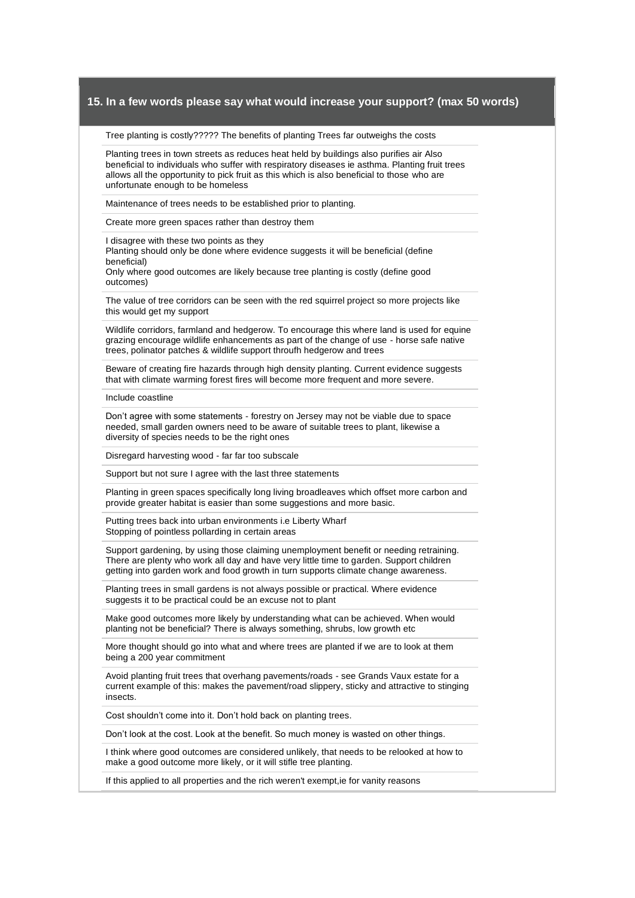## 15. In a few words please say what would increase your support? (max 50 words)

Tree planting is costly????? The benefits of planting Trees far outweighs the costs

Planting trees in town streets as reduces heat held by buildings also purifies air Also beneficial to individuals who suffer with respiratory diseases ie asthma. Planting fruit trees allows all the opportunity to pick fruit as this which is also beneficial to those who are unfortunate enough to be homeless

Maintenance of trees needs to be established prior to planting.

Create more green spaces rather than destroy them

I disagree with these two points as they
Planting should only be done where evidence suggests it will be beneficial (define beneficial)
Only where good outcomes are likely because tree planting is costly (define good outcomes)

The value of tree corridors can be seen with the red squirrel project so more projects like this would get my support

Wildlife corridors, farmland and hedgerow. To encourage this where land is used for equine grazing encourage wildlife enhancements as part of the change of use - horse safe native trees, polinator patches & wildlife support throufh hedgerow and trees

Beware of creating fire hazards through high density planting. Current evidence suggests that with climate warming forest fires will become more frequent and more severe.

Include coastline

Don't agree with some statements - forestry on Jersey may not be viable due to space needed, small garden owners need to be aware of suitable trees to plant, likewise a diversity of species needs to be the right ones

Disregard harvesting wood - far far too subscale

Support but not sure I agree with the last three statements

Planting in green spaces specifically long living broadleaves which offset more carbon and provide greater habitat is easier than some suggestions and more basic.

Putting trees back into urban environments i.e Liberty Wharf
Stopping of pointless pollarding in certain areas

Support gardening, by using those claiming unemployment benefit or needing retraining. There are plenty who work all day and have very little time to garden. Support children getting into garden work and food growth in turn supports climate change awareness.

Planting trees in small gardens is not always possible or practical. Where evidence suggests it to be practical could be an excuse not to plant

Make good outcomes more likely by understanding what can be achieved. When would planting not be beneficial? There is always something, shrubs, low growth etc

More thought should go into what and where trees are planted if we are to look at them being a 200 year commitment

Avoid planting fruit trees that overhang pavements/roads - see Grands Vaux estate for a current example of this: makes the pavement/road slippery, sticky and attractive to stinging insects.

Cost shouldn't come into it. Don't hold back on planting trees.

Don't look at the cost. Look at the benefit. So much money is wasted on other things.

I think where good outcomes are considered unlikely, that needs to be relooked at how to make a good outcome more likely, or it will stifle tree planting.

If this applied to all properties and the rich weren't exempt,ie for vanity reasons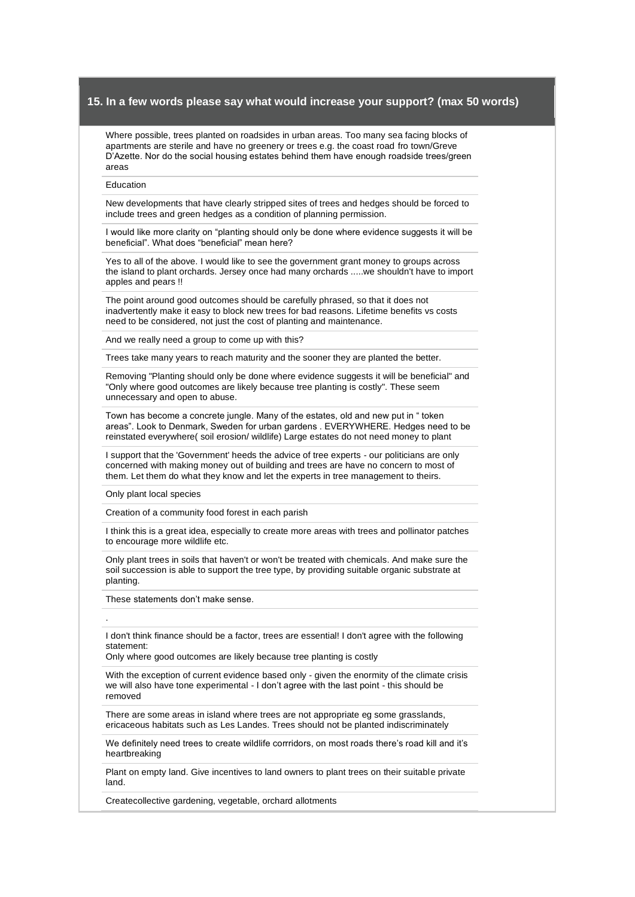## 15. In a few words please say what would increase your support? (max 50 words)

Where possible, trees planted on roadsides in urban areas. Too many sea facing blocks of apartments are sterile and have no greenery or trees e.g. the coast road fro town/Greve D'Azette. Nor do the social housing estates behind them have enough roadside trees/green areas

---

Education

---

New developments that have clearly stripped sites of trees and hedges should be forced to include trees and green hedges as a condition of planning permission.

---

I would like more clarity on "planting should only be done where evidence suggests it will be beneficial". What does "beneficial" mean here?

---

Yes to all of the above. I would like to see the government grant money to groups across the island to plant orchards. Jersey once had many orchards .....we shouldn't have to import apples and pears !!

---

The point around good outcomes should be carefully phrased, so that it does not inadvertently make it easy to block new trees for bad reasons. Lifetime benefits vs costs need to be considered, not just the cost of planting and maintenance.

---

And we really need a group to come up with this?

---

Trees take many years to reach maturity and the sooner they are planted the better.

---

Removing "Planting should only be done where evidence suggests it will be beneficial" and "Only where good outcomes are likely because tree planting is costly". These seem unnecessary and open to abuse.

---

Town has become a concrete jungle. Many of the estates, old and new put in " token areas". Look to Denmark, Sweden for urban gardens . EVERYWHERE. Hedges need to be reinstated everywhere( soil erosion/ wildlife) Large estates do not need money to plant

---

I support that the 'Government' heeds the advice of tree experts - our politicians are only concerned with making money out of building and trees are have no concern to most of them. Let them do what they know and let the experts in tree management to theirs.

---

Only plant local species

---

Creation of a community food forest in each parish

---

I think this is a great idea, especially to create more areas with trees and pollinator patches to encourage more wildlife etc.

---

Only plant trees in soils that haven't or won't be treated with chemicals. And make sure the soil succession is able to support the tree type, by providing suitable organic substrate at planting.

---

These statements don't make sense.

---

.

---

I don't think finance should be a factor, trees are essential! I don't agree with the following statement:
Only where good outcomes are likely because tree planting is costly

---

With the exception of current evidence based only - given the enormity of the climate crisis we will also have tone experimental - I don't agree with the last point - this should be removed

---

There are some areas in island where trees are not appropriate eg some grasslands, ericaceous habitats such as Les Landes. Trees should not be planted indiscriminately

---

We definitely need trees to create wildlife corrridors, on most roads there's road kill and it's heartbreaking

---

Plant on empty land. Give incentives to land owners to plant trees on their suitable private land.

---

Createcollective gardening, vegetable, orchard allotments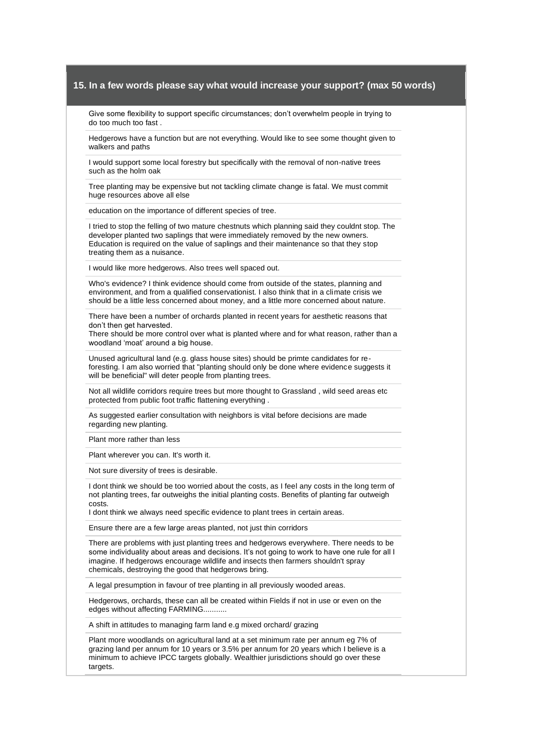## 15. In a few words please say what would increase your support? (max 50 words)

Give some flexibility to support specific circumstances; don't overwhelm people in trying to do too much too fast .

Hedgerows have a function but are not everything. Would like to see some thought given to walkers and paths

I would support some local forestry but specifically with the removal of non-native trees such as the holm oak

Tree planting may be expensive but not tackling climate change is fatal. We must commit huge resources above all else

education on the importance of different species of tree.

I tried to stop the felling of two mature chestnuts which planning said they couldnt stop. The developer planted two saplings that were immediately removed by the new owners. Education is required on the value of saplings and their maintenance so that they stop treating them as a nuisance.

I would like more hedgerows. Also trees well spaced out.

Who's evidence? I think evidence should come from outside of the states, planning and environment, and from a qualified conservationist. I also think that in a climate crisis we should be a little less concerned about money, and a little more concerned about nature.

There have been a number of orchards planted in recent years for aesthetic reasons that don't then get harvested.
There should be more control over what is planted where and for what reason, rather than a woodland 'moat' around a big house.

Unused agricultural land (e.g. glass house sites) should be primte candidates for re-foresting. I am also worried that "planting should only be done where evidence suggests it will be beneficial" will deter people from planting trees.

Not all wildlife corridors require trees but more thought to Grassland , wild seed areas etc protected from public foot traffic flattening everything .

As suggested earlier consultation with neighbors is vital before decisions are made regarding new planting.

Plant more rather than less

Plant wherever you can. It's worth it.

Not sure diversity of trees is desirable.

I dont think we should be too worried about the costs, as I feel any costs in the long term of not planting trees, far outweighs the initial planting costs. Benefits of planting far outweigh costs.
I dont think we always need specific evidence to plant trees in certain areas.

Ensure there are a few large areas planted, not just thin corridors

There are problems with just planting trees and hedgerows everywhere. There needs to be some individuality about areas and decisions. It's not going to work to have one rule for all I imagine. If hedgerows encourage wildlife and insects then farmers shouldn't spray chemicals, destroying the good that hedgerows bring.

A legal presumption in favour of tree planting in all previously wooded areas.

Hedgerows, orchards, these can all be created within Fields if not in use or even on the edges without affecting FARMING...........

A shift in attitudes to managing farm land e.g mixed orchard/ grazing

Plant more woodlands on agricultural land at a set minimum rate per annum eg 7% of grazing land per annum for 10 years or 3.5% per annum for 20 years which I believe is a minimum to achieve IPCC targets globally. Wealthier jurisdictions should go over these targets.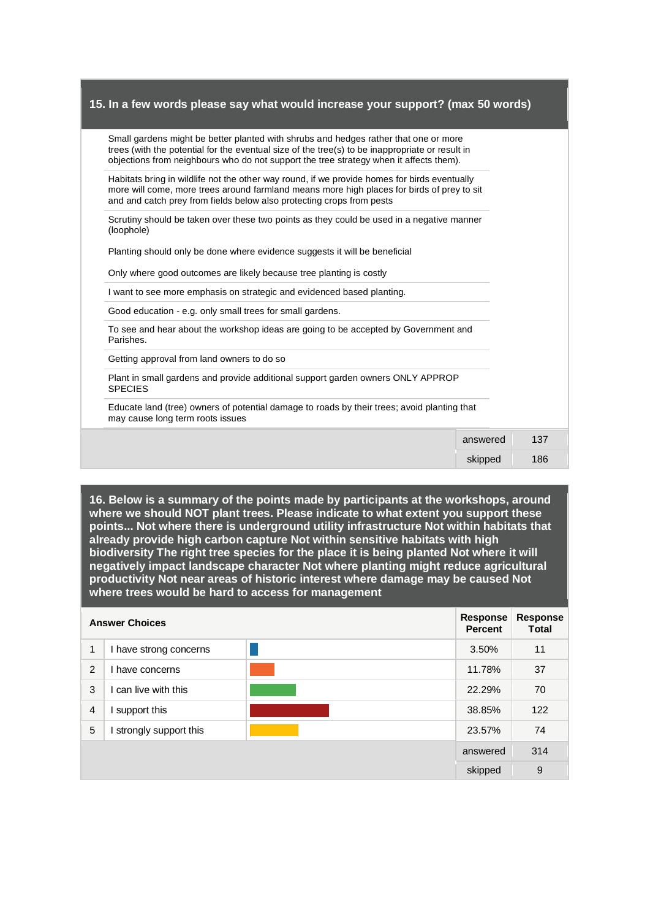## 15. In a few words please say what would increase your support? (max 50 words)

Small gardens might be better planted with shrubs and hedges rather that one or more trees (with the potential for the eventual size of the tree(s) to be inappropriate or result in objections from neighbours who do not support the tree strategy when it affects them).

Habitats bring in wildlife not the other way round, if we provide homes for birds eventually more will come, more trees around farmland means more high places for birds of prey to sit and and catch prey from fields below also protecting crops from pests

Scrutiny should be taken over these two points as they could be used in a negative manner (loophole)

Planting should only be done where evidence suggests it will be beneficial

Only where good outcomes are likely because tree planting is costly

I want to see more emphasis on strategic and evidenced based planting.

Good education - e.g. only small trees for small gardens.

To see and hear about the workshop ideas are going to be accepted by Government and Parishes.

Getting approval from land owners to do so

Plant in small gardens and provide additional support garden owners ONLY APPROP SPECIES

Educate land (tree) owners of potential damage to roads by their trees; avoid planting that may cause long term roots issues

| | |
|---|---|
| answered | 137 |
| skipped | 186 |

## 16. Below is a summary of the points made by participants at the workshops, around where we should NOT plant trees. Please indicate to what extent you support these points... Not where there is underground utility infrastructure Not within habitats that already provide high carbon capture Not within sensitive habitats with high biodiversity The right tree species for the place it is being planted Not where it will negatively impact landscape character Not where planting might reduce agricultural productivity Not near areas of historic interest where damage may be caused Not where trees would be hard to access for management

| | Answer Choices | Response Percent | Response Total |
|---|---|---|---|
| 1 | I have strong concerns | 3.50% | 11 |
| 2 | I have concerns | 11.78% | 37 |
| 3 | I can live with this | 22.29% | 70 |
| 4 | I support this | 38.85% | 122 |
| 5 | I strongly support this | 23.57% | 74 |
| | | answered | 314 |
| | | skipped | 9 |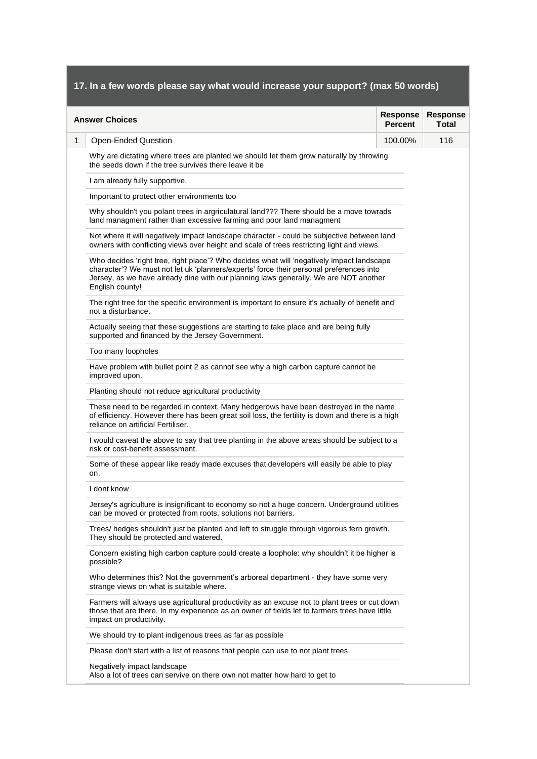## 17. In a few words please say what would increase your support? (max 50 words)

| | Answer Choices | Response Percent | Response Total |
|---|---|---|---|
| 1 | Open-Ended Question | 100.00% | 116 |

Why are dictating where trees are planted we should let them grow naturally by throwing the seeds down if the tree survives there leave it be

I am already fully supportive.

Important to protect other environments too

Why shouldn't you polant trees in argriculatural land??? There should be a move towrads land managment rather than excessive farming and poor land managment

Not where it will negatively impact landscape character - could be subjective between land owners with conflicting views over height and scale of trees restricting light and views.

Who decides 'right tree, right place'? Who decides what will 'negatively impact landscape character'? We must not let uk 'planners/experts' force their personal preferences into Jersey, as we have already dine with our planning laws generally. We are NOT another English county!

The right tree for the specific environment is important to ensure it's actually of benefit and not a disturbance.

Actually seeing that these suggestions are starting to take place and are being fully supported and financed by the Jersey Government.

Too many loopholes

Have problem with bullet point 2 as cannot see why a high carbon capture cannot be improved upon.

Planting should not reduce agricultural productivity

These need to be regarded in context. Many hedgerows have been destroyed in the name of efficiency. However there has been great soil loss, the fertility is down and there is a high reliance on artificial Fertiliser.

I would caveat the above to say that tree planting in the above areas should be subject to a risk or cost-benefit assessment.

Some of these appear like ready made excuses that developers will easily be able to play on.

I dont know

Jersey's agriculture is insignificant to economy so not a huge concern. Underground utilities can be moved or protected from roots, solutions not barriers.

Trees/ hedges shouldn't just be planted and left to struggle through vigorous fern growth. They should be protected and watered.

Concern existing high carbon capture could create a loophole: why shouldn't it be higher is possible?

Who determines this? Not the government's arboreal department - they have some very strange views on what is suitable where.

Farmers will always use agricultural productivity as an excuse not to plant trees or cut down those that are there. In my experience as an owner of fields let to farmers trees have little impact on productivity.

We should try to plant indigenous trees as far as possible

Please don't start with a list of reasons that people can use to not plant trees.

Negatively impact landscape
Also a lot of trees can servive on there own not matter how hard to get to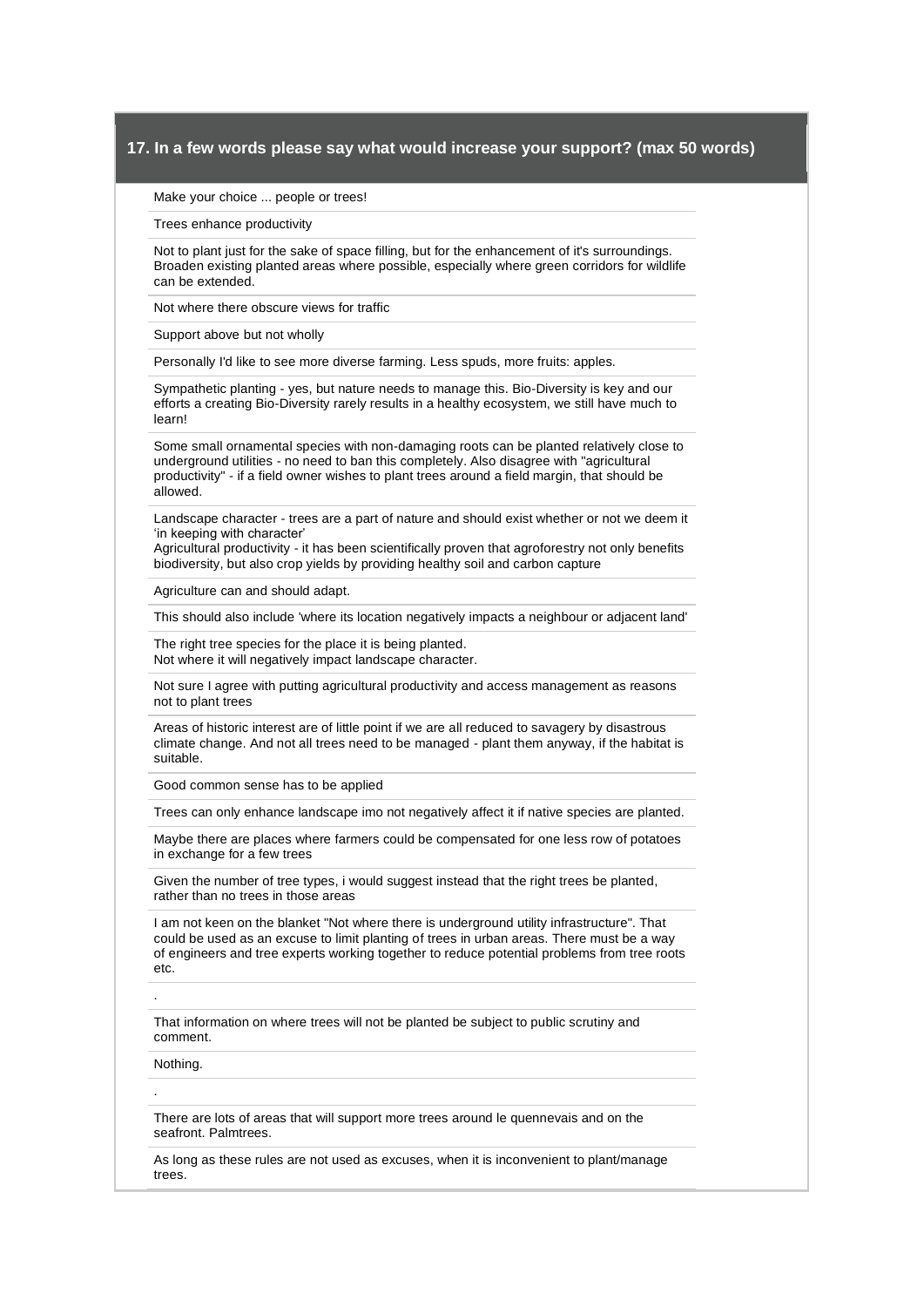## 17. In a few words please say what would increase your support? (max 50 words)

Make your choice ... people or trees!

Trees enhance productivity

Not to plant just for the sake of space filling, but for the enhancement of it's surroundings. Broaden existing planted areas where possible, especially where green corridors for wildlife can be extended.

Not where there obscure views for traffic

Support above but not wholly

Personally I'd like to see more diverse farming. Less spuds, more fruits: apples.

Sympathetic planting - yes, but nature needs to manage this. Bio-Diversity is key and our efforts a creating Bio-Diversity rarely results in a healthy ecosystem, we still have much to learn!

Some small ornamental species with non-damaging roots can be planted relatively close to underground utilities - no need to ban this completely. Also disagree with "agricultural productivity" - if a field owner wishes to plant trees around a field margin, that should be allowed.

Landscape character - trees are a part of nature and should exist whether or not we deem it 'in keeping with character'
Agricultural productivity - it has been scientifically proven that agroforestry not only benefits biodiversity, but also crop yields by providing healthy soil and carbon capture

Agriculture can and should adapt.

This should also include 'where its location negatively impacts a neighbour or adjacent land'

The right tree species for the place it is being planted.
Not where it will negatively impact landscape character.

Not sure I agree with putting agricultural productivity and access management as reasons not to plant trees

Areas of historic interest are of little point if we are all reduced to savagery by disastrous climate change. And not all trees need to be managed - plant them anyway, if the habitat is suitable.

Good common sense has to be applied

Trees can only enhance landscape imo not negatively affect it if native species are planted.

Maybe there are places where farmers could be compensated for one less row of potatoes in exchange for a few trees

Given the number of tree types, i would suggest instead that the right trees be planted, rather than no trees in those areas

I am not keen on the blanket "Not where there is underground utility infrastructure". That could be used as an excuse to limit planting of trees in urban areas. There must be a way of engineers and tree experts working together to reduce potential problems from tree roots etc.

.

That information on where trees will not be planted be subject to public scrutiny and comment.

Nothing.

.

There are lots of areas that will support more trees around le quennevais and on the seafront. Palmtrees.

As long as these rules are not used as excuses, when it is inconvenient to plant/manage trees.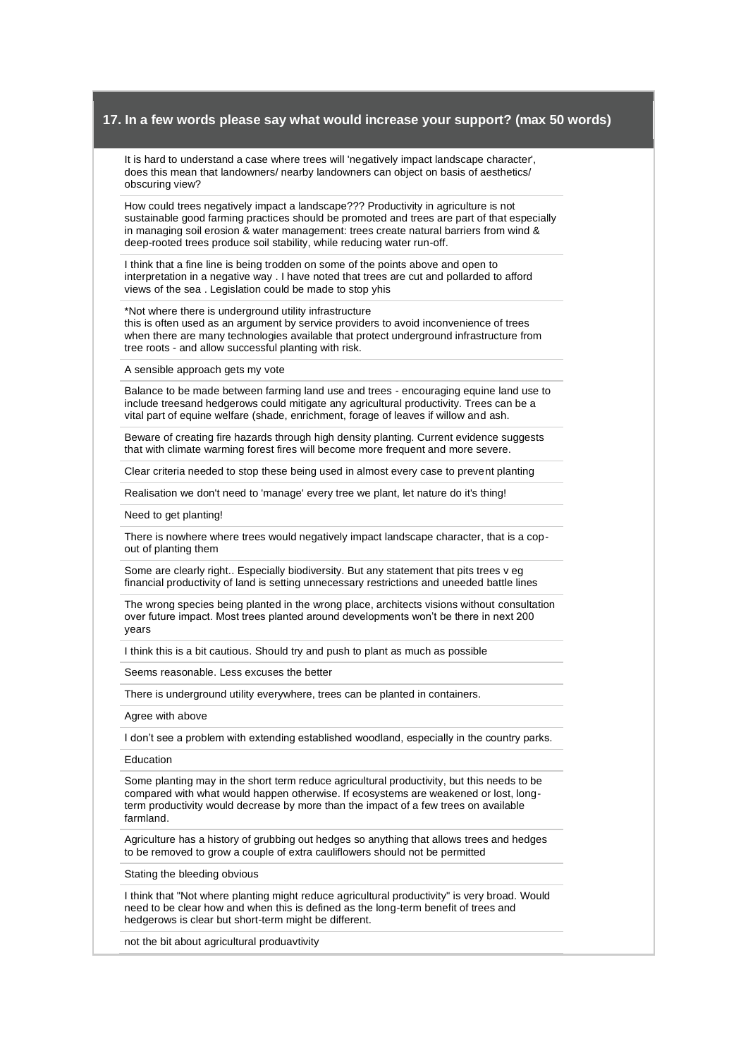### 17. In a few words please say what would increase your support? (max 50 words)

It is hard to understand a case where trees will 'negatively impact landscape character', does this mean that landowners/ nearby landowners can object on basis of aesthetics/ obscuring view?

---

How could trees negatively impact a landscape??? Productivity in agriculture is not sustainable good farming practices should be promoted and trees are part of that especially in managing soil erosion & water management: trees create natural barriers from wind & deep-rooted trees produce soil stability, while reducing water run-off.

---

I think that a fine line is being trodden on some of the points above and open to interpretation in a negative way . I have noted that trees are cut and pollarded to afford views of the sea . Legislation could be made to stop yhis

---

*Not where there is underground utility infrastructure
this is often used as an argument by service providers to avoid inconvenience of trees when there are many technologies available that protect underground infrastructure from tree roots - and allow successful planting with risk.

---

A sensible approach gets my vote

---

Balance to be made between farming land use and trees - encouraging equine land use to include treesand hedgerows could mitigate any agricultural productivity. Trees can be a vital part of equine welfare (shade, enrichment, forage of leaves if willow and ash.

---

Beware of creating fire hazards through high density planting. Current evidence suggests that with climate warming forest fires will become more frequent and more severe.

---

Clear criteria needed to stop these being used in almost every case to prevent planting

---

Realisation we don't need to 'manage' every tree we plant, let nature do it's thing!

---

Need to get planting!

---

There is nowhere where trees would negatively impact landscape character, that is a cop-out of planting them

---

Some are clearly right.. Especially biodiversity. But any statement that pits trees v eg financial productivity of land is setting unnecessary restrictions and uneeded battle lines

---

The wrong species being planted in the wrong place, architects visions without consultation over future impact. Most trees planted around developments won't be there in next 200 years

---

I think this is a bit cautious. Should try and push to plant as much as possible

---

Seems reasonable. Less excuses the better

---

There is underground utility everywhere, trees can be planted in containers.

---

Agree with above

---

I don't see a problem with extending established woodland, especially in the country parks.

---

Education

---

Some planting may in the short term reduce agricultural productivity, but this needs to be compared with what would happen otherwise. If ecosystems are weakened or lost, long-term productivity would decrease by more than the impact of a few trees on available farmland.

---

Agriculture has a history of grubbing out hedges so anything that allows trees and hedges to be removed to grow a couple of extra cauliflowers should not be permitted

---

Stating the bleeding obvious

---

I think that "Not where planting might reduce agricultural productivity" is very broad. Would need to be clear how and when this is defined as the long-term benefit of trees and hedgerows is clear but short-term might be different.

---

not the bit about agricultural produavtivity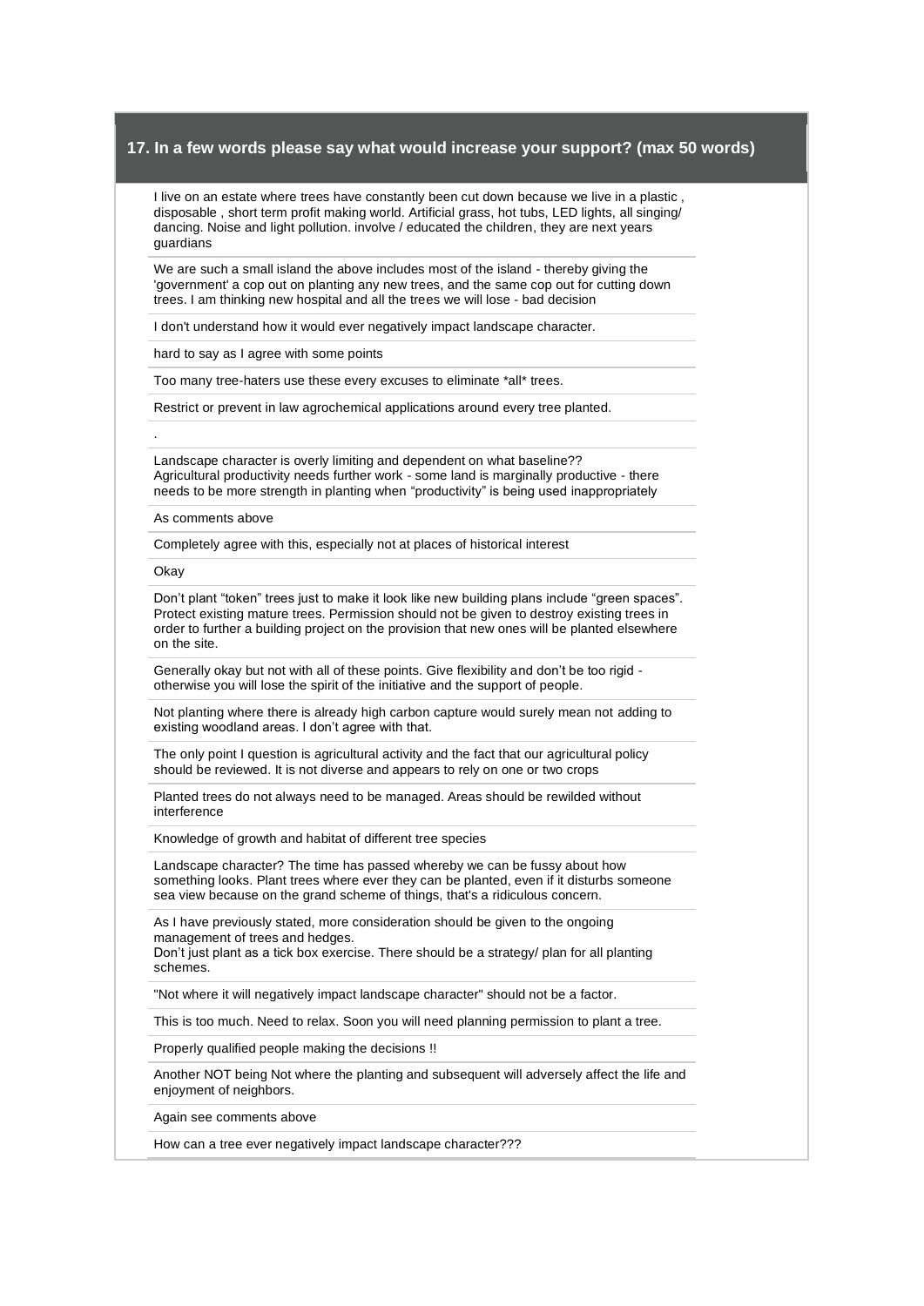## 17. In a few words please say what would increase your support? (max 50 words)

I live on an estate where trees have constantly been cut down because we live in a plastic , disposable , short term profit making world. Artificial grass, hot tubs, LED lights, all singing/ dancing. Noise and light pollution. involve / educated the children, they are next years guardians

---

We are such a small island the above includes most of the island - thereby giving the 'government' a cop out on planting any new trees, and the same cop out for cutting down trees. I am thinking new hospital and all the trees we will lose - bad decision

---

I don't understand how it would ever negatively impact landscape character.

---

hard to say as I agree with some points

---

Too many tree-haters use these every excuses to eliminate *all* trees.

---

Restrict or prevent in law agrochemical applications around every tree planted.

---

.

---

Landscape character is overly limiting and dependent on what baseline??
Agricultural productivity needs further work - some land is marginally productive - there needs to be more strength in planting when "productivity" is being used inappropriately

---

As comments above

---

Completely agree with this, especially not at places of historical interest

---

Okay

---

Don't plant "token" trees just to make it look like new building plans include "green spaces". Protect existing mature trees. Permission should not be given to destroy existing trees in order to further a building project on the provision that new ones will be planted elsewhere on the site.

---

Generally okay but not with all of these points. Give flexibility and don't be too rigid - otherwise you will lose the spirit of the initiative and the support of people.

---

Not planting where there is already high carbon capture would surely mean not adding to existing woodland areas. I don't agree with that.

---

The only point I question is agricultural activity and the fact that our agricultural policy should be reviewed. It is not diverse and appears to rely on one or two crops

---

Planted trees do not always need to be managed. Areas should be rewilded without interference

---

Knowledge of growth and habitat of different tree species

---

Landscape character? The time has passed whereby we can be fussy about how something looks. Plant trees where ever they can be planted, even if it disturbs someone sea view because on the grand scheme of things, that's a ridiculous concern.

---

As I have previously stated, more consideration should be given to the ongoing management of trees and hedges.
Don't just plant as a tick box exercise. There should be a strategy/ plan for all planting schemes.

---

"Not where it will negatively impact landscape character" should not be a factor.

---

This is too much. Need to relax. Soon you will need planning permission to plant a tree.

---

Properly qualified people making the decisions !!

---

Another NOT being Not where the planting and subsequent will adversely affect the life and enjoyment of neighbors.

---

Again see comments above

---

How can a tree ever negatively impact landscape character???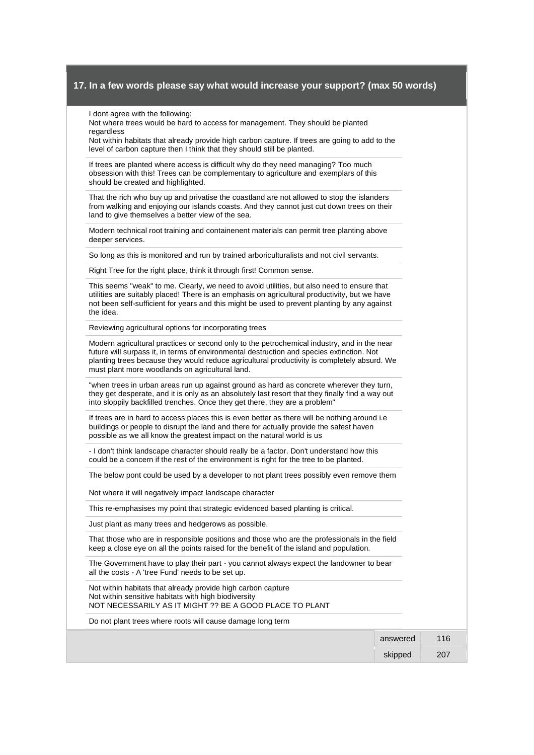## 17. In a few words please say what would increase your support? (max 50 words)

I dont agree with the following:
Not where trees would be hard to access for management. They should be planted regardless
Not within habitats that already provide high carbon capture. If trees are going to add to the level of carbon capture then I think that they should still be planted.

If trees are planted where access is difficult why do they need managing? Too much obsession with this! Trees can be complementary to agriculture and exemplars of this should be created and highlighted.

That the rich who buy up and privatise the coastland are not allowed to stop the islanders from walking and enjoying our islands coasts. And they cannot just cut down trees on their land to give themselves a better view of the sea.

Modern technical root training and containenent materials can permit tree planting above deeper services.

So long as this is monitored and run by trained arboriculturalists and not civil servants.

Right Tree for the right place, think it through first! Common sense.

This seems "weak" to me. Clearly, we need to avoid utilities, but also need to ensure that utilities are suitably placed! There is an emphasis on agricultural productivity, but we have not been self-sufficient for years and this might be used to prevent planting by any against the idea.

Reviewing agricultural options for incorporating trees

Modern agricultural practices or second only to the petrochemical industry, and in the near future will surpass it, in terms of environmental destruction and species extinction. Not planting trees because they would reduce agricultural productivity is completely absurd. We must plant more woodlands on agricultural land.

"when trees in urban areas run up against ground as hard as concrete wherever they turn, they get desperate, and it is only as an absolutely last resort that they finally find a way out into sloppily backfilled trenches. Once they get there, they are a problem"

If trees are in hard to access places this is even better as there will be nothing around i.e buildings or people to disrupt the land and there for actually provide the safest haven possible as we all know the greatest impact on the natural world is us

- I don't think landscape character should really be a factor. Don't understand how this could be a concern if the rest of the environment is right for the tree to be planted.

The below pont could be used by a developer to not plant trees possibly even remove them

Not where it will negatively impact landscape character

This re-emphasises my point that strategic evidenced based planting is critical.

Just plant as many trees and hedgerows as possible.

That those who are in responsible positions and those who are the professionals in the field keep a close eye on all the points raised for the benefit of the island and population.

The Government have to play their part - you cannot always expect the landowner to bear all the costs - A 'tree Fund' needs to be set up.

Not within habitats that already provide high carbon capture
Not within sensitive habitats with high biodiversity
NOT NECESSARILY AS IT MIGHT ?? BE A GOOD PLACE TO PLANT

Do not plant trees where roots will cause damage long term

| | |
|---|---|
| answered | 116 |
| skipped | 207 |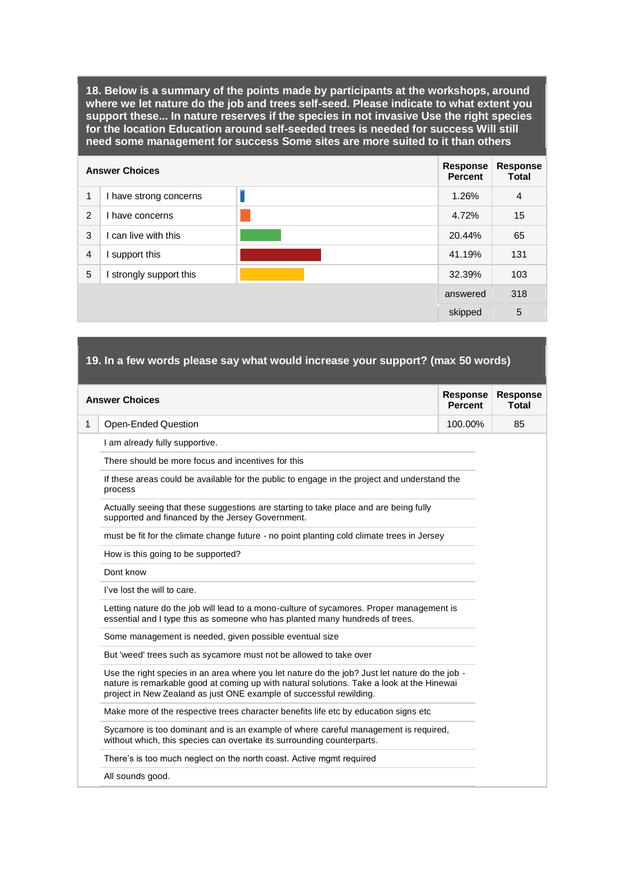## 18. Below is a summary of the points made by participants at the workshops, around where we let nature do the job and trees self-seed. Please indicate to what extent you support these... In nature reserves if the species in not invasive Use the right species for the location Education around self-seeded trees is needed for success Will still need some management for success Some sites are more suited to it than others

| | Answer Choices | Response Percent | Response Total |
|---|---|---|---|
| 1 | I have strong concerns | 1.26% | 4 |
| 2 | I have concerns | 4.72% | 15 |
| 3 | I can live with this | 20.44% | 65 |
| 4 | I support this | 41.19% | 131 |
| 5 | I strongly support this | 32.39% | 103 |
| | | answered | 318 |
| | | skipped | 5 |

## 19. In a few words please say what would increase your support? (max 50 words)

| | Answer Choices | Response Percent | Response Total |
|---|---|---|---|
| 1 | Open-Ended Question | 100.00% | 85 |

- I am already fully supportive.
- There should be more focus and incentives for this
- If these areas could be available for the public to engage in the project and understand the process
- Actually seeing that these suggestions are starting to take place and are being fully supported and financed by the Jersey Government.
- must be fit for the climate change future - no point planting cold climate trees in Jersey
- How is this going to be supported?
- Dont know
- I've lost the will to care.
- Letting nature do the job will lead to a mono-culture of sycamores. Proper management is essential and I type this as someone who has planted many hundreds of trees.
- Some management is needed, given possible eventual size
- But 'weed' trees such as sycamore must not be allowed to take over
- Use the right species in an area where you let nature do the job? Just let nature do the job - nature is remarkable good at coming up with natural solutions. Take a look at the Hinewai project in New Zealand as just ONE example of successful rewilding.
- Make more of the respective trees character benefits life etc by education signs etc
- Sycamore is too dominant and is an example of where careful management is required, without which, this species can overtake its surrounding counterparts.
- There's is too much neglect on the north coast. Active mgmt required
- All sounds good.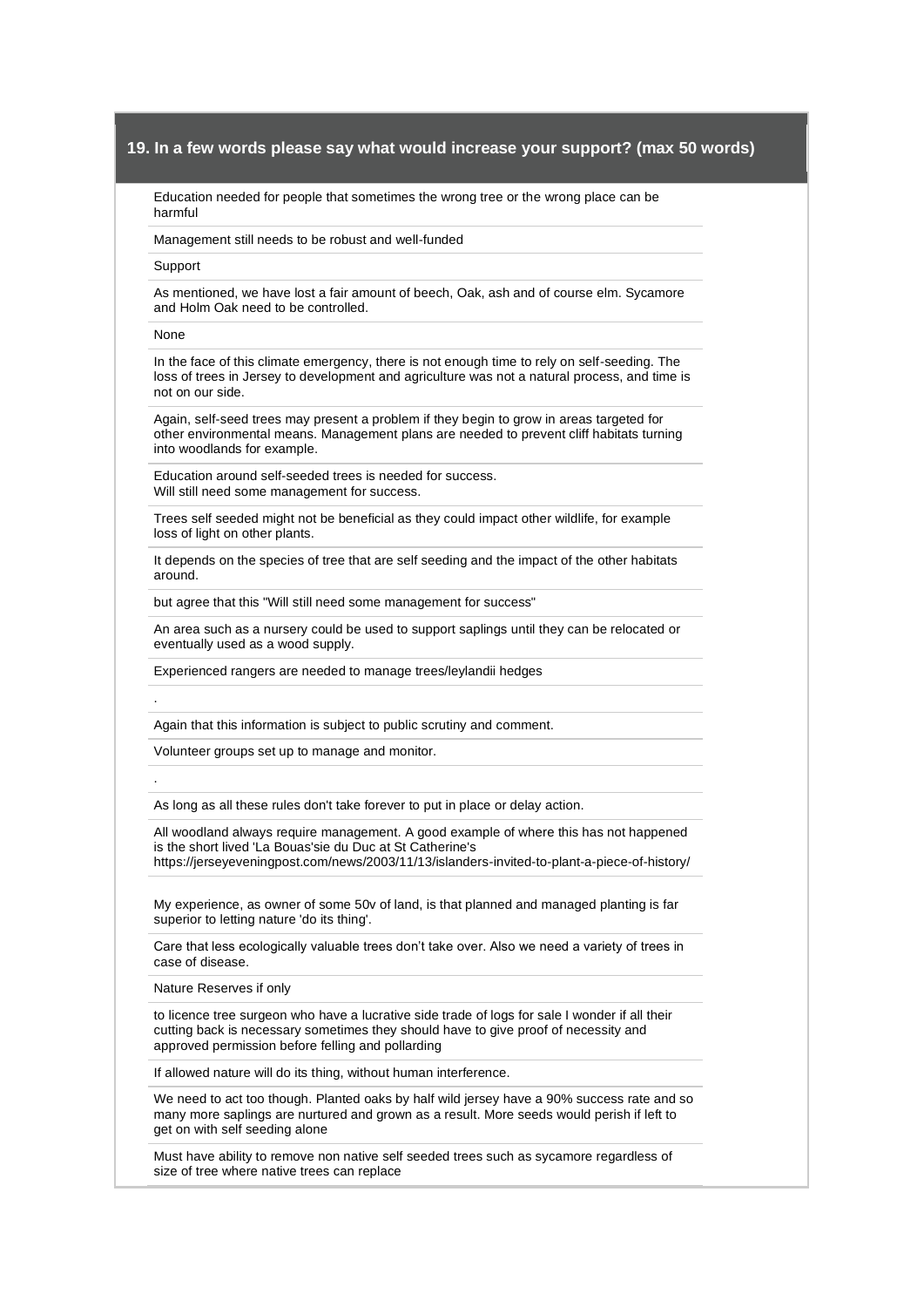## 19. In a few words please say what would increase your support? (max 50 words)

Education needed for people that sometimes the wrong tree or the wrong place can be harmful

Management still needs to be robust and well-funded

Support

As mentioned, we have lost a fair amount of beech, Oak, ash and of course elm. Sycamore and Holm Oak need to be controlled.

None

In the face of this climate emergency, there is not enough time to rely on self-seeding. The loss of trees in Jersey to development and agriculture was not a natural process, and time is not on our side.

Again, self-seed trees may present a problem if they begin to grow in areas targeted for other environmental means. Management plans are needed to prevent cliff habitats turning into woodlands for example.

Education around self-seeded trees is needed for success.
Will still need some management for success.

Trees self seeded might not be beneficial as they could impact other wildlife, for example loss of light on other plants.

It depends on the species of tree that are self seeding and the impact of the other habitats around.

but agree that this "Will still need some management for success"

An area such as a nursery could be used to support saplings until they can be relocated or eventually used as a wood supply.

Experienced rangers are needed to manage trees/leylandii hedges

.

Again that this information is subject to public scrutiny and comment.

Volunteer groups set up to manage and monitor.

.

As long as all these rules don't take forever to put in place or delay action.

All woodland always require management. A good example of where this has not happened is the short lived 'La Bouas'sie du Duc at St Catherine's
https://jerseyeveningpost.com/news/2003/11/13/islanders-invited-to-plant-a-piece-of-history/

My experience, as owner of some 50v of land, is that planned and managed planting is far superior to letting nature 'do its thing'.

Care that less ecologically valuable trees don't take over. Also we need a variety of trees in case of disease.

Nature Reserves if only

to licence tree surgeon who have a lucrative side trade of logs for sale I wonder if all their cutting back is necessary sometimes they should have to give proof of necessity and approved permission before felling and pollarding

If allowed nature will do its thing, without human interference.

We need to act too though. Planted oaks by half wild jersey have a 90% success rate and so many more saplings are nurtured and grown as a result. More seeds would perish if left to get on with self seeding alone

Must have ability to remove non native self seeded trees such as sycamore regardless of size of tree where native trees can replace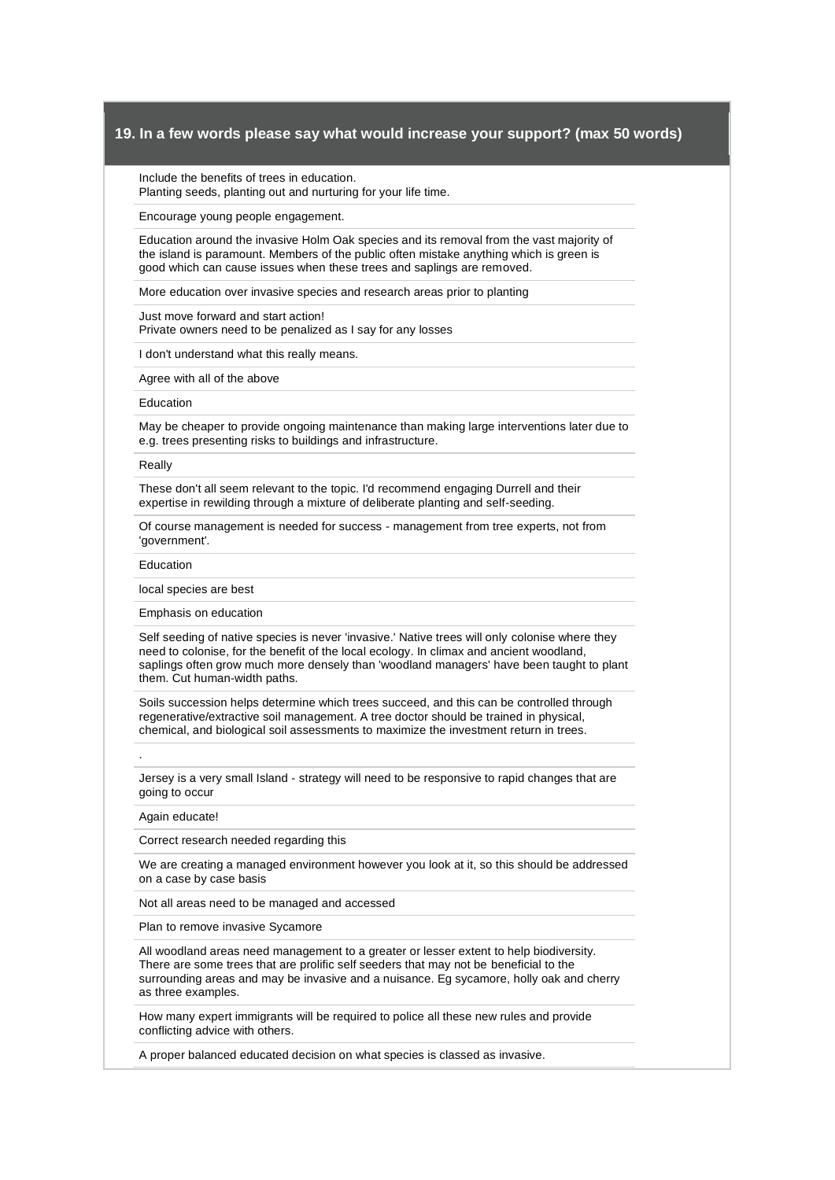## 19. In a few words please say what would increase your support? (max 50 words)

Include the benefits of trees in education.
Planting seeds, planting out and nurturing for your life time.

---

Encourage young people engagement.

---

Education around the invasive Holm Oak species and its removal from the vast majority of the island is paramount. Members of the public often mistake anything which is green is good which can cause issues when these trees and saplings are removed.

---

More education over invasive species and research areas prior to planting

---

Just move forward and start action!
Private owners need to be penalized as I say for any losses

---

I don't understand what this really means.

---

Agree with all of the above

---

Education

---

May be cheaper to provide ongoing maintenance than making large interventions later due to e.g. trees presenting risks to buildings and infrastructure.

---

Really

---

These don't all seem relevant to the topic. I'd recommend engaging Durrell and their expertise in rewilding through a mixture of deliberate planting and self-seeding.

---

Of course management is needed for success - management from tree experts, not from 'government'.

---

Education

---

local species are best

---

Emphasis on education

---

Self seeding of native species is never 'invasive.' Native trees will only colonise where they need to colonise, for the benefit of the local ecology. In climax and ancient woodland, saplings often grow much more densely than 'woodland managers' have been taught to plant them. Cut human-width paths.

---

Soils succession helps determine which trees succeed, and this can be controlled through regenerative/extractive soil management. A tree doctor should be trained in physical, chemical, and biological soil assessments to maximize the investment return in trees.

---

.

---

Jersey is a very small Island - strategy will need to be responsive to rapid changes that are going to occur

---

Again educate!

---

Correct research needed regarding this

---

We are creating a managed environment however you look at it, so this should be addressed on a case by case basis

---

Not all areas need to be managed and accessed

---

Plan to remove invasive Sycamore

---

All woodland areas need management to a greater or lesser extent to help biodiversity. There are some trees that are prolific self seeders that may not be beneficial to the surrounding areas and may be invasive and a nuisance. Eg sycamore, holly oak and cherry as three examples.

---

How many expert immigrants will be required to police all these new rules and provide conflicting advice with others.

---

A proper balanced educated decision on what species is classed as invasive.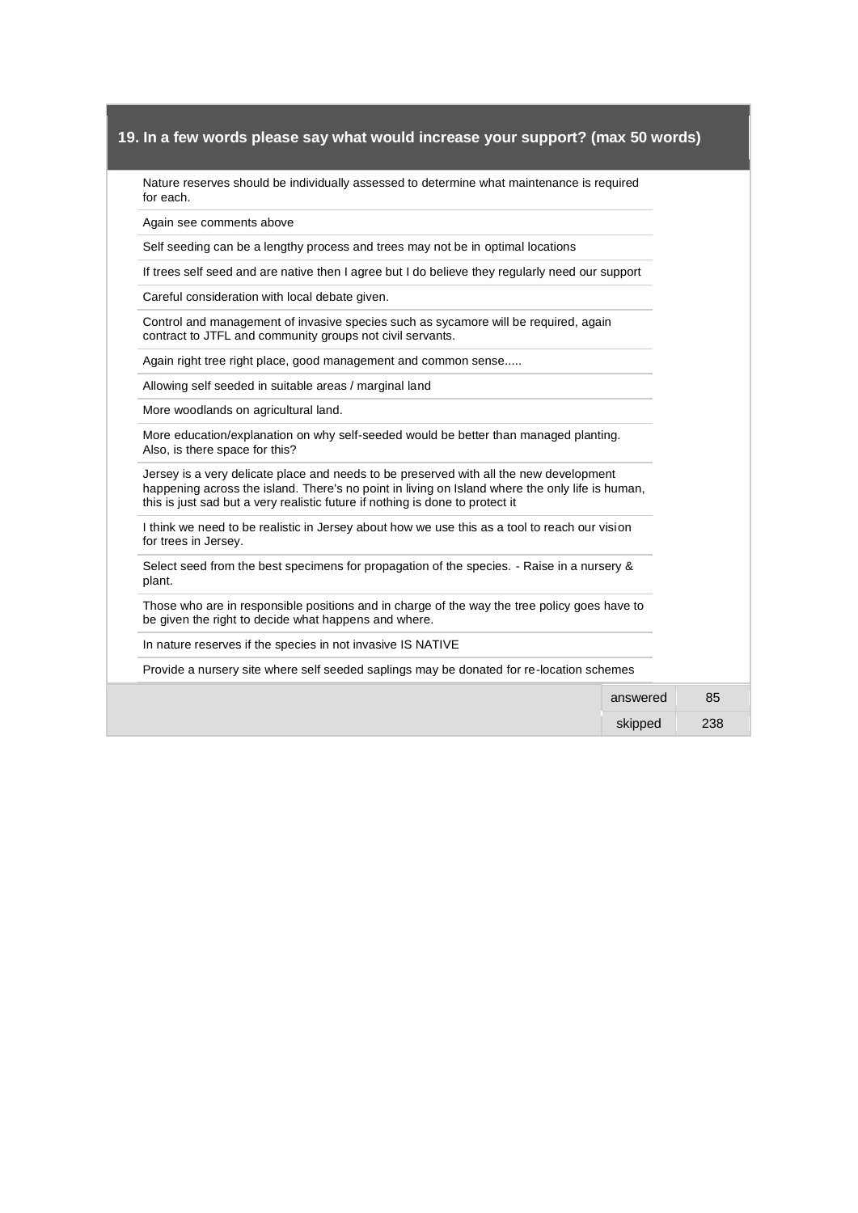## 19. In a few words please say what would increase your support? (max 50 words)

Nature reserves should be individually assessed to determine what maintenance is required for each.

Again see comments above

Self seeding can be a lengthy process and trees may not be in optimal locations

If trees self seed and are native then I agree but I do believe they regularly need our support

Careful consideration with local debate given.

Control and management of invasive species such as sycamore will be required, again contract to JTFL and community groups not civil servants.

Again right tree right place, good management and common sense.....

Allowing self seeded in suitable areas / marginal land

More woodlands on agricultural land.

More education/explanation on why self-seeded would be better than managed planting. Also, is there space for this?

Jersey is a very delicate place and needs to be preserved with all the new development happening across the island. There's no point in living on Island where the only life is human, this is just sad but a very realistic future if nothing is done to protect it

I think we need to be realistic in Jersey about how we use this as a tool to reach our vision for trees in Jersey.

Select seed from the best specimens for propagation of the species. - Raise in a nursery & plant.

Those who are in responsible positions and in charge of the way the tree policy goes have to be given the right to decide what happens and where.

In nature reserves if the species in not invasive IS NATIVE

Provide a nursery site where self seeded saplings may be donated for re-location schemes

| | |
|---|---|
| answered | 85 |
| skipped | 238 |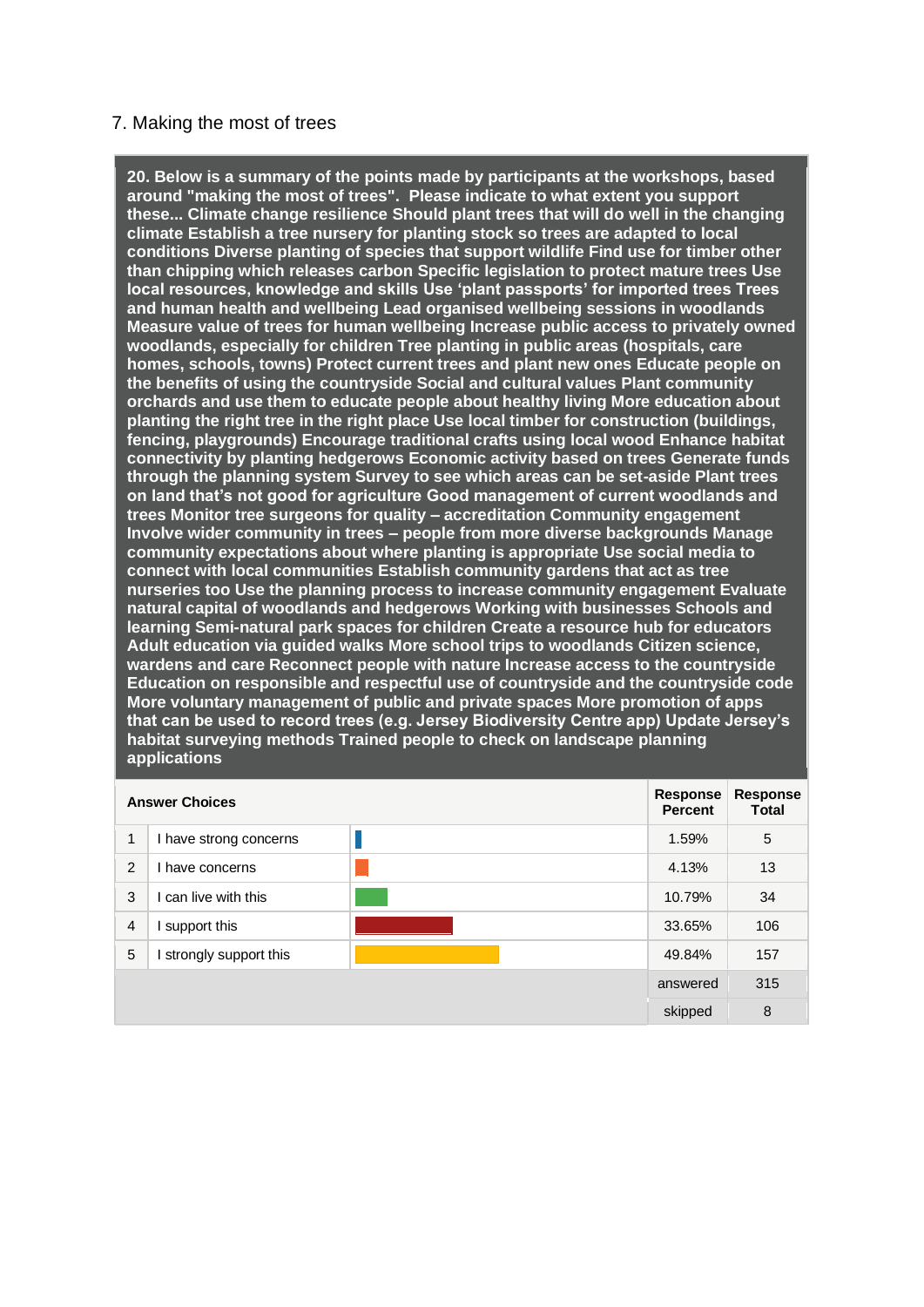## 7. Making the most of trees

**20. Below is a summary of the points made by participants at the workshops, based around "making the most of trees". Please indicate to what extent you support these... Climate change resilience Should plant trees that will do well in the changing climate Establish a tree nursery for planting stock so trees are adapted to local conditions Diverse planting of species that support wildlife Find use for timber other than chipping which releases carbon Specific legislation to protect mature trees Use local resources, knowledge and skills Use 'plant passports' for imported trees Trees and human health and wellbeing Lead organised wellbeing sessions in woodlands Measure value of trees for human wellbeing Increase public access to privately owned woodlands, especially for children Tree planting in public areas (hospitals, care homes, schools, towns) Protect current trees and plant new ones Educate people on the benefits of using the countryside Social and cultural values Plant community orchards and use them to educate people about healthy living More education about planting the right tree in the right place Use local timber for construction (buildings, fencing, playgrounds) Encourage traditional crafts using local wood Enhance habitat connectivity by planting hedgerows Economic activity based on trees Generate funds through the planning system Survey to see which areas can be set-aside Plant trees on land that's not good for agriculture Good management of current woodlands and trees Monitor tree surgeons for quality – accreditation Community engagement Involve wider community in trees – people from more diverse backgrounds Manage community expectations about where planting is appropriate Use social media to connect with local communities Establish community gardens that act as tree nurseries too Use the planning process to increase community engagement Evaluate natural capital of woodlands and hedgerows Working with businesses Schools and learning Semi-natural park spaces for children Create a resource hub for educators Adult education via guided walks More school trips to woodlands Citizen science, wardens and care Reconnect people with nature Increase access to the countryside Education on responsible and respectful use of countryside and the countryside code More voluntary management of public and private spaces More promotion of apps that can be used to record trees (e.g. Jersey Biodiversity Centre app) Update Jersey's habitat surveying methods Trained people to check on landscape planning applications**

| | Answer Choices | | Response Percent | Response Total |
|---|---|---|---|---|
| 1 | I have strong concerns | | 1.59% | 5 |
| 2 | I have concerns | | 4.13% | 13 |
| 3 | I can live with this | | 10.79% | 34 |
| 4 | I support this | | 33.65% | 106 |
| 5 | I strongly support this | | 49.84% | 157 |
| | | | answered | 315 |
| | | | skipped | 8 |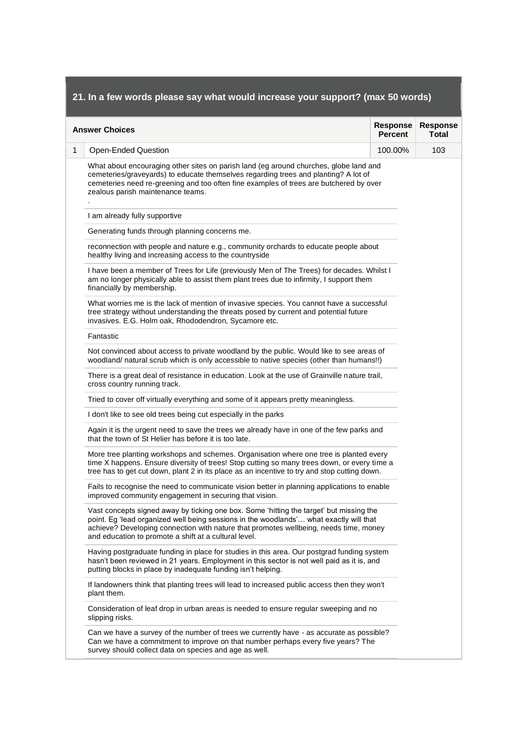## 21. In a few words please say what would increase your support? (max 50 words)

| | Answer Choices | Response Percent | Response Total |
|---|---|---|---|
| 1 | Open-Ended Question | 100.00% | 103 |

What about encouraging other sites on parish land (eg around churches, globe land and cemeteries/graveyards) to educate themselves regarding trees and planting? A lot of cemeteries need re-greening and too often fine examples of trees are butchered by over zealous parish maintenance teams.
.

I am already fully supportive

Generating funds through planning concerns me.

reconnection with people and nature e.g., community orchards to educate people about healthy living and increasing access to the countryside

I have been a member of Trees for Life (previously Men of The Trees) for decades. Whilst I am no longer physically able to assist them plant trees due to infirmity, I support them financially by membership.

What worries me is the lack of mention of invasive species. You cannot have a successful tree strategy without understanding the threats posed by current and potential future invasives. E.G. Holm oak, Rhododendron, Sycamore etc.

Fantastic

Not convinced about access to private woodland by the public. Would like to see areas of woodland/ natural scrub which is only accessible to native species (other than humans!!)

There is a great deal of resistance in education. Look at the use of Grainville nature trail, cross country running track.

Tried to cover off virtually everything and some of it appears pretty meaningless.

I don't like to see old trees being cut especially in the parks

Again it is the urgent need to save the trees we already have in one of the few parks and that the town of St Helier has before it is too late.

More tree planting workshops and schemes. Organisation where one tree is planted every time X happens. Ensure diversity of trees! Stop cutting so many trees down, or every time a tree has to get cut down, plant 2 in its place as an incentive to try and stop cutting down.

Fails to recognise the need to communicate vision better in planning applications to enable improved community engagement in securing that vision.

Vast concepts signed away by ticking one box. Some 'hitting the target' but missing the point. Eg 'lead organized well being sessions in the woodlands'… what exactly will that achieve? Developing connection with nature that promotes wellbeing, needs time, money and education to promote a shift at a cultural level.

Having postgraduate funding in place for studies in this area. Our postgrad funding system hasn't been reviewed in 21 years. Employment in this sector is not well paid as it is, and putting blocks in place by inadequate funding isn't helping.

If landowners think that planting trees will lead to increased public access then they won't plant them.

Consideration of leaf drop in urban areas is needed to ensure regular sweeping and no slipping risks.

Can we have a survey of the number of trees we currently have - as accurate as possible? Can we have a commitment to improve on that number perhaps every five years? The survey should collect data on species and age as well.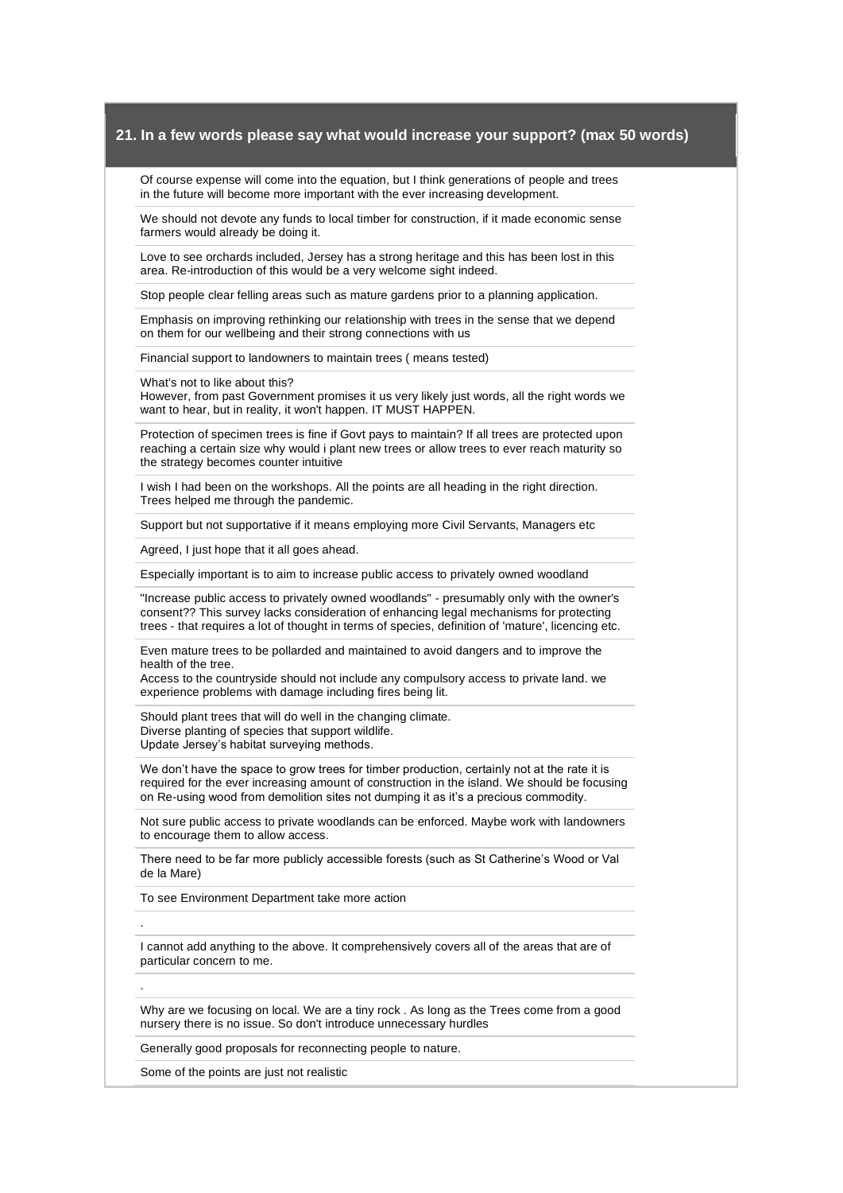## 21. In a few words please say what would increase your support? (max 50 words)

Of course expense will come into the equation, but I think generations of people and trees in the future will become more important with the ever increasing development.

---

We should not devote any funds to local timber for construction, if it made economic sense farmers would already be doing it.

---

Love to see orchards included, Jersey has a strong heritage and this has been lost in this area. Re-introduction of this would be a very welcome sight indeed.

---

Stop people clear felling areas such as mature gardens prior to a planning application.

---

Emphasis on improving rethinking our relationship with trees in the sense that we depend on them for our wellbeing and their strong connections with us

---

Financial support to landowners to maintain trees ( means tested)

---

What's not to like about this?
However, from past Government promises it us very likely just words, all the right words we want to hear, but in reality, it won't happen. IT MUST HAPPEN.

---

Protection of specimen trees is fine if Govt pays to maintain? If all trees are protected upon reaching a certain size why would i plant new trees or allow trees to ever reach maturity so the strategy becomes counter intuitive

---

I wish I had been on the workshops. All the points are all heading in the right direction. Trees helped me through the pandemic.

---

Support but not supportative if it means employing more Civil Servants, Managers etc

---

Agreed, I just hope that it all goes ahead.

---

Especially important is to aim to increase public access to privately owned woodland

---

"Increase public access to privately owned woodlands" - presumably only with the owner's consent?? This survey lacks consideration of enhancing legal mechanisms for protecting trees - that requires a lot of thought in terms of species, definition of 'mature', licencing etc.

---

Even mature trees to be pollarded and maintained to avoid dangers and to improve the health of the tree.
Access to the countryside should not include any compulsory access to private land. we experience problems with damage including fires being lit.

---

Should plant trees that will do well in the changing climate.
Diverse planting of species that support wildlife.
Update Jersey's habitat surveying methods.

---

We don't have the space to grow trees for timber production, certainly not at the rate it is required for the ever increasing amount of construction in the island. We should be focusing on Re-using wood from demolition sites not dumping it as it's a precious commodity.

---

Not sure public access to private woodlands can be enforced. Maybe work with landowners to encourage them to allow access.

---

There need to be far more publicly accessible forests (such as St Catherine's Wood or Val de la Mare)

---

To see Environment Department take more action

---

.

---

I cannot add anything to the above. It comprehensively covers all of the areas that are of particular concern to me.

---

.

---

Why are we focusing on local. We are a tiny rock . As long as the Trees come from a good nursery there is no issue. So don't introduce unnecessary hurdles

---

Generally good proposals for reconnecting people to nature.

---

Some of the points are just not realistic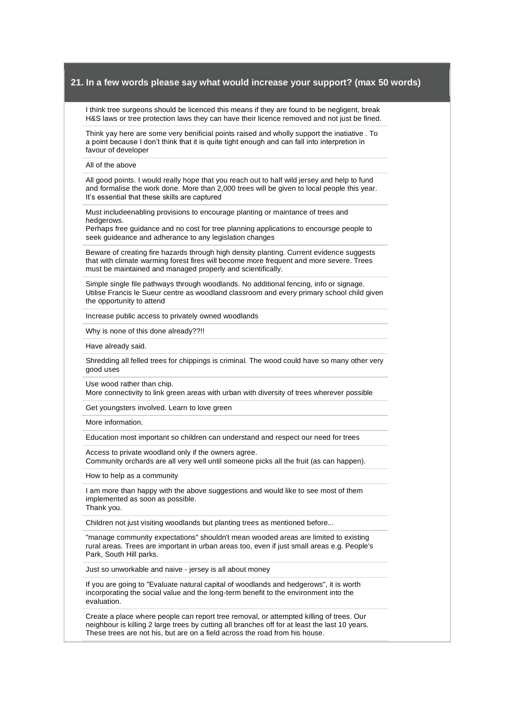## 21. In a few words please say what would increase your support? (max 50 words)

I think tree surgeons should be licenced this means if they are found to be negligent, break H&S laws or tree protection laws they can have their licence removed and not just be fined.

---

Think yay here are some very benificial points raised and wholly support the inatiative . To a point because I don't think that it is quite tight enough and can fall into interpretion in favour of developer

---

All of the above

---

All good points. I would really hope that you reach out to half wild jersey and help to fund and formalise the work done. More than 2,000 trees will be given to local people this year. It's essential that these skills are captured

---

Must includeenabling provisions to encourage planting or maintance of trees and hedgerows.
Perhaps free guidance and no cost for tree planning applications to encoursge people to seek guideance and adherance to any legislation changes

---

Beware of creating fire hazards through high density planting. Current evidence suggests that with climate warming forest fires will become more frequent and more severe. Trees must be maintained and managed properly and scientifically.

---

Simple single file pathways through woodlands. No additional fencing, info or signage. Utilise Francis le Sueur centre as woodland classroom and every primary school child given the opportunity to attend

---

Increase public access to privately owned woodlands

---

Why is none of this done already??!!

---

Have already said.

---

Shredding all felled trees for chippings is criminal. The wood could have so many other very good uses

---

Use wood rather than chip.
More connectivity to link green areas with urban with diversity of trees wherever possible

---

Get youngsters involved. Learn to love green

---

More information.

---

Education most important so children can understand and respect our need for trees

---

Access to private woodland only if the owners agree.
Community orchards are all very well until someone picks all the fruit (as can happen).

---

How to help as a community

---

I am more than happy with the above suggestions and would like to see most of them implemented as soon as possible.
Thank you.

---

Children not just visiting woodlands but planting trees as mentioned before...

---

"manage community expectations" shouldn't mean wooded areas are limited to existing rural areas. Trees are important in urban areas too, even if just small areas e.g. People's Park, South Hill parks.

---

Just so unworkable and naive - jersey is all about money

---

If you are going to "Evaluate natural capital of woodlands and hedgerows", it is worth incorporating the social value and the long-term benefit to the environment into the evaluation.

---

Create a place where people can report tree removal, or attempted killing of trees. Our neighbour is killing 2 large trees by cutting all branches off for at least the last 10 years. These trees are not his, but are on a field across the road from his house.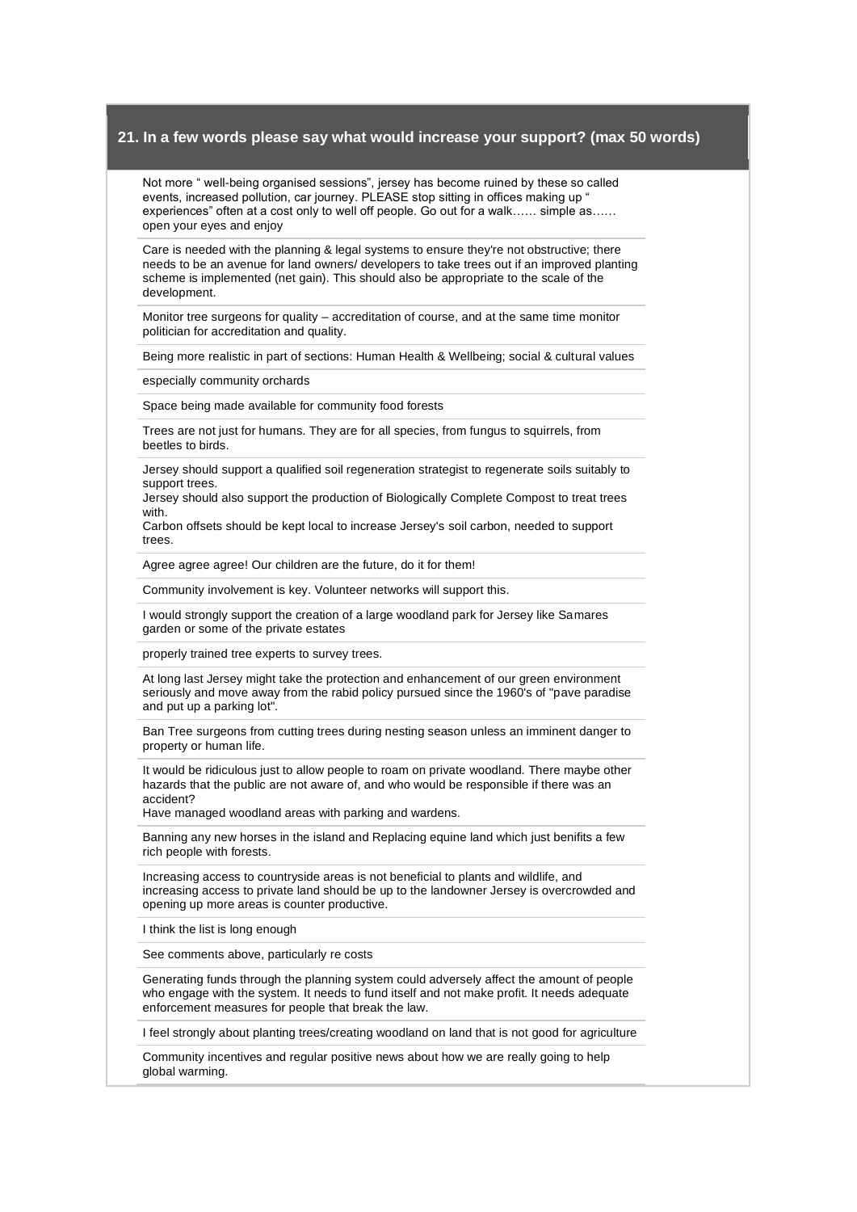## 21. In a few words please say what would increase your support? (max 50 words)

Not more " well-being organised sessions", jersey has become ruined by these so called events, increased pollution, car journey. PLEASE stop sitting in offices making up " experiences" often at a cost only to well off people. Go out for a walk…… simple as…… open your eyes and enjoy

---

Care is needed with the planning & legal systems to ensure they're not obstructive; there needs to be an avenue for land owners/ developers to take trees out if an improved planting scheme is implemented (net gain). This should also be appropriate to the scale of the development.

---

Monitor tree surgeons for quality – accreditation of course, and at the same time monitor politician for accreditation and quality.

---

Being more realistic in part of sections: Human Health & Wellbeing; social & cultural values

---

especially community orchards

---

Space being made available for community food forests

---

Trees are not just for humans. They are for all species, from fungus to squirrels, from beetles to birds.

---

Jersey should support a qualified soil regeneration strategist to regenerate soils suitably to support trees.
Jersey should also support the production of Biologically Complete Compost to treat trees with.
Carbon offsets should be kept local to increase Jersey's soil carbon, needed to support trees.

---

Agree agree agree! Our children are the future, do it for them!

---

Community involvement is key. Volunteer networks will support this.

---

I would strongly support the creation of a large woodland park for Jersey like Samares garden or some of the private estates

---

properly trained tree experts to survey trees.

---

At long last Jersey might take the protection and enhancement of our green environment seriously and move away from the rabid policy pursued since the 1960's of "pave paradise and put up a parking lot".

---

Ban Tree surgeons from cutting trees during nesting season unless an imminent danger to property or human life.

---

It would be ridiculous just to allow people to roam on private woodland. There maybe other hazards that the public are not aware of, and who would be responsible if there was an accident?
Have managed woodland areas with parking and wardens.

---

Banning any new horses in the island and Replacing equine land which just benifits a few rich people with forests.

---

Increasing access to countryside areas is not beneficial to plants and wildlife, and increasing access to private land should be up to the landowner Jersey is overcrowded and opening up more areas is counter productive.

---

I think the list is long enough

---

See comments above, particularly re costs

---

Generating funds through the planning system could adversely affect the amount of people who engage with the system. It needs to fund itself and not make profit. It needs adequate enforcement measures for people that break the law.

---

I feel strongly about planting trees/creating woodland on land that is not good for agriculture

---

Community incentives and regular positive news about how we are really going to help global warming.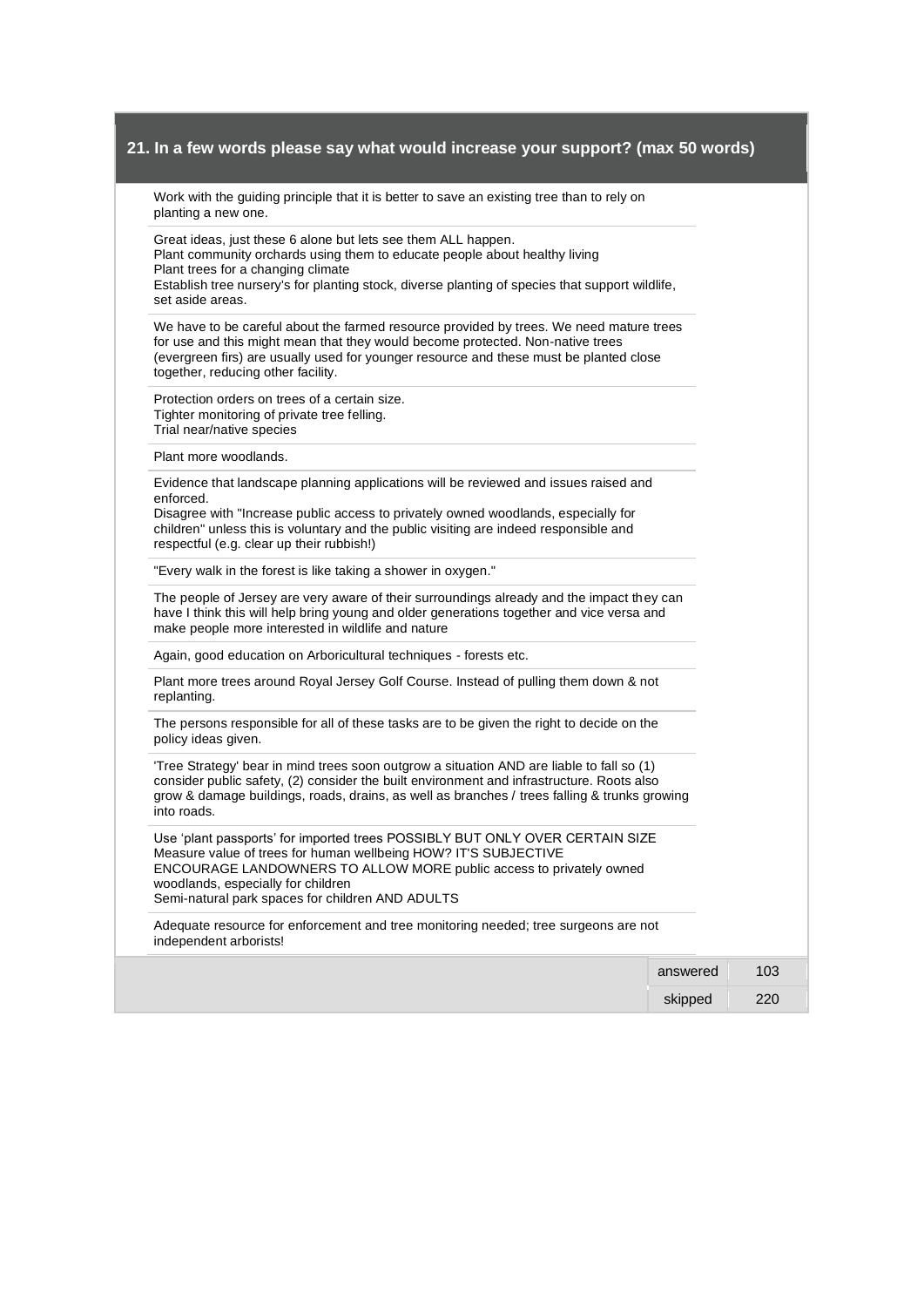## 21. In a few words please say what would increase your support? (max 50 words)

Work with the guiding principle that it is better to save an existing tree than to rely on planting a new one.

Great ideas, just these 6 alone but lets see them ALL happen.
Plant community orchards using them to educate people about healthy living
Plant trees for a changing climate
Establish tree nursery's for planting stock, diverse planting of species that support wildlife, set aside areas.

We have to be careful about the farmed resource provided by trees. We need mature trees for use and this might mean that they would become protected. Non-native trees (evergreen firs) are usually used for younger resource and these must be planted close together, reducing other facility.

Protection orders on trees of a certain size.
Tighter monitoring of private tree felling.
Trial near/native species

Plant more woodlands.

Evidence that landscape planning applications will be reviewed and issues raised and enforced.
Disagree with "Increase public access to privately owned woodlands, especially for children" unless this is voluntary and the public visiting are indeed responsible and respectful (e.g. clear up their rubbish!)

"Every walk in the forest is like taking a shower in oxygen."

The people of Jersey are very aware of their surroundings already and the impact they can have I think this will help bring young and older generations together and vice versa and make people more interested in wildlife and nature

Again, good education on Arboricultural techniques - forests etc.

Plant more trees around Royal Jersey Golf Course. Instead of pulling them down & not replanting.

The persons responsible for all of these tasks are to be given the right to decide on the policy ideas given.

'Tree Strategy' bear in mind trees soon outgrow a situation AND are liable to fall so (1) consider public safety, (2) consider the built environment and infrastructure. Roots also grow & damage buildings, roads, drains, as well as branches / trees falling & trunks growing into roads.

Use 'plant passports' for imported trees POSSIBLY BUT ONLY OVER CERTAIN SIZE
Measure value of trees for human wellbeing HOW? IT'S SUBJECTIVE
ENCOURAGE LANDOWNERS TO ALLOW MORE public access to privately owned woodlands, especially for children
Semi-natural park spaces for children AND ADULTS

Adequate resource for enforcement and tree monitoring needed; tree surgeons are not independent arborists!

| | |
|---|---|
| answered | 103 |
| skipped | 220 |